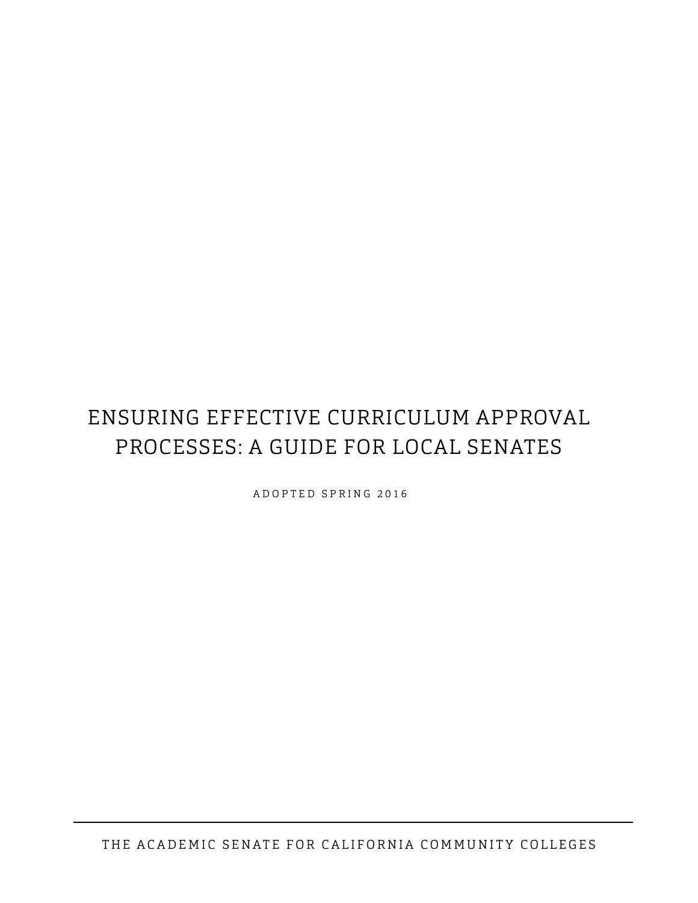# ENSURING EFFECTIVE CURRICULUM APPROVAL PROCESSES: A GUIDE FOR LOCAL SENATES

ADOPTED SPRING 2016

THE ACADEMIC SENATE FOR CALIFORNIA COMMUNITY COLLEGES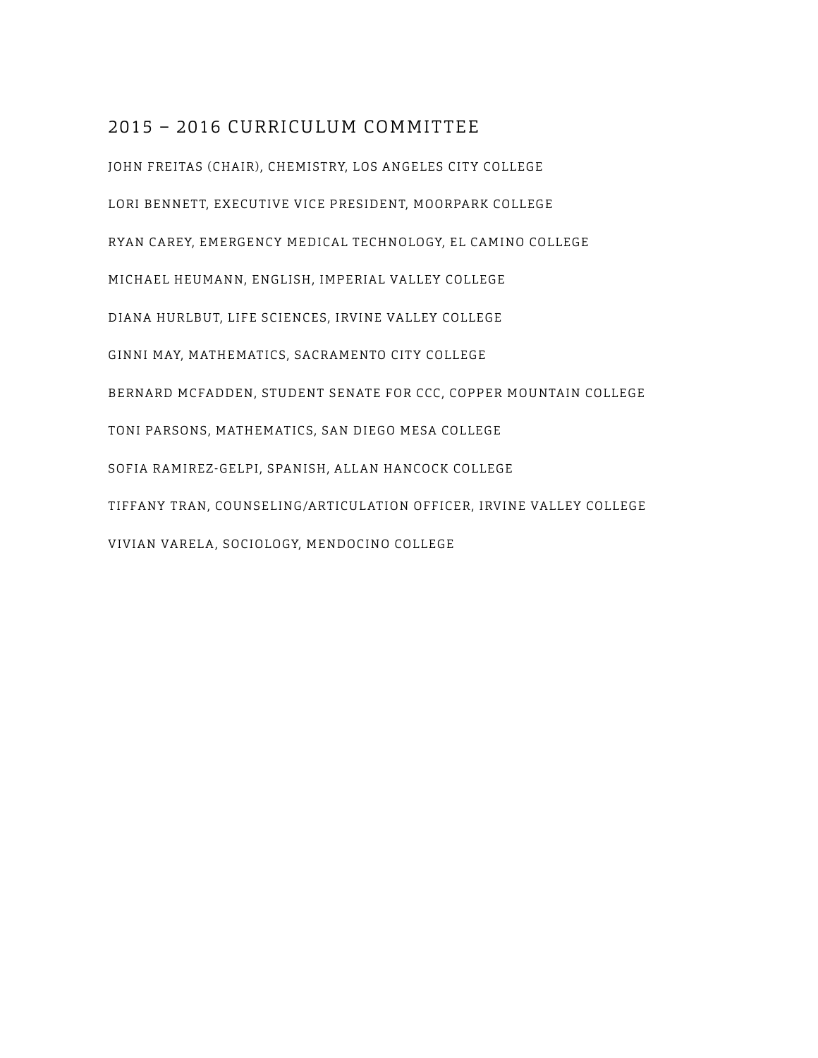## 2015 – 2016 CURRICULUM COMMITTEE

JOHN FREITAS (CHAIR), CHEMISTRY, LOS ANGELES CITY COLLEGE

LORI BENNETT, EXECUTIVE VICE PRESIDENT, MOORPARK COLLEGE

RYAN CAREY, EMERGENCY MEDICAL TECHNOLOGY, EL CAMINO COLLEGE

MICHAEL HEUMANN, ENGLISH, IMPERIAL VALLEY COLLEGE

DIANA HURLBUT, LIFE SCIENCES, IRVINE VALLEY COLLEGE

GINNI MAY, MATHEMATICS, SACRAMENTO CITY COLLEGE

BERNARD MCFADDEN, STUDENT SENATE FOR CCC, COPPER MOUNTAIN COLLEGE

TONI PARSONS, MATHEMATICS, SAN DIEGO MESA COLLEGE

SOFIA RAMIREZ-GELPI, SPANISH, ALLAN HANCOCK COLLEGE

TIFFANY TRAN, COUNSELING/ARTICULATION OFFICER, IRVINE VALLEY COLLEGE

VIVIAN VARELA, SOCIOLOGY, MENDOCINO COLLEGE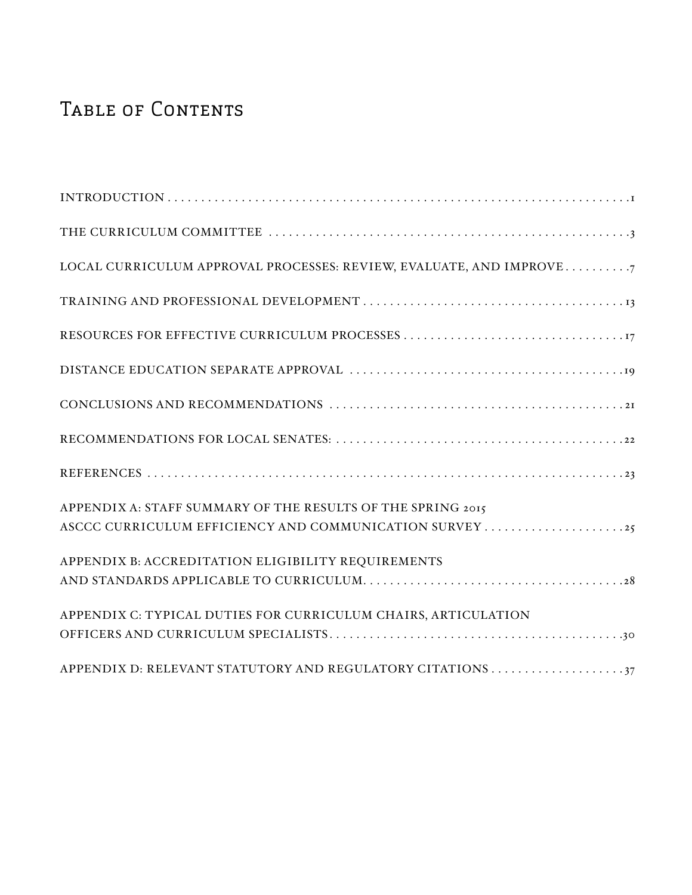# Table of Contents

INTRODUCTION . . . . . . . . . . 1

THE CURRICULUM COMMITTEE . . . . . . . . . . 3

LOCAL CURRICULUM APPROVAL PROCESSES: REVIEW, EVALUATE, AND IMPROVE . . . . . . . . . . 7

TRAINING AND PROFESSIONAL DEVELOPMENT . . . . . . . . . . 13

RESOURCES FOR EFFECTIVE CURRICULUM PROCESSES . . . . . . . . . . 17

DISTANCE EDUCATION SEPARATE APPROVAL . . . . . . . . . . 19

CONCLUSIONS AND RECOMMENDATIONS . . . . . . . . . . 21

RECOMMENDATIONS FOR LOCAL SENATES: . . . . . . . . . . 22

REFERENCES . . . . . . . . . . 23

APPENDIX A: STAFF SUMMARY OF THE RESULTS OF THE SPRING 2015 ASCCC CURRICULUM EFFICIENCY AND COMMUNICATION SURVEY . . . . . . . . . . 25

APPENDIX B: ACCREDITATION ELIGIBILITY REQUIREMENTS AND STANDARDS APPLICABLE TO CURRICULUM . . . . . . . . . . 28

APPENDIX C: TYPICAL DUTIES FOR CURRICULUM CHAIRS, ARTICULATION OFFICERS AND CURRICULUM SPECIALISTS . . . . . . . . . . 30

APPENDIX D: RELEVANT STATUTORY AND REGULATORY CITATIONS . . . . . . . . . . 37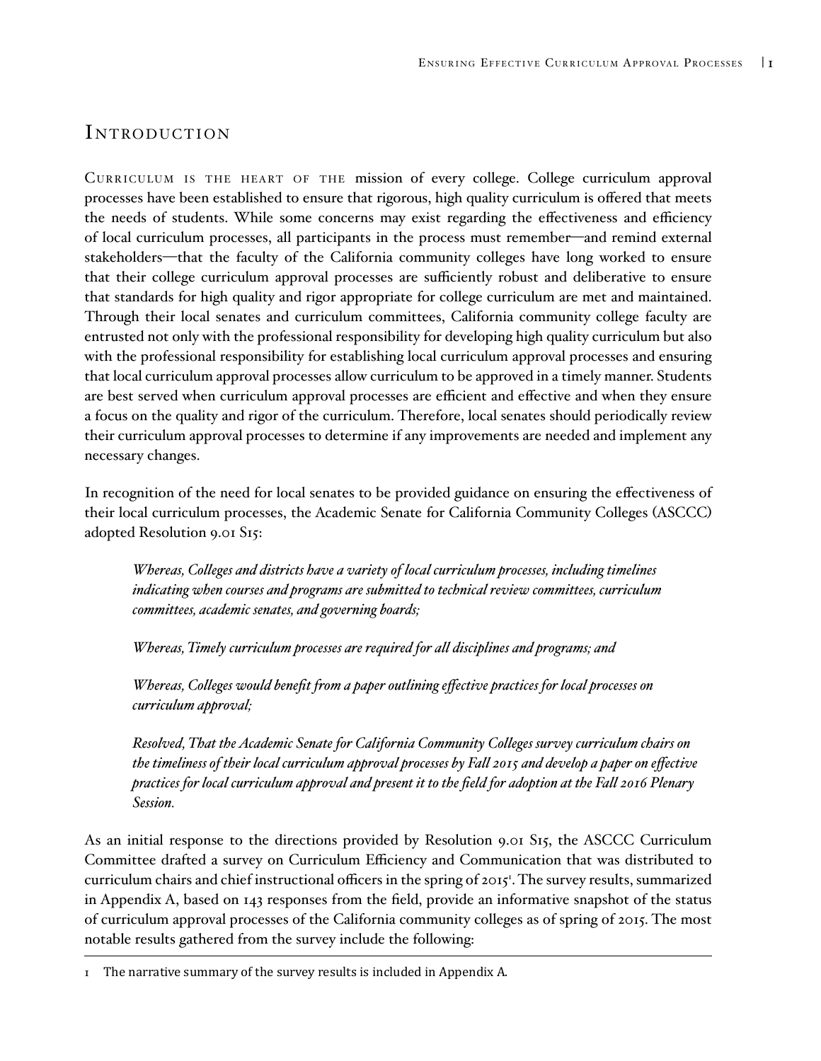## Introduction

Curriculum is the heart of the mission of every college. College curriculum approval processes have been established to ensure that rigorous, high quality curriculum is offered that meets the needs of students. While some concerns may exist regarding the effectiveness and efficiency of local curriculum processes, all participants in the process must remember—and remind external stakeholders—that the faculty of the California community colleges have long worked to ensure that their college curriculum approval processes are sufficiently robust and deliberative to ensure that standards for high quality and rigor appropriate for college curriculum are met and maintained. Through their local senates and curriculum committees, California community college faculty are entrusted not only with the professional responsibility for developing high quality curriculum but also with the professional responsibility for establishing local curriculum approval processes and ensuring that local curriculum approval processes allow curriculum to be approved in a timely manner. Students are best served when curriculum approval processes are efficient and effective and when they ensure a focus on the quality and rigor of the curriculum. Therefore, local senates should periodically review their curriculum approval processes to determine if any improvements are needed and implement any necessary changes.

In recognition of the need for local senates to be provided guidance on ensuring the effectiveness of their local curriculum processes, the Academic Senate for California Community Colleges (ASCCC) adopted Resolution 9.01 S15:

> *Whereas, Colleges and districts have a variety of local curriculum processes, including timelines indicating when courses and programs are submitted to technical review committees, curriculum committees, academic senates, and governing boards;*
>
> *Whereas, Timely curriculum processes are required for all disciplines and programs; and*
>
> *Whereas, Colleges would benefit from a paper outlining effective practices for local processes on curriculum approval;*
>
> *Resolved, That the Academic Senate for California Community Colleges survey curriculum chairs on the timeliness of their local curriculum approval processes by Fall 2015 and develop a paper on effective practices for local curriculum approval and present it to the field for adoption at the Fall 2016 Plenary Session.*

As an initial response to the directions provided by Resolution 9.01 S15, the ASCCC Curriculum Committee drafted a survey on Curriculum Efficiency and Communication that was distributed to curriculum chairs and chief instructional officers in the spring of 2015[1]. The survey results, summarized in Appendix A, based on 143 responses from the field, provide an informative snapshot of the status of curriculum approval processes of the California community colleges as of spring of 2015. The most notable results gathered from the survey include the following:

---

1 The narrative summary of the survey results is included in Appendix A.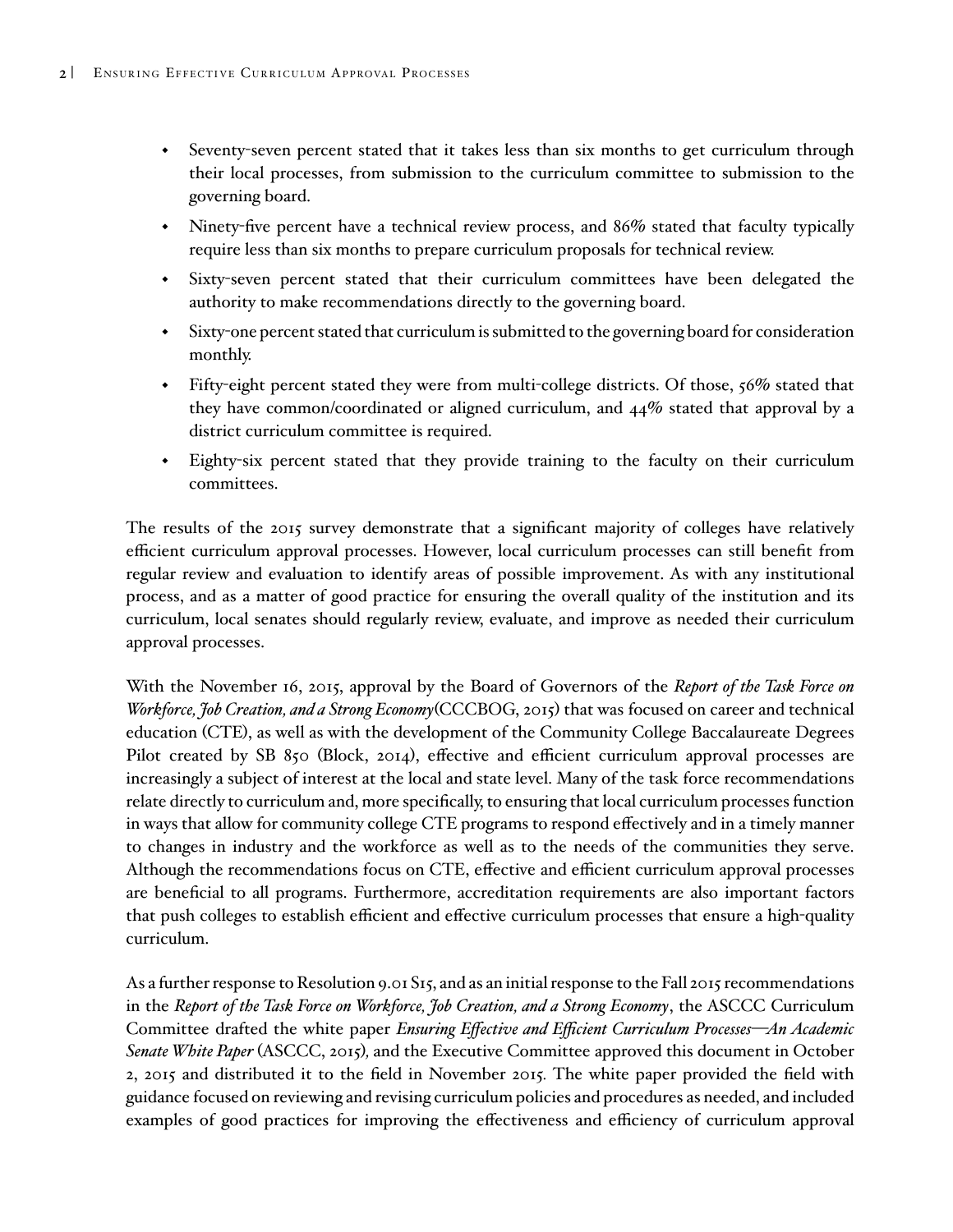- Seventy-seven percent stated that it takes less than six months to get curriculum through their local processes, from submission to the curriculum committee to submission to the governing board.
- Ninety-five percent have a technical review process, and 86% stated that faculty typically require less than six months to prepare curriculum proposals for technical review.
- Sixty-seven percent stated that their curriculum committees have been delegated the authority to make recommendations directly to the governing board.
- Sixty-one percent stated that curriculum is submitted to the governing board for consideration monthly.
- Fifty-eight percent stated they were from multi-college districts. Of those, 56% stated that they have common/coordinated or aligned curriculum, and 44% stated that approval by a district curriculum committee is required.
- Eighty-six percent stated that they provide training to the faculty on their curriculum committees.

The results of the 2015 survey demonstrate that a significant majority of colleges have relatively efficient curriculum approval processes. However, local curriculum processes can still benefit from regular review and evaluation to identify areas of possible improvement. As with any institutional process, and as a matter of good practice for ensuring the overall quality of the institution and its curriculum, local senates should regularly review, evaluate, and improve as needed their curriculum approval processes.

With the November 16, 2015, approval by the Board of Governors of the *Report of the Task Force on Workforce, Job Creation, and a Strong Economy* (CCCBOG, 2015) that was focused on career and technical education (CTE), as well as with the development of the Community College Baccalaureate Degrees Pilot created by SB 850 (Block, 2014), effective and efficient curriculum approval processes are increasingly a subject of interest at the local and state level. Many of the task force recommendations relate directly to curriculum and, more specifically, to ensuring that local curriculum processes function in ways that allow for community college CTE programs to respond effectively and in a timely manner to changes in industry and the workforce as well as to the needs of the communities they serve. Although the recommendations focus on CTE, effective and efficient curriculum approval processes are beneficial to all programs. Furthermore, accreditation requirements are also important factors that push colleges to establish efficient and effective curriculum processes that ensure a high-quality curriculum.

As a further response to Resolution 9.01 S15, and as an initial response to the Fall 2015 recommendations in the *Report of the Task Force on Workforce, Job Creation, and a Strong Economy*, the ASCCC Curriculum Committee drafted the white paper *Ensuring Effective and Efficient Curriculum Processes—An Academic Senate White Paper* (ASCCC, 2015), and the Executive Committee approved this document in October 2, 2015 and distributed it to the field in November 2015. The white paper provided the field with guidance focused on reviewing and revising curriculum policies and procedures as needed, and included examples of good practices for improving the effectiveness and efficiency of curriculum approval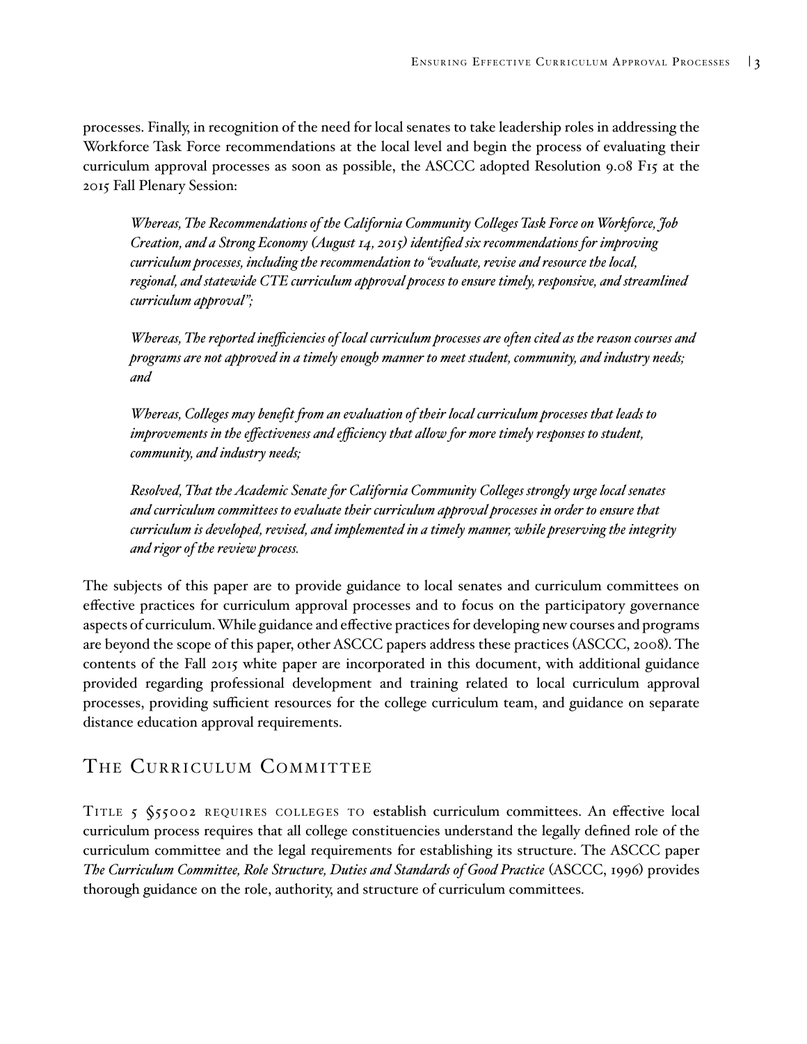processes. Finally, in recognition of the need for local senates to take leadership roles in addressing the Workforce Task Force recommendations at the local level and begin the process of evaluating their curriculum approval processes as soon as possible, the ASCCC adopted Resolution 9.08 F15 at the 2015 Fall Plenary Session:

> *Whereas, The Recommendations of the California Community Colleges Task Force on Workforce, Job Creation, and a Strong Economy (August 14, 2015) identified six recommendations for improving curriculum processes, including the recommendation to "evaluate, revise and resource the local, regional, and statewide CTE curriculum approval process to ensure timely, responsive, and streamlined curriculum approval";*
>
> *Whereas, The reported inefficiencies of local curriculum processes are often cited as the reason courses and programs are not approved in a timely enough manner to meet student, community, and industry needs; and*
>
> *Whereas, Colleges may benefit from an evaluation of their local curriculum processes that leads to improvements in the effectiveness and efficiency that allow for more timely responses to student, community, and industry needs;*
>
> *Resolved, That the Academic Senate for California Community Colleges strongly urge local senates and curriculum committees to evaluate their curriculum approval processes in order to ensure that curriculum is developed, revised, and implemented in a timely manner, while preserving the integrity and rigor of the review process.*

The subjects of this paper are to provide guidance to local senates and curriculum committees on effective practices for curriculum approval processes and to focus on the participatory governance aspects of curriculum. While guidance and effective practices for developing new courses and programs are beyond the scope of this paper, other ASCCC papers address these practices (ASCCC, 2008). The contents of the Fall 2015 white paper are incorporated in this document, with additional guidance provided regarding professional development and training related to local curriculum approval processes, providing sufficient resources for the college curriculum team, and guidance on separate distance education approval requirements.

## The Curriculum Committee

Title 5 §55002 requires colleges to establish curriculum committees. An effective local curriculum process requires that all college constituencies understand the legally defined role of the curriculum committee and the legal requirements for establishing its structure. The ASCCC paper *The Curriculum Committee, Role Structure, Duties and Standards of Good Practice* (ASCCC, 1996) provides thorough guidance on the role, authority, and structure of curriculum committees.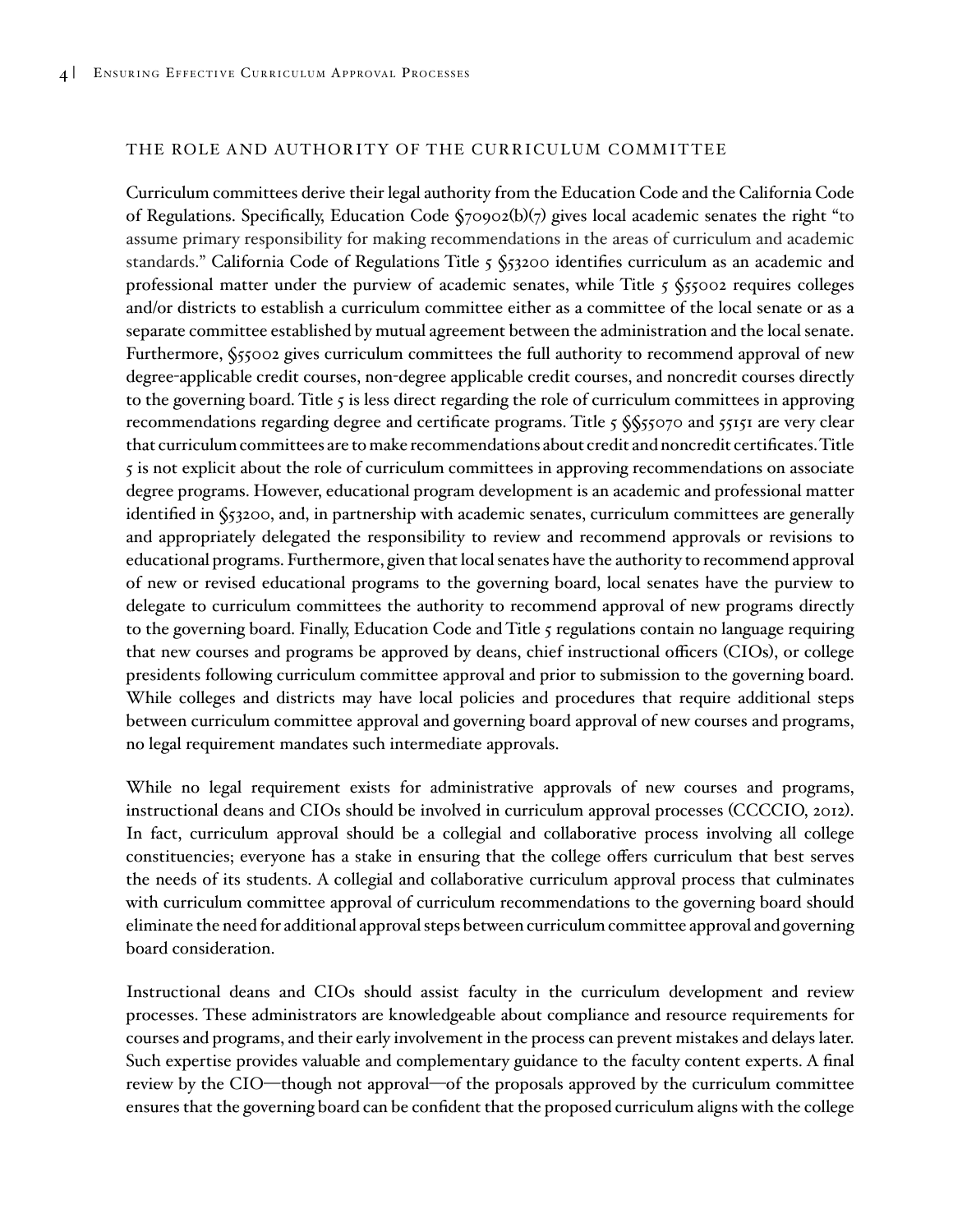## THE ROLE AND AUTHORITY OF THE CURRICULUM COMMITTEE

Curriculum committees derive their legal authority from the Education Code and the California Code of Regulations. Specifically, Education Code §70902(b)(7) gives local academic senates the right "to assume primary responsibility for making recommendations in the areas of curriculum and academic standards." California Code of Regulations Title 5 §53200 identifies curriculum as an academic and professional matter under the purview of academic senates, while Title 5 §55002 requires colleges and/or districts to establish a curriculum committee either as a committee of the local senate or as a separate committee established by mutual agreement between the administration and the local senate. Furthermore, §55002 gives curriculum committees the full authority to recommend approval of new degree-applicable credit courses, non-degree applicable credit courses, and noncredit courses directly to the governing board. Title 5 is less direct regarding the role of curriculum committees in approving recommendations regarding degree and certificate programs. Title 5 §§55070 and 55151 are very clear that curriculum committees are to make recommendations about credit and noncredit certificates. Title 5 is not explicit about the role of curriculum committees in approving recommendations on associate degree programs. However, educational program development is an academic and professional matter identified in §53200, and, in partnership with academic senates, curriculum committees are generally and appropriately delegated the responsibility to review and recommend approvals or revisions to educational programs. Furthermore, given that local senates have the authority to recommend approval of new or revised educational programs to the governing board, local senates have the purview to delegate to curriculum committees the authority to recommend approval of new programs directly to the governing board. Finally, Education Code and Title 5 regulations contain no language requiring that new courses and programs be approved by deans, chief instructional officers (CIOs), or college presidents following curriculum committee approval and prior to submission to the governing board. While colleges and districts may have local policies and procedures that require additional steps between curriculum committee approval and governing board approval of new courses and programs, no legal requirement mandates such intermediate approvals.

While no legal requirement exists for administrative approvals of new courses and programs, instructional deans and CIOs should be involved in curriculum approval processes (CCCCIO, 2012). In fact, curriculum approval should be a collegial and collaborative process involving all college constituencies; everyone has a stake in ensuring that the college offers curriculum that best serves the needs of its students. A collegial and collaborative curriculum approval process that culminates with curriculum committee approval of curriculum recommendations to the governing board should eliminate the need for additional approval steps between curriculum committee approval and governing board consideration.

Instructional deans and CIOs should assist faculty in the curriculum development and review processes. These administrators are knowledgeable about compliance and resource requirements for courses and programs, and their early involvement in the process can prevent mistakes and delays later. Such expertise provides valuable and complementary guidance to the faculty content experts. A final review by the CIO—though not approval—of the proposals approved by the curriculum committee ensures that the governing board can be confident that the proposed curriculum aligns with the college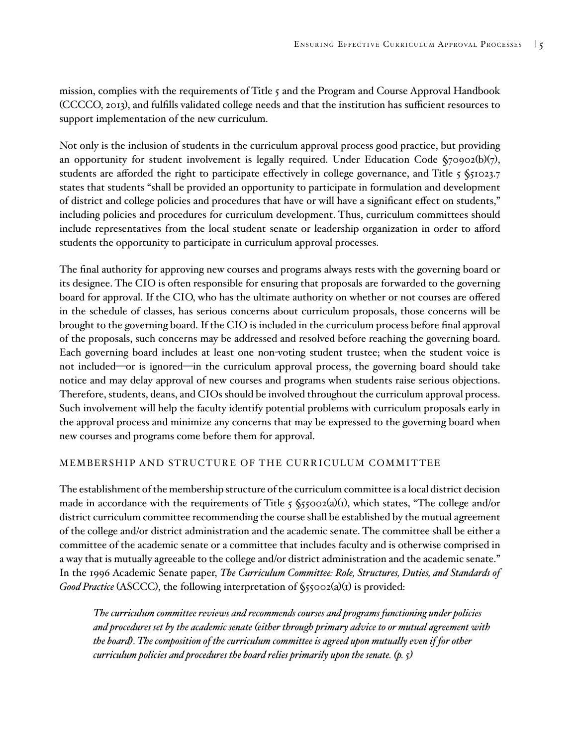mission, complies with the requirements of Title 5 and the Program and Course Approval Handbook (CCCCO, 2013), and fulfills validated college needs and that the institution has sufficient resources to support implementation of the new curriculum.

Not only is the inclusion of students in the curriculum approval process good practice, but providing an opportunity for student involvement is legally required. Under Education Code §70902(b)(7), students are afforded the right to participate effectively in college governance, and Title 5 §51023.7 states that students "shall be provided an opportunity to participate in formulation and development of district and college policies and procedures that have or will have a significant effect on students," including policies and procedures for curriculum development. Thus, curriculum committees should include representatives from the local student senate or leadership organization in order to afford students the opportunity to participate in curriculum approval processes.

The final authority for approving new courses and programs always rests with the governing board or its designee. The CIO is often responsible for ensuring that proposals are forwarded to the governing board for approval. If the CIO, who has the ultimate authority on whether or not courses are offered in the schedule of classes, has serious concerns about curriculum proposals, those concerns will be brought to the governing board. If the CIO is included in the curriculum process before final approval of the proposals, such concerns may be addressed and resolved before reaching the governing board. Each governing board includes at least one non-voting student trustee; when the student voice is not included—or is ignored—in the curriculum approval process, the governing board should take notice and may delay approval of new courses and programs when students raise serious objections. Therefore, students, deans, and CIOs should be involved throughout the curriculum approval process. Such involvement will help the faculty identify potential problems with curriculum proposals early in the approval process and minimize any concerns that may be expressed to the governing board when new courses and programs come before them for approval.

## Membership and Structure of the Curriculum Committee

The establishment of the membership structure of the curriculum committee is a local district decision made in accordance with the requirements of Title 5 §55002(a)(1), which states, "The college and/or district curriculum committee recommending the course shall be established by the mutual agreement of the college and/or district administration and the academic senate. The committee shall be either a committee of the academic senate or a committee that includes faculty and is otherwise comprised in a way that is mutually agreeable to the college and/or district administration and the academic senate." In the 1996 Academic Senate paper, *The Curriculum Committee: Role, Structures, Duties, and Standards of Good Practice* (ASCCC), the following interpretation of §55002(a)(1) is provided:

> *The curriculum committee reviews and recommends courses and programs functioning under policies and procedures set by the academic senate (either through primary advice to or mutual agreement with the board). The composition of the curriculum committee is agreed upon mutually even if for other curriculum policies and procedures the board relies primarily upon the senate. (p. 5)*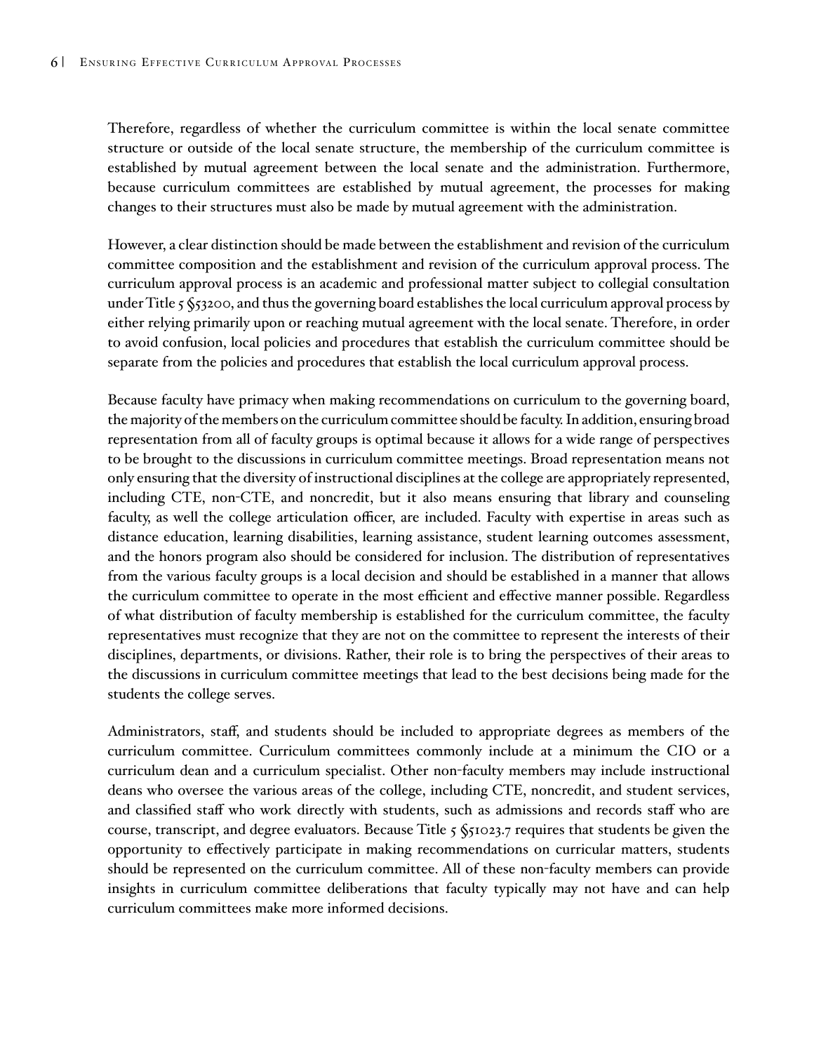Therefore, regardless of whether the curriculum committee is within the local senate committee structure or outside of the local senate structure, the membership of the curriculum committee is established by mutual agreement between the local senate and the administration. Furthermore, because curriculum committees are established by mutual agreement, the processes for making changes to their structures must also be made by mutual agreement with the administration.

However, a clear distinction should be made between the establishment and revision of the curriculum committee composition and the establishment and revision of the curriculum approval process. The curriculum approval process is an academic and professional matter subject to collegial consultation under Title 5 §53200, and thus the governing board establishes the local curriculum approval process by either relying primarily upon or reaching mutual agreement with the local senate. Therefore, in order to avoid confusion, local policies and procedures that establish the curriculum committee should be separate from the policies and procedures that establish the local curriculum approval process.

Because faculty have primacy when making recommendations on curriculum to the governing board, the majority of the members on the curriculum committee should be faculty. In addition, ensuring broad representation from all of faculty groups is optimal because it allows for a wide range of perspectives to be brought to the discussions in curriculum committee meetings. Broad representation means not only ensuring that the diversity of instructional disciplines at the college are appropriately represented, including CTE, non-CTE, and noncredit, but it also means ensuring that library and counseling faculty, as well the college articulation officer, are included. Faculty with expertise in areas such as distance education, learning disabilities, learning assistance, student learning outcomes assessment, and the honors program also should be considered for inclusion. The distribution of representatives from the various faculty groups is a local decision and should be established in a manner that allows the curriculum committee to operate in the most efficient and effective manner possible. Regardless of what distribution of faculty membership is established for the curriculum committee, the faculty representatives must recognize that they are not on the committee to represent the interests of their disciplines, departments, or divisions. Rather, their role is to bring the perspectives of their areas to the discussions in curriculum committee meetings that lead to the best decisions being made for the students the college serves.

Administrators, staff, and students should be included to appropriate degrees as members of the curriculum committee. Curriculum committees commonly include at a minimum the CIO or a curriculum dean and a curriculum specialist. Other non-faculty members may include instructional deans who oversee the various areas of the college, including CTE, noncredit, and student services, and classified staff who work directly with students, such as admissions and records staff who are course, transcript, and degree evaluators. Because Title 5 §51023.7 requires that students be given the opportunity to effectively participate in making recommendations on curricular matters, students should be represented on the curriculum committee. All of these non-faculty members can provide insights in curriculum committee deliberations that faculty typically may not have and can help curriculum committees make more informed decisions.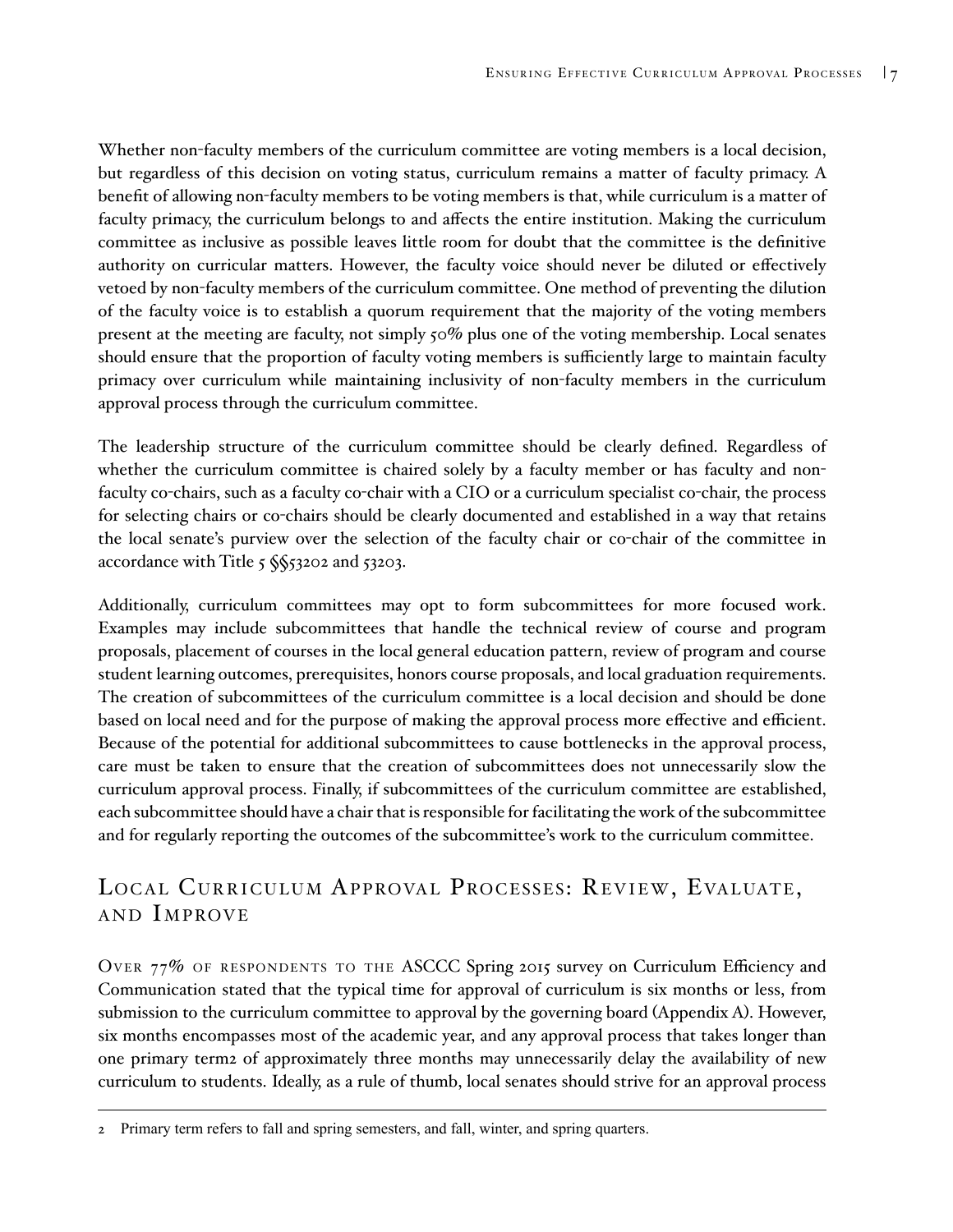Whether non-faculty members of the curriculum committee are voting members is a local decision, but regardless of this decision on voting status, curriculum remains a matter of faculty primacy. A benefit of allowing non-faculty members to be voting members is that, while curriculum is a matter of faculty primacy, the curriculum belongs to and affects the entire institution. Making the curriculum committee as inclusive as possible leaves little room for doubt that the committee is the definitive authority on curricular matters. However, the faculty voice should never be diluted or effectively vetoed by non-faculty members of the curriculum committee. One method of preventing the dilution of the faculty voice is to establish a quorum requirement that the majority of the voting members present at the meeting are faculty, not simply 50% plus one of the voting membership. Local senates should ensure that the proportion of faculty voting members is sufficiently large to maintain faculty primacy over curriculum while maintaining inclusivity of non-faculty members in the curriculum approval process through the curriculum committee.

The leadership structure of the curriculum committee should be clearly defined. Regardless of whether the curriculum committee is chaired solely by a faculty member or has faculty and non-faculty co-chairs, such as a faculty co-chair with a CIO or a curriculum specialist co-chair, the process for selecting chairs or co-chairs should be clearly documented and established in a way that retains the local senate's purview over the selection of the faculty chair or co-chair of the committee in accordance with Title 5 §§53202 and 53203.

Additionally, curriculum committees may opt to form subcommittees for more focused work. Examples may include subcommittees that handle the technical review of course and program proposals, placement of courses in the local general education pattern, review of program and course student learning outcomes, prerequisites, honors course proposals, and local graduation requirements. The creation of subcommittees of the curriculum committee is a local decision and should be done based on local need and for the purpose of making the approval process more effective and efficient. Because of the potential for additional subcommittees to cause bottlenecks in the approval process, care must be taken to ensure that the creation of subcommittees does not unnecessarily slow the curriculum approval process. Finally, if subcommittees of the curriculum committee are established, each subcommittee should have a chair that is responsible for facilitating the work of the subcommittee and for regularly reporting the outcomes of the subcommittee's work to the curriculum committee.

## Local Curriculum Approval Processes: Review, Evaluate, and Improve

Over 77% of respondents to the ASCCC Spring 2015 survey on Curriculum Efficiency and Communication stated that the typical time for approval of curriculum is six months or less, from submission to the curriculum committee to approval by the governing board (Appendix A). However, six months encompasses most of the academic year, and any approval process that takes longer than one primary term[2] of approximately three months may unnecessarily delay the availability of new curriculum to students. Ideally, as a rule of thumb, local senates should strive for an approval process

[2] Primary term refers to fall and spring semesters, and fall, winter, and spring quarters.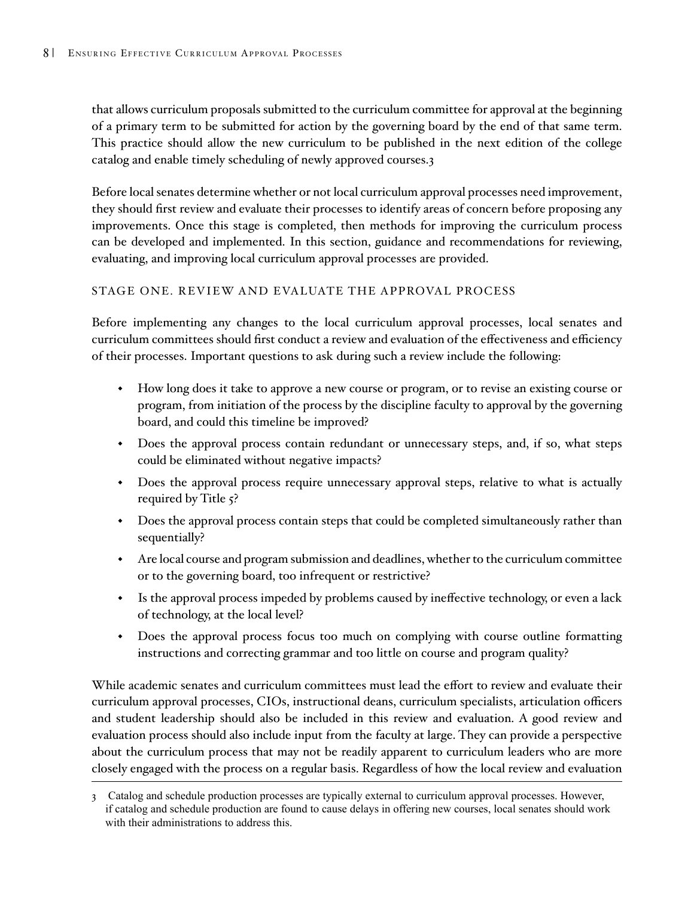that allows curriculum proposals submitted to the curriculum committee for approval at the beginning of a primary term to be submitted for action by the governing board by the end of that same term. This practice should allow the new curriculum to be published in the next edition of the college catalog and enable timely scheduling of newly approved courses.[3]

Before local senates determine whether or not local curriculum approval processes need improvement, they should first review and evaluate their processes to identify areas of concern before proposing any improvements. Once this stage is completed, then methods for improving the curriculum process can be developed and implemented. In this section, guidance and recommendations for reviewing, evaluating, and improving local curriculum approval processes are provided.

### STAGE ONE. REVIEW AND EVALUATE THE APPROVAL PROCESS

Before implementing any changes to the local curriculum approval processes, local senates and curriculum committees should first conduct a review and evaluation of the effectiveness and efficiency of their processes. Important questions to ask during such a review include the following:

- How long does it take to approve a new course or program, or to revise an existing course or program, from initiation of the process by the discipline faculty to approval by the governing board, and could this timeline be improved?
- Does the approval process contain redundant or unnecessary steps, and, if so, what steps could be eliminated without negative impacts?
- Does the approval process require unnecessary approval steps, relative to what is actually required by Title 5?
- Does the approval process contain steps that could be completed simultaneously rather than sequentially?
- Are local course and program submission and deadlines, whether to the curriculum committee or to the governing board, too infrequent or restrictive?
- Is the approval process impeded by problems caused by ineffective technology, or even a lack of technology, at the local level?
- Does the approval process focus too much on complying with course outline formatting instructions and correcting grammar and too little on course and program quality?

While academic senates and curriculum committees must lead the effort to review and evaluate their curriculum approval processes, CIOs, instructional deans, curriculum specialists, articulation officers and student leadership should also be included in this review and evaluation. A good review and evaluation process should also include input from the faculty at large. They can provide a perspective about the curriculum process that may not be readily apparent to curriculum leaders who are more closely engaged with the process on a regular basis. Regardless of how the local review and evaluation

---

3 Catalog and schedule production processes are typically external to curriculum approval processes. However, if catalog and schedule production are found to cause delays in offering new courses, local senates should work with their administrations to address this.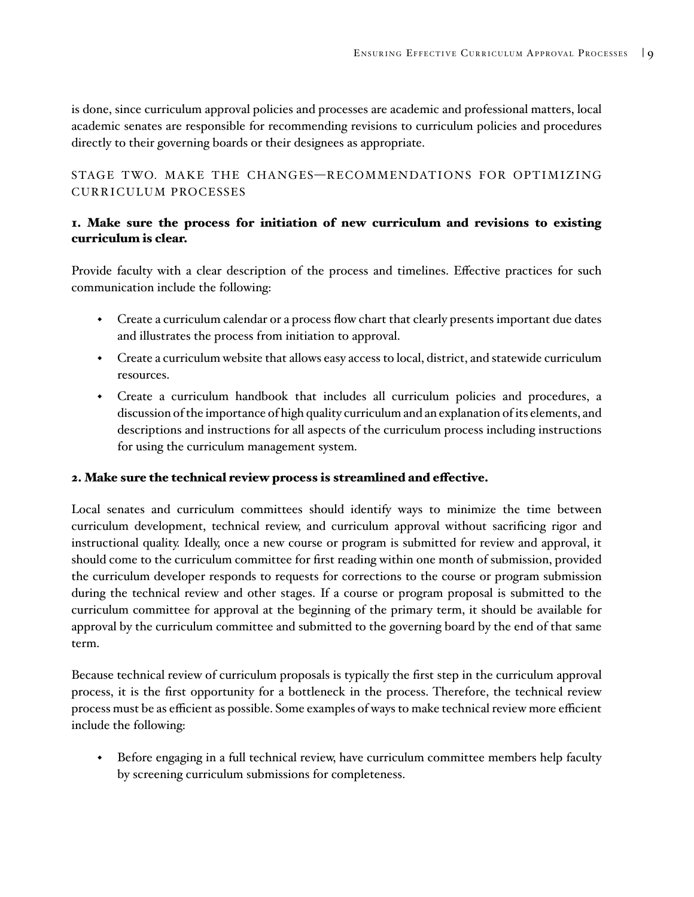is done, since curriculum approval policies and processes are academic and professional matters, local academic senates are responsible for recommending revisions to curriculum policies and procedures directly to their governing boards or their designees as appropriate.

## STAGE TWO. MAKE THE CHANGES—RECOMMENDATIONS FOR OPTIMIZING CURRICULUM PROCESSES

### 1. Make sure the process for initiation of new curriculum and revisions to existing curriculum is clear.

Provide faculty with a clear description of the process and timelines. Effective practices for such communication include the following:

- Create a curriculum calendar or a process flow chart that clearly presents important due dates and illustrates the process from initiation to approval.
- Create a curriculum website that allows easy access to local, district, and statewide curriculum resources.
- Create a curriculum handbook that includes all curriculum policies and procedures, a discussion of the importance of high quality curriculum and an explanation of its elements, and descriptions and instructions for all aspects of the curriculum process including instructions for using the curriculum management system.

### 2. Make sure the technical review process is streamlined and effective.

Local senates and curriculum committees should identify ways to minimize the time between curriculum development, technical review, and curriculum approval without sacrificing rigor and instructional quality. Ideally, once a new course or program is submitted for review and approval, it should come to the curriculum committee for first reading within one month of submission, provided the curriculum developer responds to requests for corrections to the course or program submission during the technical review and other stages. If a course or program proposal is submitted to the curriculum committee for approval at the beginning of the primary term, it should be available for approval by the curriculum committee and submitted to the governing board by the end of that same term.

Because technical review of curriculum proposals is typically the first step in the curriculum approval process, it is the first opportunity for a bottleneck in the process. Therefore, the technical review process must be as efficient as possible. Some examples of ways to make technical review more efficient include the following:

- Before engaging in a full technical review, have curriculum committee members help faculty by screening curriculum submissions for completeness.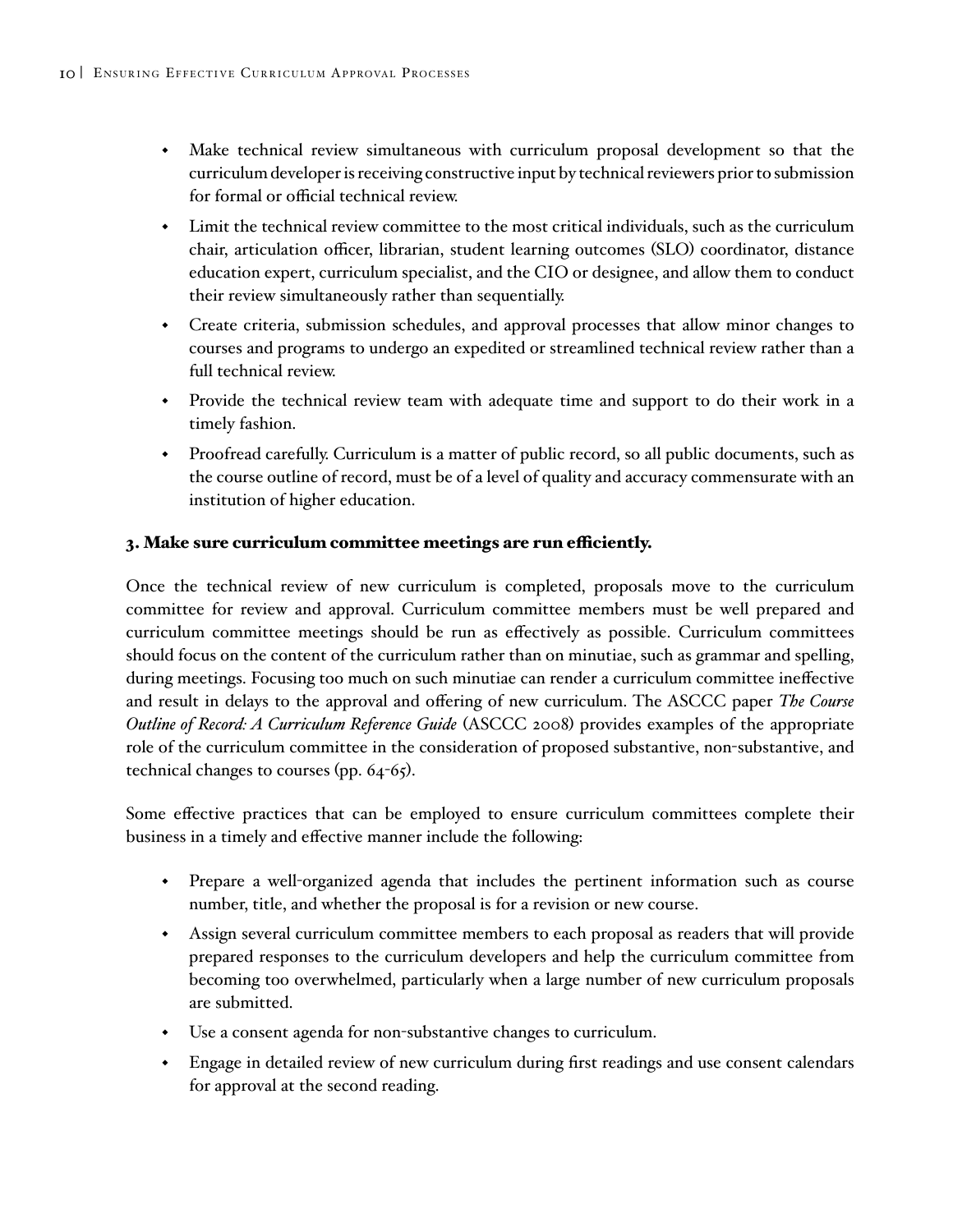- Make technical review simultaneous with curriculum proposal development so that the curriculum developer is receiving constructive input by technical reviewers prior to submission for formal or official technical review.
- Limit the technical review committee to the most critical individuals, such as the curriculum chair, articulation officer, librarian, student learning outcomes (SLO) coordinator, distance education expert, curriculum specialist, and the CIO or designee, and allow them to conduct their review simultaneously rather than sequentially.
- Create criteria, submission schedules, and approval processes that allow minor changes to courses and programs to undergo an expedited or streamlined technical review rather than a full technical review.
- Provide the technical review team with adequate time and support to do their work in a timely fashion.
- Proofread carefully. Curriculum is a matter of public record, so all public documents, such as the course outline of record, must be of a level of quality and accuracy commensurate with an institution of higher education.

### 3. Make sure curriculum committee meetings are run efficiently.

Once the technical review of new curriculum is completed, proposals move to the curriculum committee for review and approval. Curriculum committee members must be well prepared and curriculum committee meetings should be run as effectively as possible. Curriculum committees should focus on the content of the curriculum rather than on minutiae, such as grammar and spelling, during meetings. Focusing too much on such minutiae can render a curriculum committee ineffective and result in delays to the approval and offering of new curriculum. The ASCCC paper *The Course Outline of Record: A Curriculum Reference Guide* (ASCCC 2008) provides examples of the appropriate role of the curriculum committee in the consideration of proposed substantive, non-substantive, and technical changes to courses (pp. 64-65).

Some effective practices that can be employed to ensure curriculum committees complete their business in a timely and effective manner include the following:

- Prepare a well-organized agenda that includes the pertinent information such as course number, title, and whether the proposal is for a revision or new course.
- Assign several curriculum committee members to each proposal as readers that will provide prepared responses to the curriculum developers and help the curriculum committee from becoming too overwhelmed, particularly when a large number of new curriculum proposals are submitted.
- Use a consent agenda for non-substantive changes to curriculum.
- Engage in detailed review of new curriculum during first readings and use consent calendars for approval at the second reading.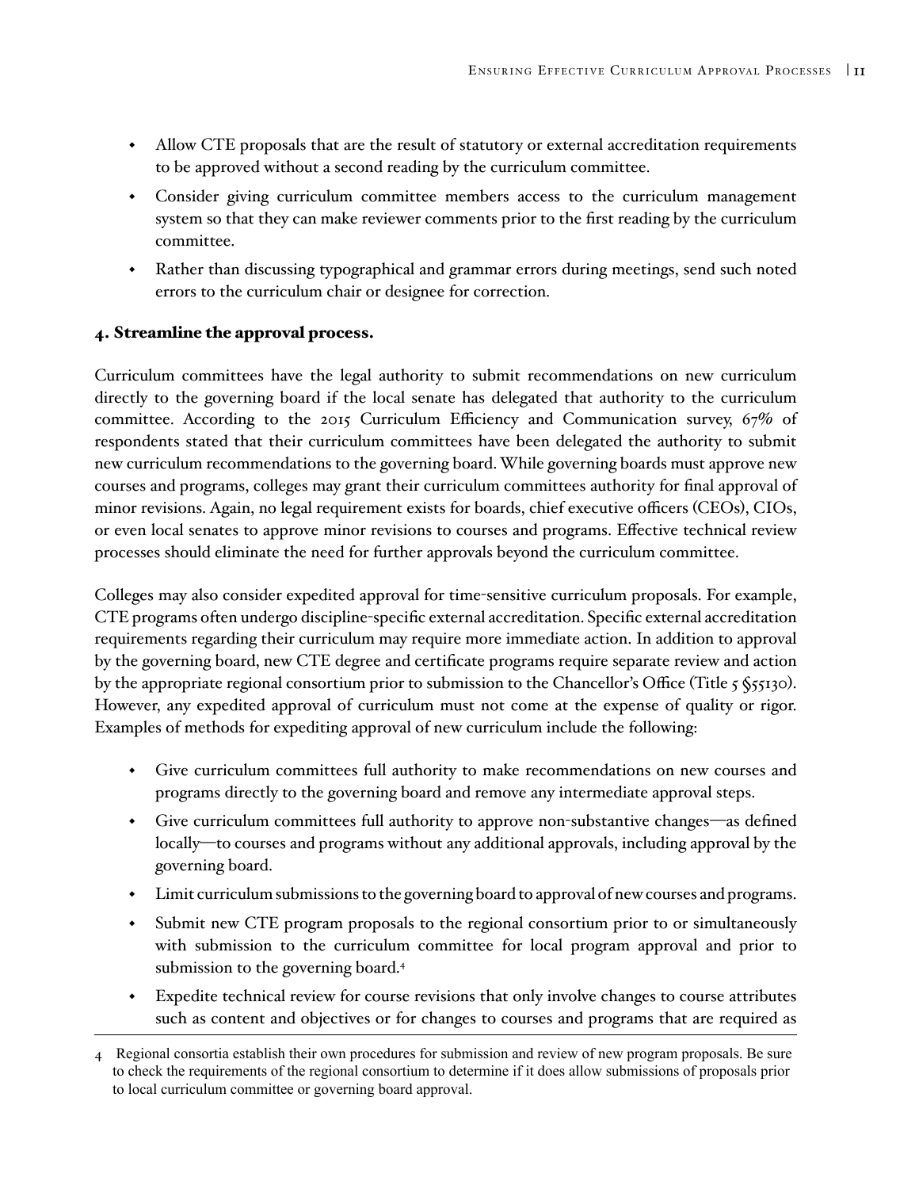- Allow CTE proposals that are the result of statutory or external accreditation requirements to be approved without a second reading by the curriculum committee.
- Consider giving curriculum committee members access to the curriculum management system so that they can make reviewer comments prior to the first reading by the curriculum committee.
- Rather than discussing typographical and grammar errors during meetings, send such noted errors to the curriculum chair or designee for correction.

### 4. Streamline the approval process.

Curriculum committees have the legal authority to submit recommendations on new curriculum directly to the governing board if the local senate has delegated that authority to the curriculum committee. According to the 2015 Curriculum Efficiency and Communication survey, 67% of respondents stated that their curriculum committees have been delegated the authority to submit new curriculum recommendations to the governing board. While governing boards must approve new courses and programs, colleges may grant their curriculum committees authority for final approval of minor revisions. Again, no legal requirement exists for boards, chief executive officers (CEOs), CIOs, or even local senates to approve minor revisions to courses and programs. Effective technical review processes should eliminate the need for further approvals beyond the curriculum committee.

Colleges may also consider expedited approval for time-sensitive curriculum proposals. For example, CTE programs often undergo discipline-specific external accreditation. Specific external accreditation requirements regarding their curriculum may require more immediate action. In addition to approval by the governing board, new CTE degree and certificate programs require separate review and action by the appropriate regional consortium prior to submission to the Chancellor's Office (Title 5 §55130). However, any expedited approval of curriculum must not come at the expense of quality or rigor. Examples of methods for expediting approval of new curriculum include the following:

- Give curriculum committees full authority to make recommendations on new courses and programs directly to the governing board and remove any intermediate approval steps.
- Give curriculum committees full authority to approve non-substantive changes—as defined locally—to courses and programs without any additional approvals, including approval by the governing board.
- Limit curriculum submissions to the governing board to approval of new courses and programs.
- Submit new CTE program proposals to the regional consortium prior to or simultaneously with submission to the curriculum committee for local program approval and prior to submission to the governing board.[4]
- Expedite technical review for course revisions that only involve changes to course attributes such as content and objectives or for changes to courses and programs that are required as

---

[4] Regional consortia establish their own procedures for submission and review of new program proposals. Be sure to check the requirements of the regional consortium to determine if it does allow submissions of proposals prior to local curriculum committee or governing board approval.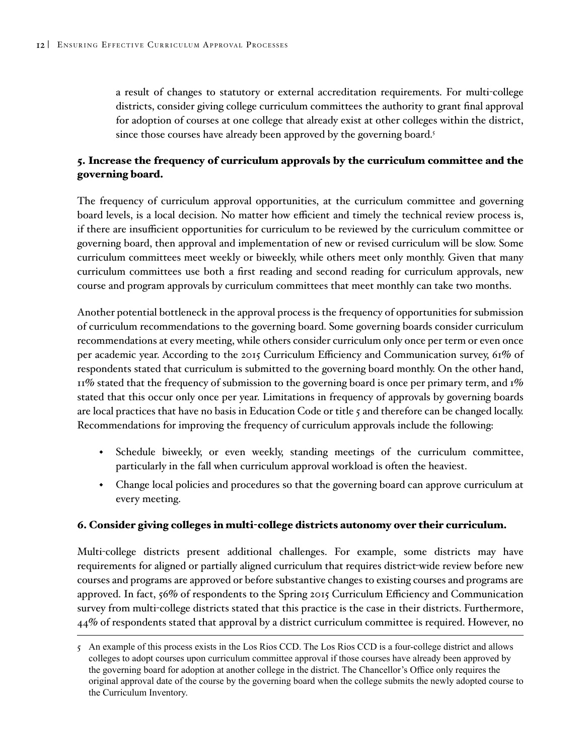a result of changes to statutory or external accreditation requirements. For multi-college districts, consider giving college curriculum committees the authority to grant final approval for adoption of courses at one college that already exist at other colleges within the district, since those courses have already been approved by the governing board.[5]

### 5. Increase the frequency of curriculum approvals by the curriculum committee and the governing board.

The frequency of curriculum approval opportunities, at the curriculum committee and governing board levels, is a local decision. No matter how efficient and timely the technical review process is, if there are insufficient opportunities for curriculum to be reviewed by the curriculum committee or governing board, then approval and implementation of new or revised curriculum will be slow. Some curriculum committees meet weekly or biweekly, while others meet only monthly. Given that many curriculum committees use both a first reading and second reading for curriculum approvals, new course and program approvals by curriculum committees that meet monthly can take two months.

Another potential bottleneck in the approval process is the frequency of opportunities for submission of curriculum recommendations to the governing board. Some governing boards consider curriculum recommendations at every meeting, while others consider curriculum only once per term or even once per academic year. According to the 2015 Curriculum Efficiency and Communication survey, 61% of respondents stated that curriculum is submitted to the governing board monthly. On the other hand, 11% stated that the frequency of submission to the governing board is once per primary term, and 1% stated that this occur only once per year. Limitations in frequency of approvals by governing boards are local practices that have no basis in Education Code or title 5 and therefore can be changed locally. Recommendations for improving the frequency of curriculum approvals include the following:

- Schedule biweekly, or even weekly, standing meetings of the curriculum committee, particularly in the fall when curriculum approval workload is often the heaviest.
- Change local policies and procedures so that the governing board can approve curriculum at every meeting.

### 6. Consider giving colleges in multi-college districts autonomy over their curriculum.

Multi-college districts present additional challenges. For example, some districts may have requirements for aligned or partially aligned curriculum that requires district-wide review before new courses and programs are approved or before substantive changes to existing courses and programs are approved. In fact, 56% of respondents to the Spring 2015 Curriculum Efficiency and Communication survey from multi-college districts stated that this practice is the case in their districts. Furthermore, 44% of respondents stated that approval by a district curriculum committee is required. However, no

---

5 An example of this process exists in the Los Rios CCD. The Los Rios CCD is a four-college district and allows colleges to adopt courses upon curriculum committee approval if those courses have already been approved by the governing board for adoption at another college in the district. The Chancellor's Office only requires the original approval date of the course by the governing board when the college submits the newly adopted course to the Curriculum Inventory.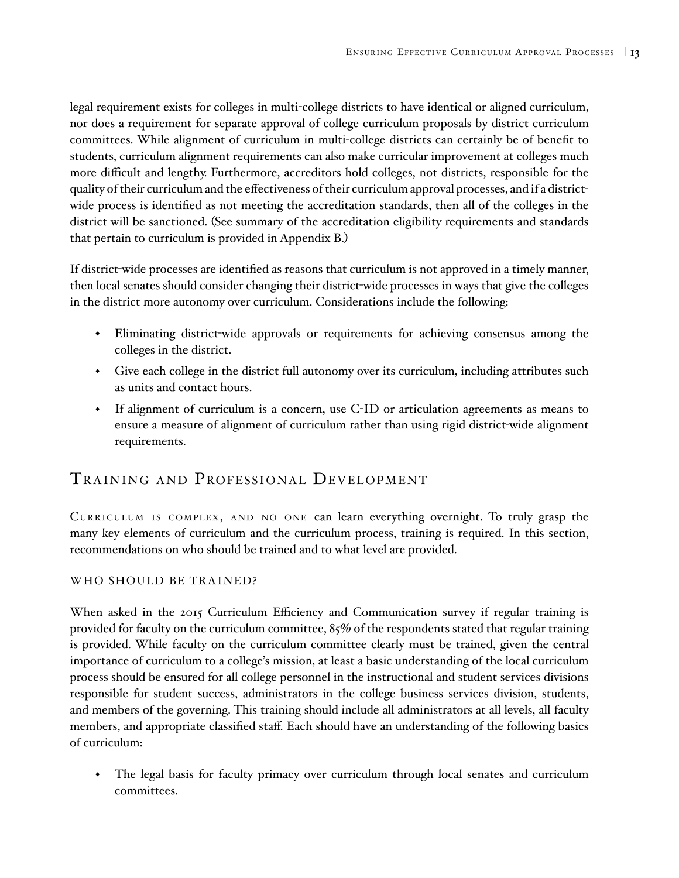legal requirement exists for colleges in multi-college districts to have identical or aligned curriculum, nor does a requirement for separate approval of college curriculum proposals by district curriculum committees. While alignment of curriculum in multi-college districts can certainly be of benefit to students, curriculum alignment requirements can also make curricular improvement at colleges much more difficult and lengthy. Furthermore, accreditors hold colleges, not districts, responsible for the quality of their curriculum and the effectiveness of their curriculum approval processes, and if a district-wide process is identified as not meeting the accreditation standards, then all of the colleges in the district will be sanctioned. (See summary of the accreditation eligibility requirements and standards that pertain to curriculum is provided in Appendix B.)

If district-wide processes are identified as reasons that curriculum is not approved in a timely manner, then local senates should consider changing their district-wide processes in ways that give the colleges in the district more autonomy over curriculum. Considerations include the following:

- Eliminating district-wide approvals or requirements for achieving consensus among the colleges in the district.
- Give each college in the district full autonomy over its curriculum, including attributes such as units and contact hours.
- If alignment of curriculum is a concern, use C-ID or articulation agreements as means to ensure a measure of alignment of curriculum rather than using rigid district-wide alignment requirements.

## Training and Professional Development

Curriculum is complex, and no one can learn everything overnight. To truly grasp the many key elements of curriculum and the curriculum process, training is required. In this section, recommendations on who should be trained and to what level are provided.

### Who Should Be Trained?

When asked in the 2015 Curriculum Efficiency and Communication survey if regular training is provided for faculty on the curriculum committee, 85% of the respondents stated that regular training is provided. While faculty on the curriculum committee clearly must be trained, given the central importance of curriculum to a college's mission, at least a basic understanding of the local curriculum process should be ensured for all college personnel in the instructional and student services divisions responsible for student success, administrators in the college business services division, students, and members of the governing. This training should include all administrators at all levels, all faculty members, and appropriate classified staff. Each should have an understanding of the following basics of curriculum:

- The legal basis for faculty primacy over curriculum through local senates and curriculum committees.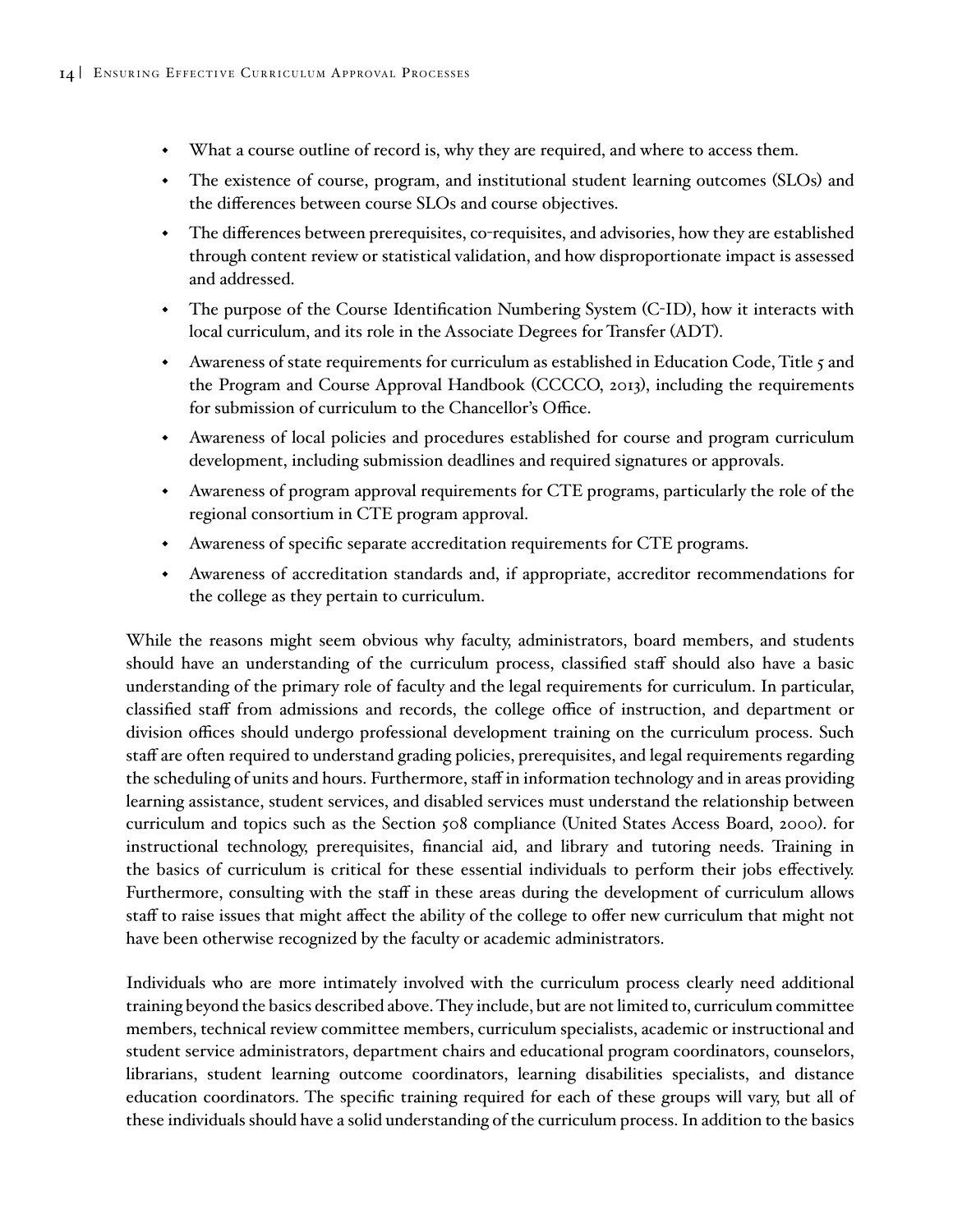- What a course outline of record is, why they are required, and where to access them.
- The existence of course, program, and institutional student learning outcomes (SLOs) and the differences between course SLOs and course objectives.
- The differences between prerequisites, co-requisites, and advisories, how they are established through content review or statistical validation, and how disproportionate impact is assessed and addressed.
- The purpose of the Course Identification Numbering System (C-ID), how it interacts with local curriculum, and its role in the Associate Degrees for Transfer (ADT).
- Awareness of state requirements for curriculum as established in Education Code, Title 5 and the Program and Course Approval Handbook (CCCCO, 2013), including the requirements for submission of curriculum to the Chancellor's Office.
- Awareness of local policies and procedures established for course and program curriculum development, including submission deadlines and required signatures or approvals.
- Awareness of program approval requirements for CTE programs, particularly the role of the regional consortium in CTE program approval.
- Awareness of specific separate accreditation requirements for CTE programs.
- Awareness of accreditation standards and, if appropriate, accreditor recommendations for the college as they pertain to curriculum.

While the reasons might seem obvious why faculty, administrators, board members, and students should have an understanding of the curriculum process, classified staff should also have a basic understanding of the primary role of faculty and the legal requirements for curriculum. In particular, classified staff from admissions and records, the college office of instruction, and department or division offices should undergo professional development training on the curriculum process. Such staff are often required to understand grading policies, prerequisites, and legal requirements regarding the scheduling of units and hours. Furthermore, staff in information technology and in areas providing learning assistance, student services, and disabled services must understand the relationship between curriculum and topics such as the Section 508 compliance (United States Access Board, 2000). for instructional technology, prerequisites, financial aid, and library and tutoring needs. Training in the basics of curriculum is critical for these essential individuals to perform their jobs effectively. Furthermore, consulting with the staff in these areas during the development of curriculum allows staff to raise issues that might affect the ability of the college to offer new curriculum that might not have been otherwise recognized by the faculty or academic administrators.

Individuals who are more intimately involved with the curriculum process clearly need additional training beyond the basics described above. They include, but are not limited to, curriculum committee members, technical review committee members, curriculum specialists, academic or instructional and student service administrators, department chairs and educational program coordinators, counselors, librarians, student learning outcome coordinators, learning disabilities specialists, and distance education coordinators. The specific training required for each of these groups will vary, but all of these individuals should have a solid understanding of the curriculum process. In addition to the basics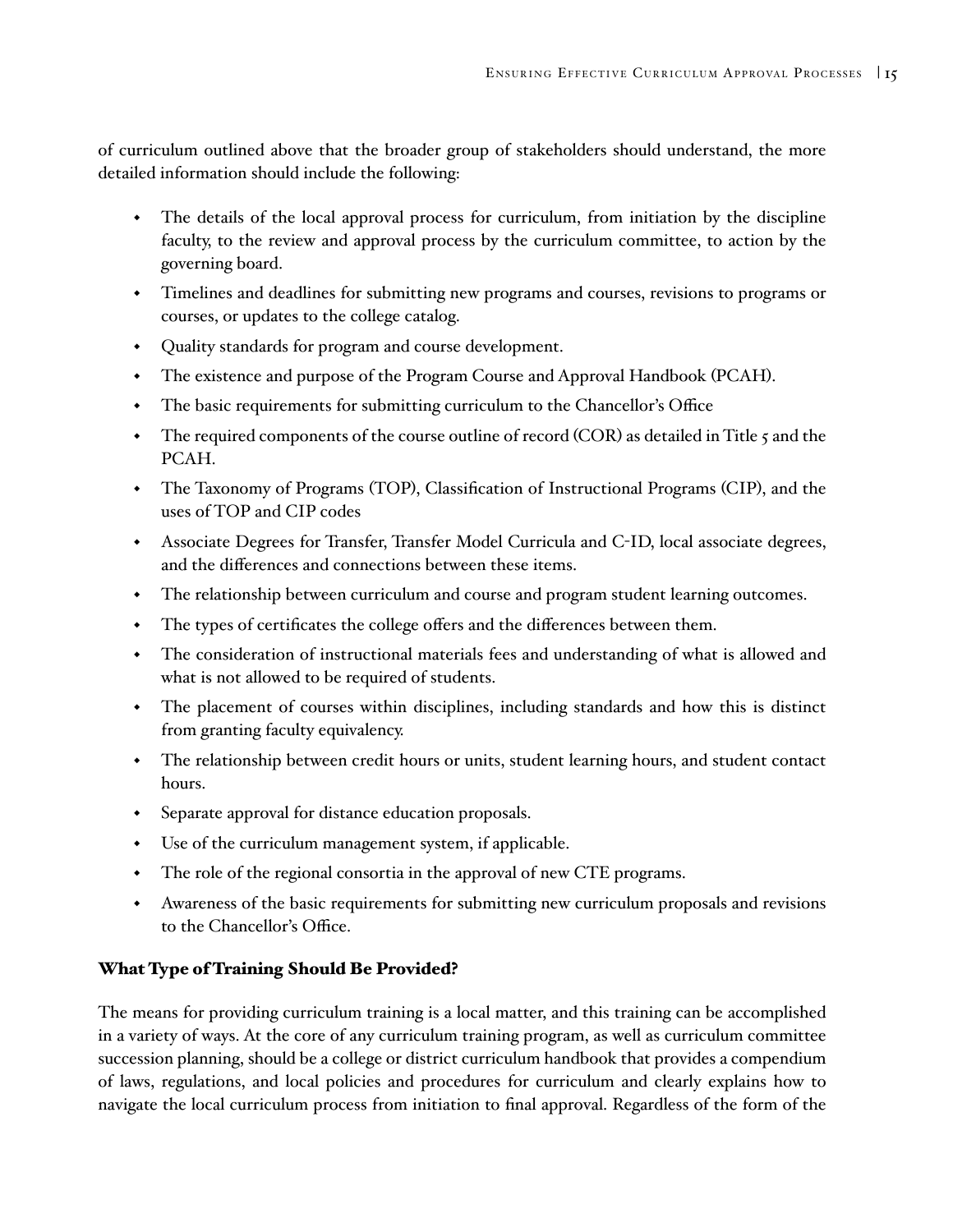of curriculum outlined above that the broader group of stakeholders should understand, the more detailed information should include the following:

- The details of the local approval process for curriculum, from initiation by the discipline faculty, to the review and approval process by the curriculum committee, to action by the governing board.
- Timelines and deadlines for submitting new programs and courses, revisions to programs or courses, or updates to the college catalog.
- Quality standards for program and course development.
- The existence and purpose of the Program Course and Approval Handbook (PCAH).
- The basic requirements for submitting curriculum to the Chancellor's Office
- The required components of the course outline of record (COR) as detailed in Title 5 and the PCAH.
- The Taxonomy of Programs (TOP), Classification of Instructional Programs (CIP), and the uses of TOP and CIP codes
- Associate Degrees for Transfer, Transfer Model Curricula and C-ID, local associate degrees, and the differences and connections between these items.
- The relationship between curriculum and course and program student learning outcomes.
- The types of certificates the college offers and the differences between them.
- The consideration of instructional materials fees and understanding of what is allowed and what is not allowed to be required of students.
- The placement of courses within disciplines, including standards and how this is distinct from granting faculty equivalency.
- The relationship between credit hours or units, student learning hours, and student contact hours.
- Separate approval for distance education proposals.
- Use of the curriculum management system, if applicable.
- The role of the regional consortia in the approval of new CTE programs.
- Awareness of the basic requirements for submitting new curriculum proposals and revisions to the Chancellor's Office.

### What Type of Training Should Be Provided?

The means for providing curriculum training is a local matter, and this training can be accomplished in a variety of ways. At the core of any curriculum training program, as well as curriculum committee succession planning, should be a college or district curriculum handbook that provides a compendium of laws, regulations, and local policies and procedures for curriculum and clearly explains how to navigate the local curriculum process from initiation to final approval. Regardless of the form of the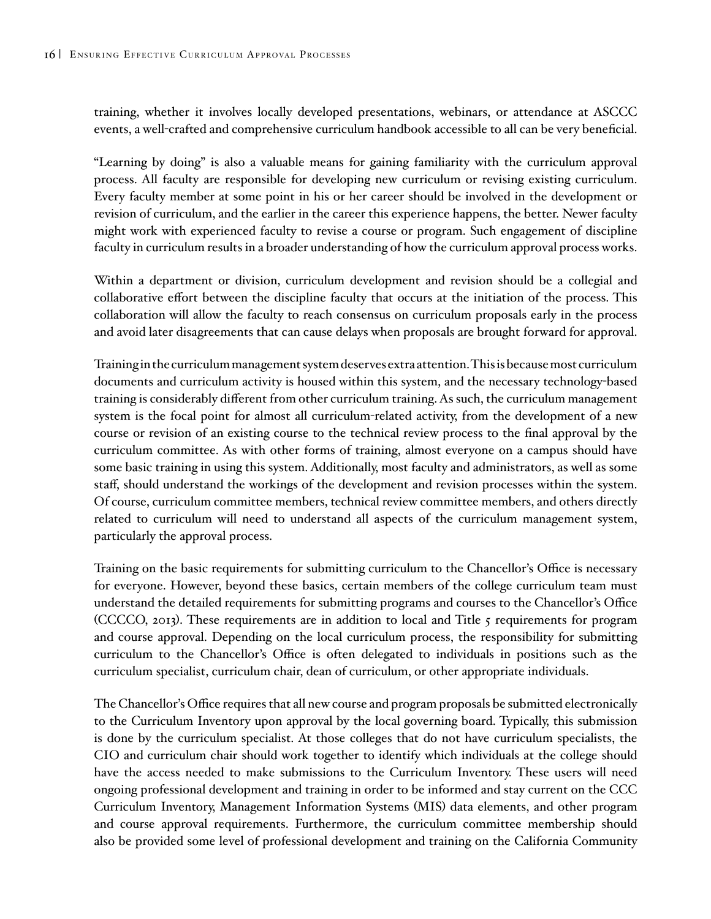training, whether it involves locally developed presentations, webinars, or attendance at ASCCC events, a well-crafted and comprehensive curriculum handbook accessible to all can be very beneficial.

"Learning by doing" is also a valuable means for gaining familiarity with the curriculum approval process. All faculty are responsible for developing new curriculum or revising existing curriculum. Every faculty member at some point in his or her career should be involved in the development or revision of curriculum, and the earlier in the career this experience happens, the better. Newer faculty might work with experienced faculty to revise a course or program. Such engagement of discipline faculty in curriculum results in a broader understanding of how the curriculum approval process works.

Within a department or division, curriculum development and revision should be a collegial and collaborative effort between the discipline faculty that occurs at the initiation of the process. This collaboration will allow the faculty to reach consensus on curriculum proposals early in the process and avoid later disagreements that can cause delays when proposals are brought forward for approval.

Training in the curriculum management system deserves extra attention. This is because most curriculum documents and curriculum activity is housed within this system, and the necessary technology-based training is considerably different from other curriculum training. As such, the curriculum management system is the focal point for almost all curriculum-related activity, from the development of a new course or revision of an existing course to the technical review process to the final approval by the curriculum committee. As with other forms of training, almost everyone on a campus should have some basic training in using this system. Additionally, most faculty and administrators, as well as some staff, should understand the workings of the development and revision processes within the system. Of course, curriculum committee members, technical review committee members, and others directly related to curriculum will need to understand all aspects of the curriculum management system, particularly the approval process.

Training on the basic requirements for submitting curriculum to the Chancellor's Office is necessary for everyone. However, beyond these basics, certain members of the college curriculum team must understand the detailed requirements for submitting programs and courses to the Chancellor's Office (CCCCO, 2013). These requirements are in addition to local and Title 5 requirements for program and course approval. Depending on the local curriculum process, the responsibility for submitting curriculum to the Chancellor's Office is often delegated to individuals in positions such as the curriculum specialist, curriculum chair, dean of curriculum, or other appropriate individuals.

The Chancellor's Office requires that all new course and program proposals be submitted electronically to the Curriculum Inventory upon approval by the local governing board. Typically, this submission is done by the curriculum specialist. At those colleges that do not have curriculum specialists, the CIO and curriculum chair should work together to identify which individuals at the college should have the access needed to make submissions to the Curriculum Inventory. These users will need ongoing professional development and training in order to be informed and stay current on the CCC Curriculum Inventory, Management Information Systems (MIS) data elements, and other program and course approval requirements. Furthermore, the curriculum committee membership should also be provided some level of professional development and training on the California Community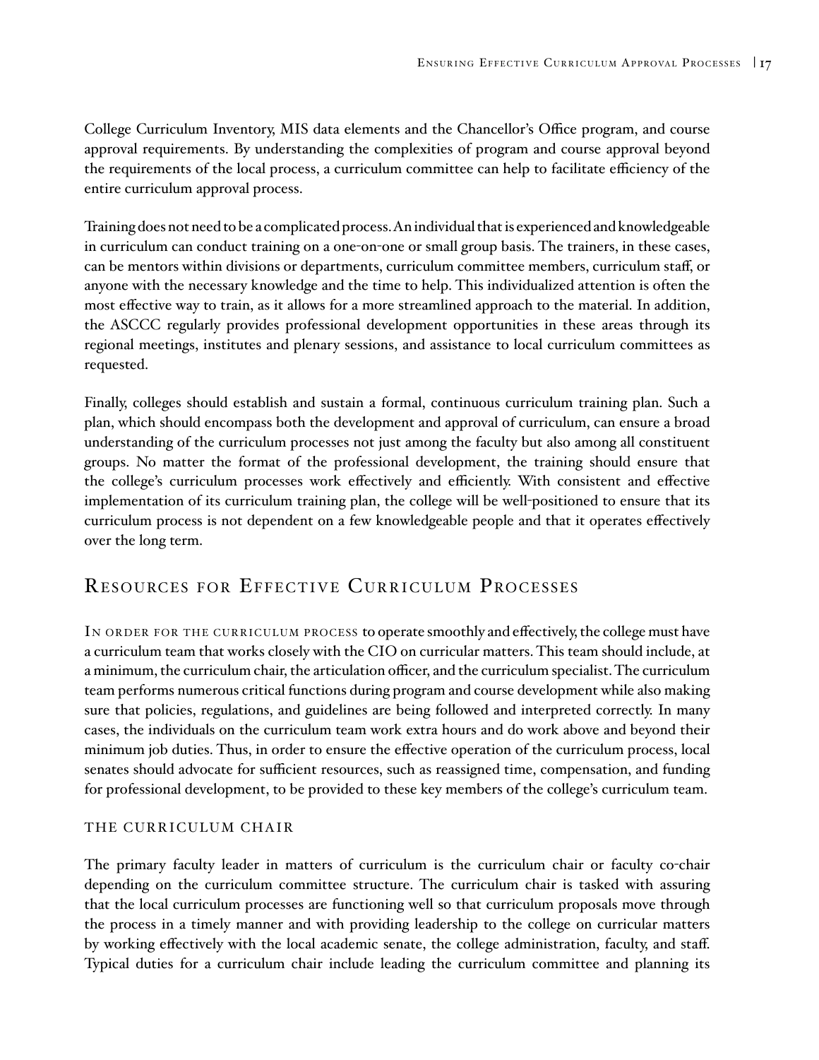College Curriculum Inventory, MIS data elements and the Chancellor's Office program, and course approval requirements. By understanding the complexities of program and course approval beyond the requirements of the local process, a curriculum committee can help to facilitate efficiency of the entire curriculum approval process.

Training does not need to be a complicated process. An individual that is experienced and knowledgeable in curriculum can conduct training on a one-on-one or small group basis. The trainers, in these cases, can be mentors within divisions or departments, curriculum committee members, curriculum staff, or anyone with the necessary knowledge and the time to help. This individualized attention is often the most effective way to train, as it allows for a more streamlined approach to the material. In addition, the ASCCC regularly provides professional development opportunities in these areas through its regional meetings, institutes and plenary sessions, and assistance to local curriculum committees as requested.

Finally, colleges should establish and sustain a formal, continuous curriculum training plan. Such a plan, which should encompass both the development and approval of curriculum, can ensure a broad understanding of the curriculum processes not just among the faculty but also among all constituent groups. No matter the format of the professional development, the training should ensure that the college's curriculum processes work effectively and efficiently. With consistent and effective implementation of its curriculum training plan, the college will be well-positioned to ensure that its curriculum process is not dependent on a few knowledgeable people and that it operates effectively over the long term.

## Resources for Effective Curriculum Processes

In order for the curriculum process to operate smoothly and effectively, the college must have a curriculum team that works closely with the CIO on curricular matters. This team should include, at a minimum, the curriculum chair, the articulation officer, and the curriculum specialist. The curriculum team performs numerous critical functions during program and course development while also making sure that policies, regulations, and guidelines are being followed and interpreted correctly. In many cases, the individuals on the curriculum team work extra hours and do work above and beyond their minimum job duties. Thus, in order to ensure the effective operation of the curriculum process, local senates should advocate for sufficient resources, such as reassigned time, compensation, and funding for professional development, to be provided to these key members of the college's curriculum team.

### The Curriculum Chair

The primary faculty leader in matters of curriculum is the curriculum chair or faculty co-chair depending on the curriculum committee structure. The curriculum chair is tasked with assuring that the local curriculum processes are functioning well so that curriculum proposals move through the process in a timely manner and with providing leadership to the college on curricular matters by working effectively with the local academic senate, the college administration, faculty, and staff. Typical duties for a curriculum chair include leading the curriculum committee and planning its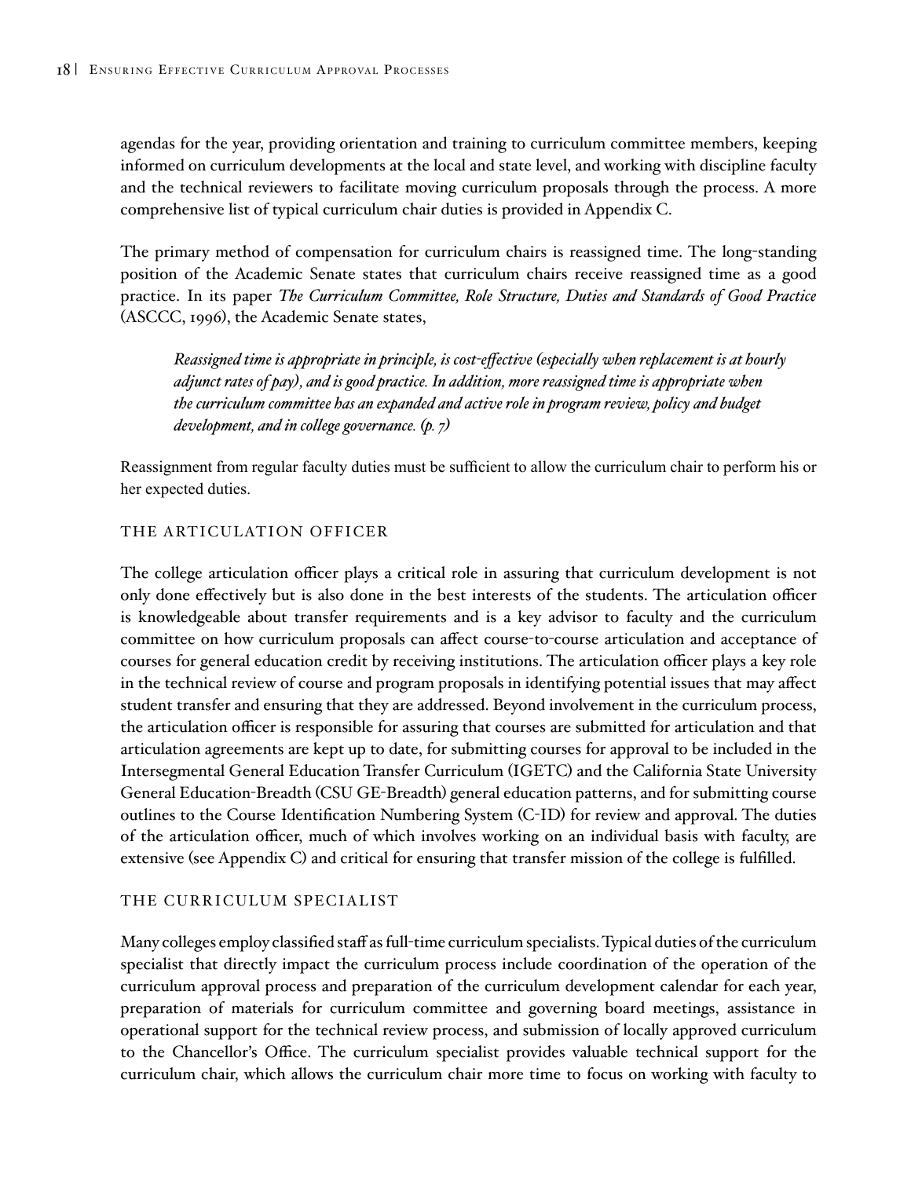agendas for the year, providing orientation and training to curriculum committee members, keeping informed on curriculum developments at the local and state level, and working with discipline faculty and the technical reviewers to facilitate moving curriculum proposals through the process. A more comprehensive list of typical curriculum chair duties is provided in Appendix C.

The primary method of compensation for curriculum chairs is reassigned time. The long-standing position of the Academic Senate states that curriculum chairs receive reassigned time as a good practice. In its paper *The Curriculum Committee, Role Structure, Duties and Standards of Good Practice* (ASCCC, 1996), the Academic Senate states,

> *Reassigned time is appropriate in principle, is cost-effective (especially when replacement is at hourly adjunct rates of pay), and is good practice. In addition, more reassigned time is appropriate when the curriculum committee has an expanded and active role in program review, policy and budget development, and in college governance. (p. 7)*

Reassignment from regular faculty duties must be sufficient to allow the curriculum chair to perform his or her expected duties.

### The Articulation Officer

The college articulation officer plays a critical role in assuring that curriculum development is not only done effectively but is also done in the best interests of the students. The articulation officer is knowledgeable about transfer requirements and is a key advisor to faculty and the curriculum committee on how curriculum proposals can affect course-to-course articulation and acceptance of courses for general education credit by receiving institutions. The articulation officer plays a key role in the technical review of course and program proposals in identifying potential issues that may affect student transfer and ensuring that they are addressed. Beyond involvement in the curriculum process, the articulation officer is responsible for assuring that courses are submitted for articulation and that articulation agreements are kept up to date, for submitting courses for approval to be included in the Intersegmental General Education Transfer Curriculum (IGETC) and the California State University General Education-Breadth (CSU GE-Breadth) general education patterns, and for submitting course outlines to the Course Identification Numbering System (C-ID) for review and approval. The duties of the articulation officer, much of which involves working on an individual basis with faculty, are extensive (see Appendix C) and critical for ensuring that transfer mission of the college is fulfilled.

### The Curriculum Specialist

Many colleges employ classified staff as full-time curriculum specialists. Typical duties of the curriculum specialist that directly impact the curriculum process include coordination of the operation of the curriculum approval process and preparation of the curriculum development calendar for each year, preparation of materials for curriculum committee and governing board meetings, assistance in operational support for the technical review process, and submission of locally approved curriculum to the Chancellor's Office. The curriculum specialist provides valuable technical support for the curriculum chair, which allows the curriculum chair more time to focus on working with faculty to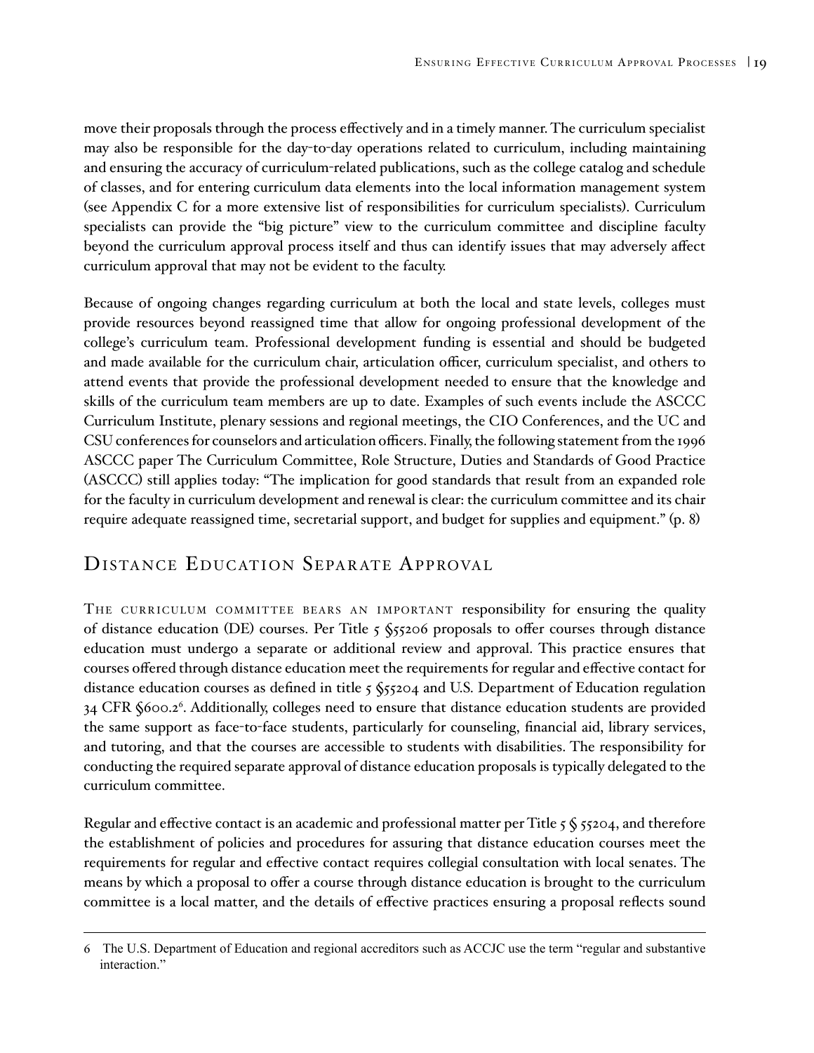move their proposals through the process effectively and in a timely manner. The curriculum specialist may also be responsible for the day-to-day operations related to curriculum, including maintaining and ensuring the accuracy of curriculum-related publications, such as the college catalog and schedule of classes, and for entering curriculum data elements into the local information management system (see Appendix C for a more extensive list of responsibilities for curriculum specialists). Curriculum specialists can provide the "big picture" view to the curriculum committee and discipline faculty beyond the curriculum approval process itself and thus can identify issues that may adversely affect curriculum approval that may not be evident to the faculty.

Because of ongoing changes regarding curriculum at both the local and state levels, colleges must provide resources beyond reassigned time that allow for ongoing professional development of the college's curriculum team. Professional development funding is essential and should be budgeted and made available for the curriculum chair, articulation officer, curriculum specialist, and others to attend events that provide the professional development needed to ensure that the knowledge and skills of the curriculum team members are up to date. Examples of such events include the ASCCC Curriculum Institute, plenary sessions and regional meetings, the CIO Conferences, and the UC and CSU conferences for counselors and articulation officers. Finally, the following statement from the 1996 ASCCC paper The Curriculum Committee, Role Structure, Duties and Standards of Good Practice (ASCCC) still applies today: "The implication for good standards that result from an expanded role for the faculty in curriculum development and renewal is clear: the curriculum committee and its chair require adequate reassigned time, secretarial support, and budget for supplies and equipment." (p. 8)

## Distance Education Separate Approval

The curriculum committee bears an important responsibility for ensuring the quality of distance education (DE) courses. Per Title 5 §55206 proposals to offer courses through distance education must undergo a separate or additional review and approval. This practice ensures that courses offered through distance education meet the requirements for regular and effective contact for distance education courses as defined in title 5 §55204 and U.S. Department of Education regulation 34 CFR §600.2[6]. Additionally, colleges need to ensure that distance education students are provided the same support as face-to-face students, particularly for counseling, financial aid, library services, and tutoring, and that the courses are accessible to students with disabilities. The responsibility for conducting the required separate approval of distance education proposals is typically delegated to the curriculum committee.

Regular and effective contact is an academic and professional matter per Title 5 § 55204, and therefore the establishment of policies and procedures for assuring that distance education courses meet the requirements for regular and effective contact requires collegial consultation with local senates. The means by which a proposal to offer a course through distance education is brought to the curriculum committee is a local matter, and the details of effective practices ensuring a proposal reflects sound

---

6 The U.S. Department of Education and regional accreditors such as ACCJC use the term "regular and substantive interaction."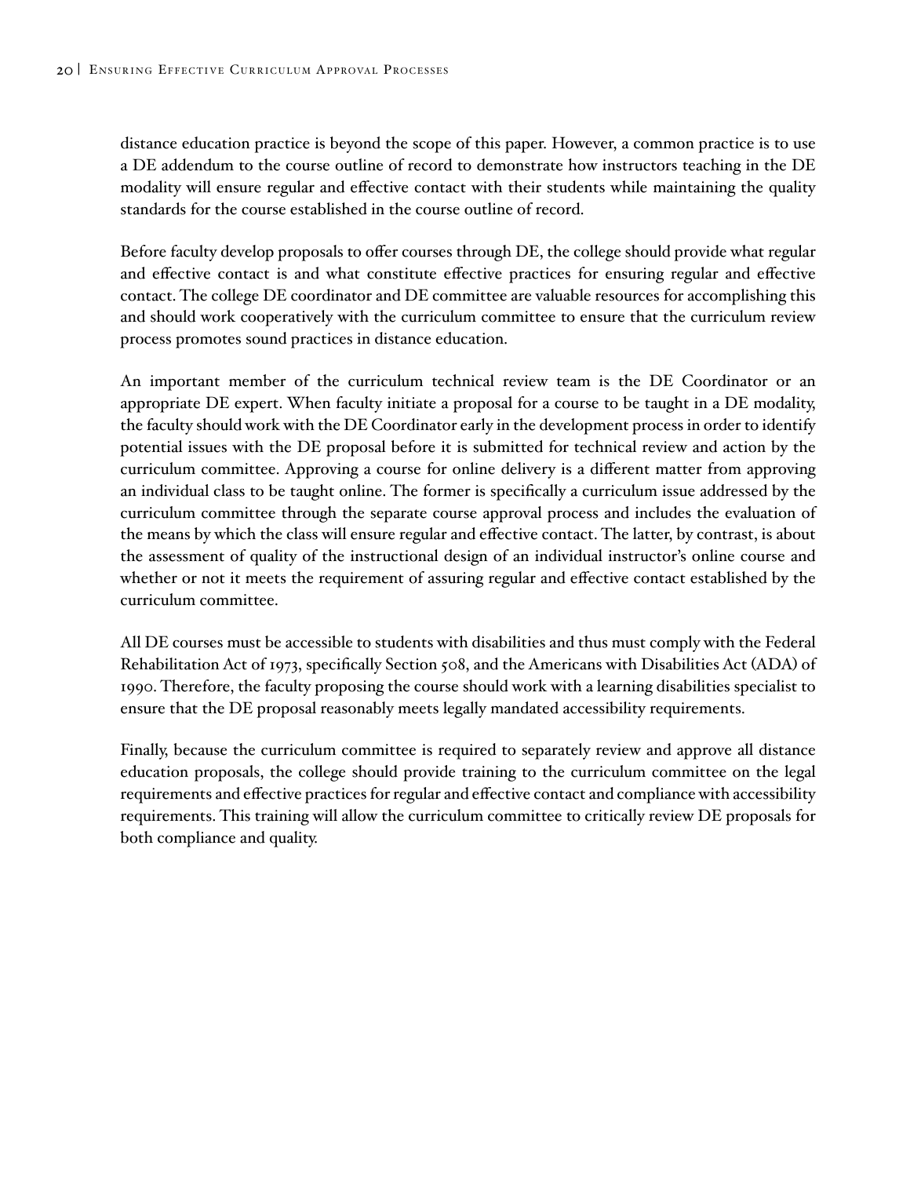distance education practice is beyond the scope of this paper. However, a common practice is to use a DE addendum to the course outline of record to demonstrate how instructors teaching in the DE modality will ensure regular and effective contact with their students while maintaining the quality standards for the course established in the course outline of record.

Before faculty develop proposals to offer courses through DE, the college should provide what regular and effective contact is and what constitute effective practices for ensuring regular and effective contact. The college DE coordinator and DE committee are valuable resources for accomplishing this and should work cooperatively with the curriculum committee to ensure that the curriculum review process promotes sound practices in distance education.

An important member of the curriculum technical review team is the DE Coordinator or an appropriate DE expert. When faculty initiate a proposal for a course to be taught in a DE modality, the faculty should work with the DE Coordinator early in the development process in order to identify potential issues with the DE proposal before it is submitted for technical review and action by the curriculum committee. Approving a course for online delivery is a different matter from approving an individual class to be taught online. The former is specifically a curriculum issue addressed by the curriculum committee through the separate course approval process and includes the evaluation of the means by which the class will ensure regular and effective contact. The latter, by contrast, is about the assessment of quality of the instructional design of an individual instructor's online course and whether or not it meets the requirement of assuring regular and effective contact established by the curriculum committee.

All DE courses must be accessible to students with disabilities and thus must comply with the Federal Rehabilitation Act of 1973, specifically Section 508, and the Americans with Disabilities Act (ADA) of 1990. Therefore, the faculty proposing the course should work with a learning disabilities specialist to ensure that the DE proposal reasonably meets legally mandated accessibility requirements.

Finally, because the curriculum committee is required to separately review and approve all distance education proposals, the college should provide training to the curriculum committee on the legal requirements and effective practices for regular and effective contact and compliance with accessibility requirements. This training will allow the curriculum committee to critically review DE proposals for both compliance and quality.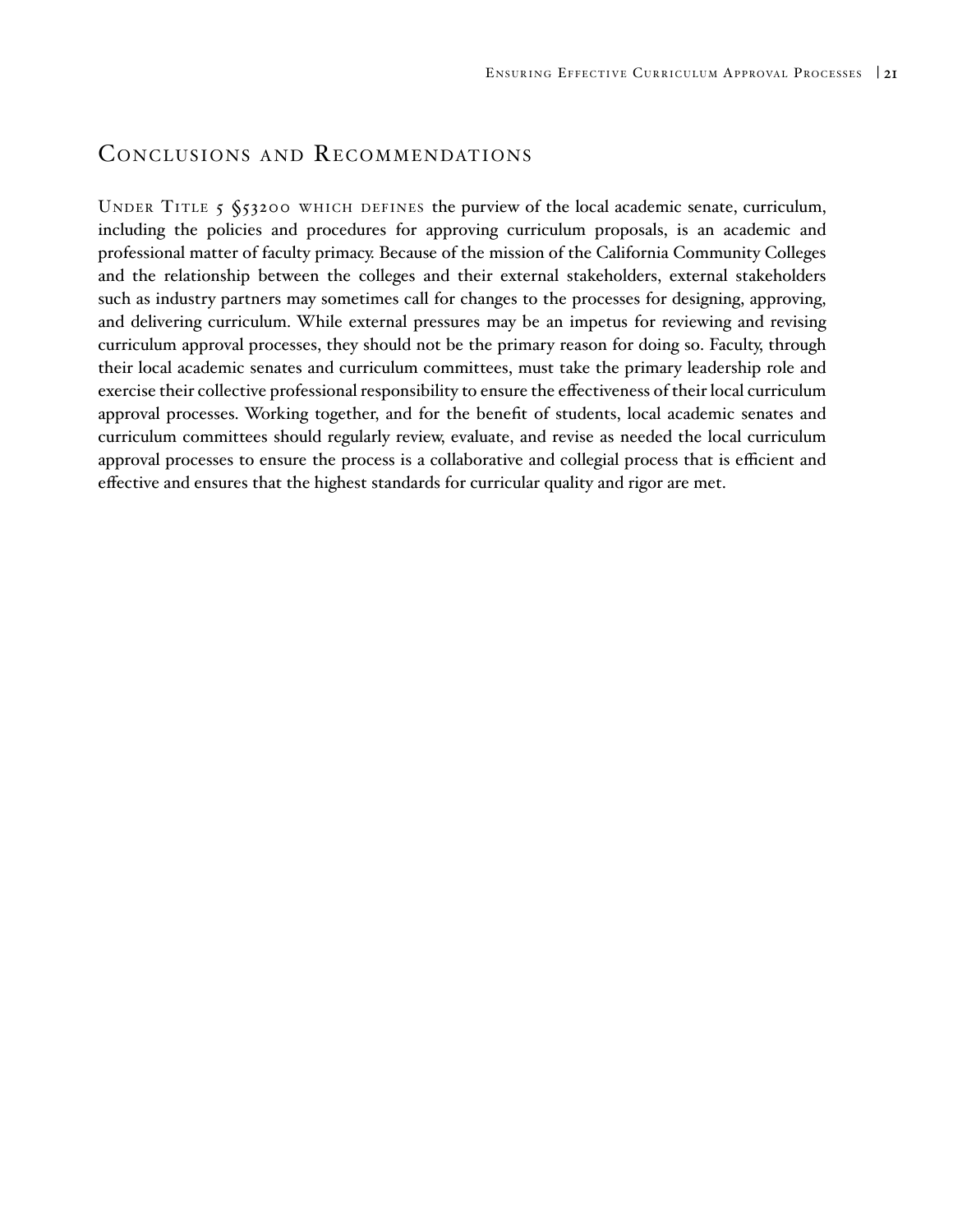## Conclusions and Recommendations

Under Title 5 §53200 which defines the purview of the local academic senate, curriculum, including the policies and procedures for approving curriculum proposals, is an academic and professional matter of faculty primacy. Because of the mission of the California Community Colleges and the relationship between the colleges and their external stakeholders, external stakeholders such as industry partners may sometimes call for changes to the processes for designing, approving, and delivering curriculum. While external pressures may be an impetus for reviewing and revising curriculum approval processes, they should not be the primary reason for doing so. Faculty, through their local academic senates and curriculum committees, must take the primary leadership role and exercise their collective professional responsibility to ensure the effectiveness of their local curriculum approval processes. Working together, and for the benefit of students, local academic senates and curriculum committees should regularly review, evaluate, and revise as needed the local curriculum approval processes to ensure the process is a collaborative and collegial process that is efficient and effective and ensures that the highest standards for curricular quality and rigor are met.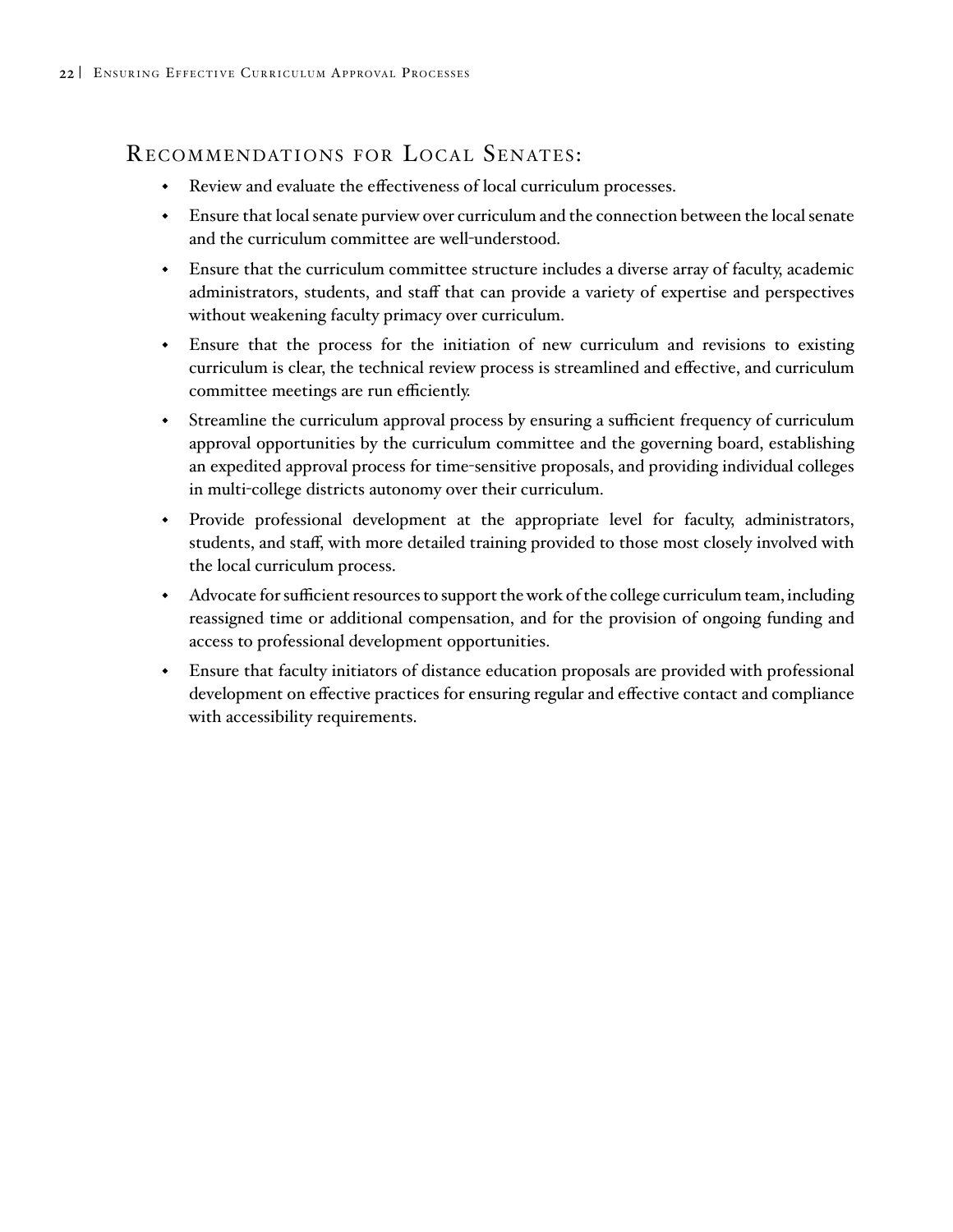## Recommendations for Local Senates:

- Review and evaluate the effectiveness of local curriculum processes.
- Ensure that local senate purview over curriculum and the connection between the local senate and the curriculum committee are well-understood.
- Ensure that the curriculum committee structure includes a diverse array of faculty, academic administrators, students, and staff that can provide a variety of expertise and perspectives without weakening faculty primacy over curriculum.
- Ensure that the process for the initiation of new curriculum and revisions to existing curriculum is clear, the technical review process is streamlined and effective, and curriculum committee meetings are run efficiently.
- Streamline the curriculum approval process by ensuring a sufficient frequency of curriculum approval opportunities by the curriculum committee and the governing board, establishing an expedited approval process for time-sensitive proposals, and providing individual colleges in multi-college districts autonomy over their curriculum.
- Provide professional development at the appropriate level for faculty, administrators, students, and staff, with more detailed training provided to those most closely involved with the local curriculum process.
- Advocate for sufficient resources to support the work of the college curriculum team, including reassigned time or additional compensation, and for the provision of ongoing funding and access to professional development opportunities.
- Ensure that faculty initiators of distance education proposals are provided with professional development on effective practices for ensuring regular and effective contact and compliance with accessibility requirements.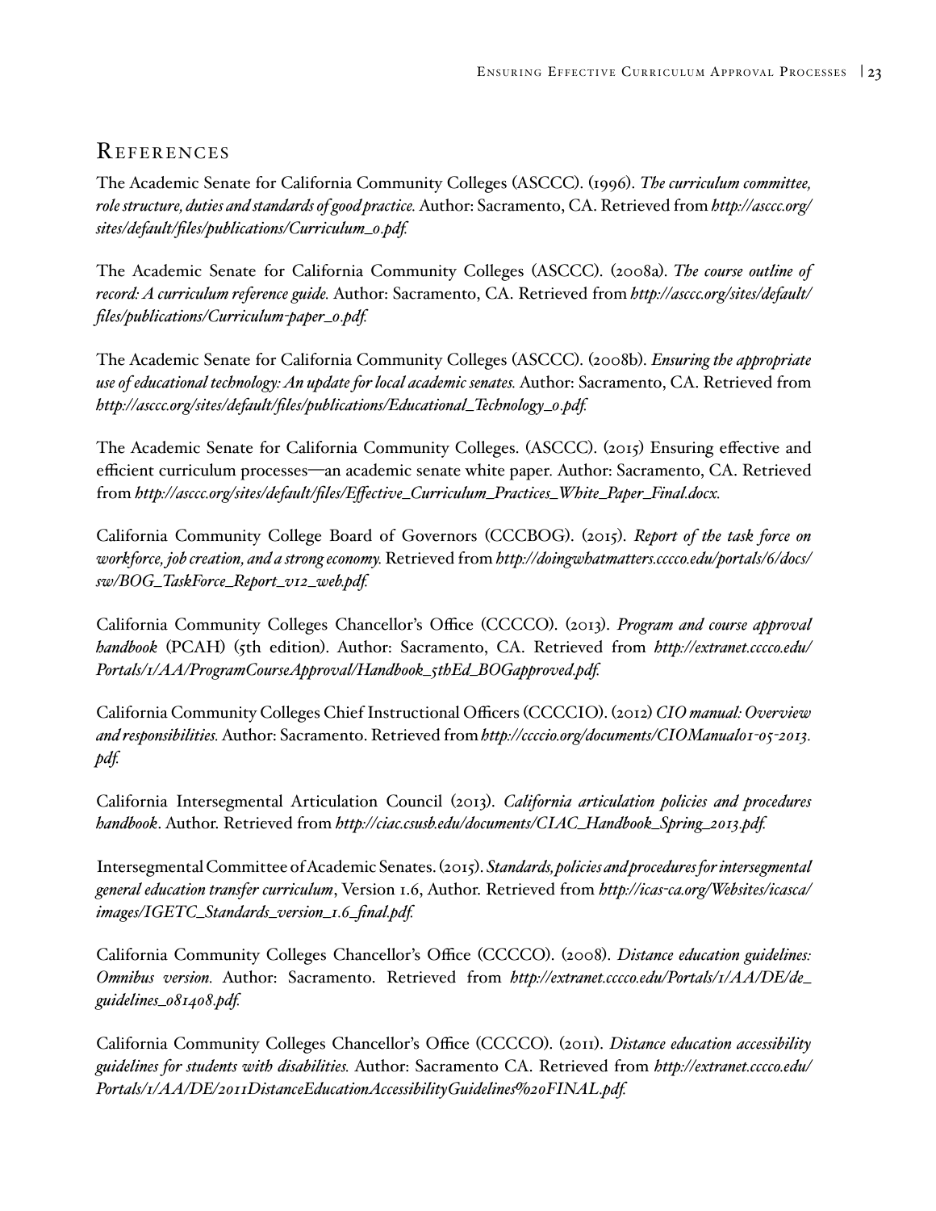## References

The Academic Senate for California Community Colleges (ASCCC). (1996). *The curriculum committee, role structure, duties and standards of good practice.* Author: Sacramento, CA. Retrieved from *http://asccc.org/sites/default/files/publications/Curriculum_0.pdf.*

The Academic Senate for California Community Colleges (ASCCC). (2008a). *The course outline of record: A curriculum reference guide.* Author: Sacramento, CA. Retrieved from *http://asccc.org/sites/default/files/publications/Curriculum-paper_0.pdf.*

The Academic Senate for California Community Colleges (ASCCC). (2008b). *Ensuring the appropriate use of educational technology: An update for local academic senates.* Author: Sacramento, CA. Retrieved from *http://asccc.org/sites/default/files/publications/Educational_Technology_0.pdf.*

The Academic Senate for California Community Colleges. (ASCCC). (2015) Ensuring effective and efficient curriculum processes—an academic senate white paper. Author: Sacramento, CA. Retrieved from *http://asccc.org/sites/default/files/Effective_Curriculum_Practices_White_Paper_Final.docx.*

California Community College Board of Governors (CCCBOG). (2015). *Report of the task force on workforce, job creation, and a strong economy.* Retrieved from *http://doingwhatmatters.cccco.edu/portals/6/docs/sw/BOG_TaskForce_Report_v12_web.pdf.*

California Community Colleges Chancellor's Office (CCCCO). (2013). *Program and course approval handbook* (PCAH) (5th edition). Author: Sacramento, CA. Retrieved from *http://extranet.cccco.edu/Portals/1/AA/ProgramCourseApproval/Handbook_5thEd_BOGapproved.pdf.*

California Community Colleges Chief Instructional Officers (CCCCIO). (2012) *CIO manual: Overview and responsibilities.* Author: Sacramento. Retrieved from *http://ccccio.org/documents/CIOManual01-05-2013.pdf.*

California Intersegmental Articulation Council (2013). *California articulation policies and procedures handbook*. Author. Retrieved from *http://ciac.csusb.edu/documents/CIAC_Handbook_Spring_2013.pdf.*

Intersegmental Committee of Academic Senates. (2015). *Standards, policies and procedures for intersegmental general education transfer curriculum*, Version 1.6, Author. Retrieved from *http://icas-ca.org/Websites/icasca/images/IGETC_Standards_version_1.6_final.pdf.*

California Community Colleges Chancellor's Office (CCCCO). (2008). *Distance education guidelines: Omnibus version.* Author: Sacramento. Retrieved from *http://extranet.cccco.edu/Portals/1/AA/DE/de_guidelines_081408.pdf.*

California Community Colleges Chancellor's Office (CCCCO). (2011). *Distance education accessibility guidelines for students with disabilities.* Author: Sacramento CA. Retrieved from *http://extranet.cccco.edu/Portals/1/AA/DE/2011DistanceEducationAccessibilityGuidelines%20FINAL.pdf.*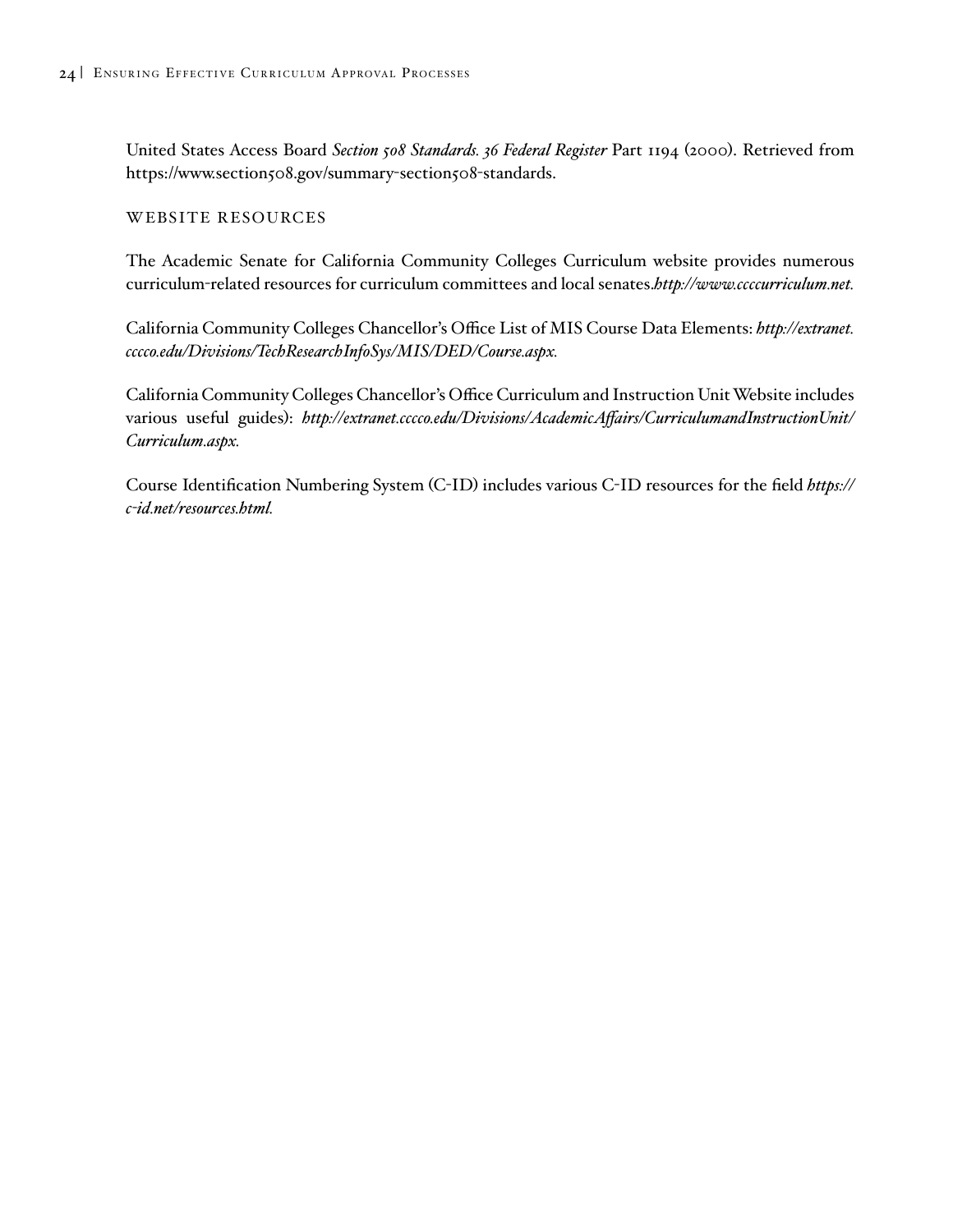United States Access Board *Section 508 Standards. 36 Federal Register* Part 1194 (2000). Retrieved from https://www.section508.gov/summary-section508-standards.

## WEBSITE RESOURCES

The Academic Senate for California Community Colleges Curriculum website provides numerous curriculum-related resources for curriculum committees and local senates.*http://www.ccccurriculum.net.*

California Community Colleges Chancellor's Office List of MIS Course Data Elements: *http://extranet.cccco.edu/Divisions/TechResearchInfoSys/MIS/DED/Course.aspx.*

California Community Colleges Chancellor's Office Curriculum and Instruction Unit Website includes various useful guides): *http://extranet.cccco.edu/Divisions/AcademicAffairs/CurriculumandInstructionUnit/Curriculum.aspx.*

Course Identification Numbering System (C-ID) includes various C-ID resources for the field *https://c-id.net/resources.html.*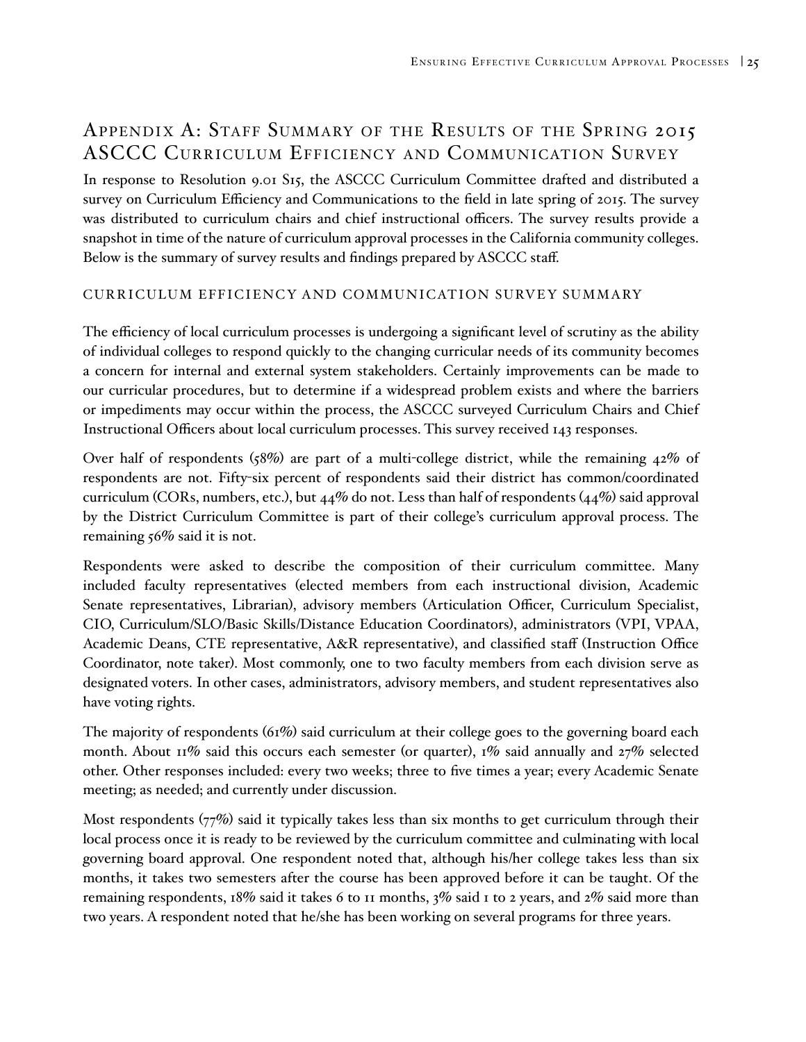# Appendix A: Staff Summary of the Results of the Spring 2015 ASCCC Curriculum Efficiency and Communication Survey

In response to Resolution 9.01 S15, the ASCCC Curriculum Committee drafted and distributed a survey on Curriculum Efficiency and Communications to the field in late spring of 2015. The survey was distributed to curriculum chairs and chief instructional officers. The survey results provide a snapshot in time of the nature of curriculum approval processes in the California community colleges. Below is the summary of survey results and findings prepared by ASCCC staff.

## CURRICULUM EFFICIENCY AND COMMUNICATION SURVEY SUMMARY

The efficiency of local curriculum processes is undergoing a significant level of scrutiny as the ability of individual colleges to respond quickly to the changing curricular needs of its community becomes a concern for internal and external system stakeholders. Certainly improvements can be made to our curricular procedures, but to determine if a widespread problem exists and where the barriers or impediments may occur within the process, the ASCCC surveyed Curriculum Chairs and Chief Instructional Officers about local curriculum processes. This survey received 143 responses.

Over half of respondents (58%) are part of a multi-college district, while the remaining 42% of respondents are not. Fifty-six percent of respondents said their district has common/coordinated curriculum (CORs, numbers, etc.), but 44% do not. Less than half of respondents (44%) said approval by the District Curriculum Committee is part of their college's curriculum approval process. The remaining 56% said it is not.

Respondents were asked to describe the composition of their curriculum committee. Many included faculty representatives (elected members from each instructional division, Academic Senate representatives, Librarian), advisory members (Articulation Officer, Curriculum Specialist, CIO, Curriculum/SLO/Basic Skills/Distance Education Coordinators), administrators (VPI, VPAA, Academic Deans, CTE representative, A&R representative), and classified staff (Instruction Office Coordinator, note taker). Most commonly, one to two faculty members from each division serve as designated voters. In other cases, administrators, advisory members, and student representatives also have voting rights.

The majority of respondents (61%) said curriculum at their college goes to the governing board each month. About 11% said this occurs each semester (or quarter), 1% said annually and 27% selected other. Other responses included: every two weeks; three to five times a year; every Academic Senate meeting; as needed; and currently under discussion.

Most respondents (77%) said it typically takes less than six months to get curriculum through their local process once it is ready to be reviewed by the curriculum committee and culminating with local governing board approval. One respondent noted that, although his/her college takes less than six months, it takes two semesters after the course has been approved before it can be taught. Of the remaining respondents, 18% said it takes 6 to 11 months, 3% said 1 to 2 years, and 2% said more than two years. A respondent noted that he/she has been working on several programs for three years.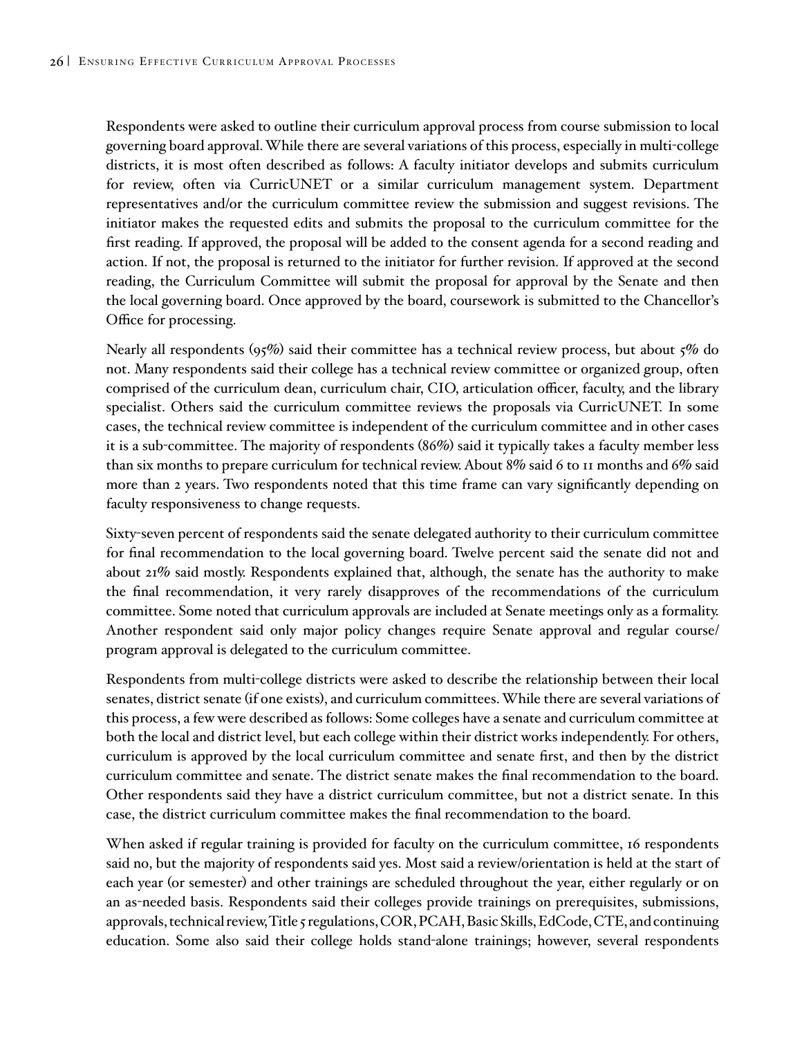Respondents were asked to outline their curriculum approval process from course submission to local governing board approval. While there are several variations of this process, especially in multi-college districts, it is most often described as follows: A faculty initiator develops and submits curriculum for review, often via CurricUNET or a similar curriculum management system. Department representatives and/or the curriculum committee review the submission and suggest revisions. The initiator makes the requested edits and submits the proposal to the curriculum committee for the first reading. If approved, the proposal will be added to the consent agenda for a second reading and action. If not, the proposal is returned to the initiator for further revision. If approved at the second reading, the Curriculum Committee will submit the proposal for approval by the Senate and then the local governing board. Once approved by the board, coursework is submitted to the Chancellor's Office for processing.

Nearly all respondents (95%) said their committee has a technical review process, but about 5% do not. Many respondents said their college has a technical review committee or organized group, often comprised of the curriculum dean, curriculum chair, CIO, articulation officer, faculty, and the library specialist. Others said the curriculum committee reviews the proposals via CurricUNET. In some cases, the technical review committee is independent of the curriculum committee and in other cases it is a sub-committee. The majority of respondents (86%) said it typically takes a faculty member less than six months to prepare curriculum for technical review. About 8% said 6 to 11 months and 6% said more than 2 years. Two respondents noted that this time frame can vary significantly depending on faculty responsiveness to change requests.

Sixty-seven percent of respondents said the senate delegated authority to their curriculum committee for final recommendation to the local governing board. Twelve percent said the senate did not and about 21% said mostly. Respondents explained that, although, the senate has the authority to make the final recommendation, it very rarely disapproves of the recommendations of the curriculum committee. Some noted that curriculum approvals are included at Senate meetings only as a formality. Another respondent said only major policy changes require Senate approval and regular course/program approval is delegated to the curriculum committee.

Respondents from multi-college districts were asked to describe the relationship between their local senates, district senate (if one exists), and curriculum committees. While there are several variations of this process, a few were described as follows: Some colleges have a senate and curriculum committee at both the local and district level, but each college within their district works independently. For others, curriculum is approved by the local curriculum committee and senate first, and then by the district curriculum committee and senate. The district senate makes the final recommendation to the board. Other respondents said they have a district curriculum committee, but not a district senate. In this case, the district curriculum committee makes the final recommendation to the board.

When asked if regular training is provided for faculty on the curriculum committee, 16 respondents said no, but the majority of respondents said yes. Most said a review/orientation is held at the start of each year (or semester) and other trainings are scheduled throughout the year, either regularly or on an as-needed basis. Respondents said their colleges provide trainings on prerequisites, submissions, approvals, technical review, Title 5 regulations, COR, PCAH, Basic Skills, EdCode, CTE, and continuing education. Some also said their college holds stand-alone trainings; however, several respondents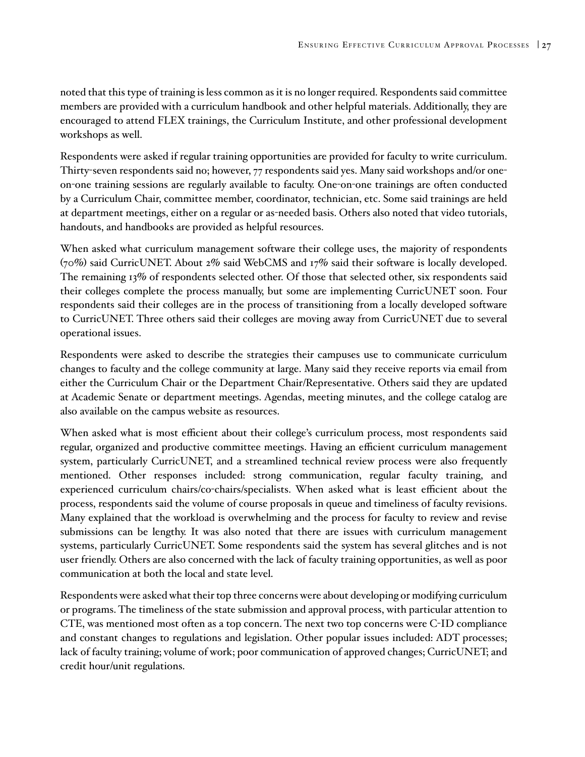noted that this type of training is less common as it is no longer required. Respondents said committee members are provided with a curriculum handbook and other helpful materials. Additionally, they are encouraged to attend FLEX trainings, the Curriculum Institute, and other professional development workshops as well.

Respondents were asked if regular training opportunities are provided for faculty to write curriculum. Thirty-seven respondents said no; however, 77 respondents said yes. Many said workshops and/or one-on-one training sessions are regularly available to faculty. One-on-one trainings are often conducted by a Curriculum Chair, committee member, coordinator, technician, etc. Some said trainings are held at department meetings, either on a regular or as-needed basis. Others also noted that video tutorials, handouts, and handbooks are provided as helpful resources.

When asked what curriculum management software their college uses, the majority of respondents (70%) said CurricUNET. About 2% said WebCMS and 17% said their software is locally developed. The remaining 13% of respondents selected other. Of those that selected other, six respondents said their colleges complete the process manually, but some are implementing CurricUNET soon. Four respondents said their colleges are in the process of transitioning from a locally developed software to CurricUNET. Three others said their colleges are moving away from CurricUNET due to several operational issues.

Respondents were asked to describe the strategies their campuses use to communicate curriculum changes to faculty and the college community at large. Many said they receive reports via email from either the Curriculum Chair or the Department Chair/Representative. Others said they are updated at Academic Senate or department meetings. Agendas, meeting minutes, and the college catalog are also available on the campus website as resources.

When asked what is most efficient about their college's curriculum process, most respondents said regular, organized and productive committee meetings. Having an efficient curriculum management system, particularly CurricUNET, and a streamlined technical review process were also frequently mentioned. Other responses included: strong communication, regular faculty training, and experienced curriculum chairs/co-chairs/specialists. When asked what is least efficient about the process, respondents said the volume of course proposals in queue and timeliness of faculty revisions. Many explained that the workload is overwhelming and the process for faculty to review and revise submissions can be lengthy. It was also noted that there are issues with curriculum management systems, particularly CurricUNET. Some respondents said the system has several glitches and is not user friendly. Others are also concerned with the lack of faculty training opportunities, as well as poor communication at both the local and state level.

Respondents were asked what their top three concerns were about developing or modifying curriculum or programs. The timeliness of the state submission and approval process, with particular attention to CTE, was mentioned most often as a top concern. The next two top concerns were C-ID compliance and constant changes to regulations and legislation. Other popular issues included: ADT processes; lack of faculty training; volume of work; poor communication of approved changes; CurricUNET; and credit hour/unit regulations.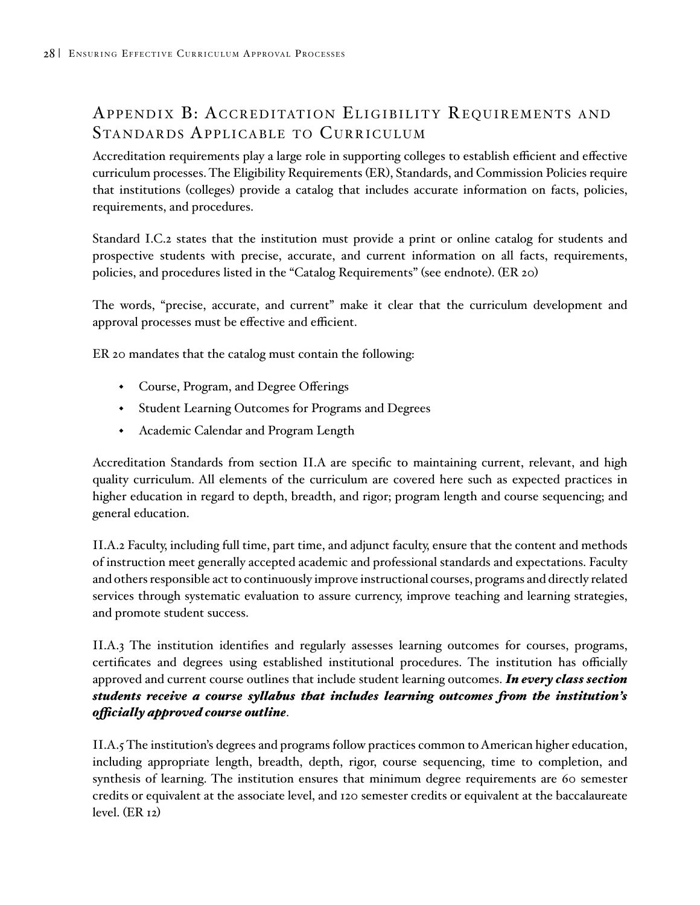## Appendix B: Accreditation Eligibility Requirements and Standards Applicable to Curriculum

Accreditation requirements play a large role in supporting colleges to establish efficient and effective curriculum processes. The Eligibility Requirements (ER), Standards, and Commission Policies require that institutions (colleges) provide a catalog that includes accurate information on facts, policies, requirements, and procedures.

Standard I.C.2 states that the institution must provide a print or online catalog for students and prospective students with precise, accurate, and current information on all facts, requirements, policies, and procedures listed in the "Catalog Requirements" (see endnote). (ER 20)

The words, "precise, accurate, and current" make it clear that the curriculum development and approval processes must be effective and efficient.

ER 20 mandates that the catalog must contain the following:

- Course, Program, and Degree Offerings
- Student Learning Outcomes for Programs and Degrees
- Academic Calendar and Program Length

Accreditation Standards from section II.A are specific to maintaining current, relevant, and high quality curriculum. All elements of the curriculum are covered here such as expected practices in higher education in regard to depth, breadth, and rigor; program length and course sequencing; and general education.

II.A.2 Faculty, including full time, part time, and adjunct faculty, ensure that the content and methods of instruction meet generally accepted academic and professional standards and expectations. Faculty and others responsible act to continuously improve instructional courses, programs and directly related services through systematic evaluation to assure currency, improve teaching and learning strategies, and promote student success.

II.A.3 The institution identifies and regularly assesses learning outcomes for courses, programs, certificates and degrees using established institutional procedures. The institution has officially approved and current course outlines that include student learning outcomes. ***In every class section students receive a course syllabus that includes learning outcomes from the institution's officially approved course outline***.

II.A.5 The institution's degrees and programs follow practices common to American higher education, including appropriate length, breadth, depth, rigor, course sequencing, time to completion, and synthesis of learning. The institution ensures that minimum degree requirements are 60 semester credits or equivalent at the associate level, and 120 semester credits or equivalent at the baccalaureate level. (ER 12)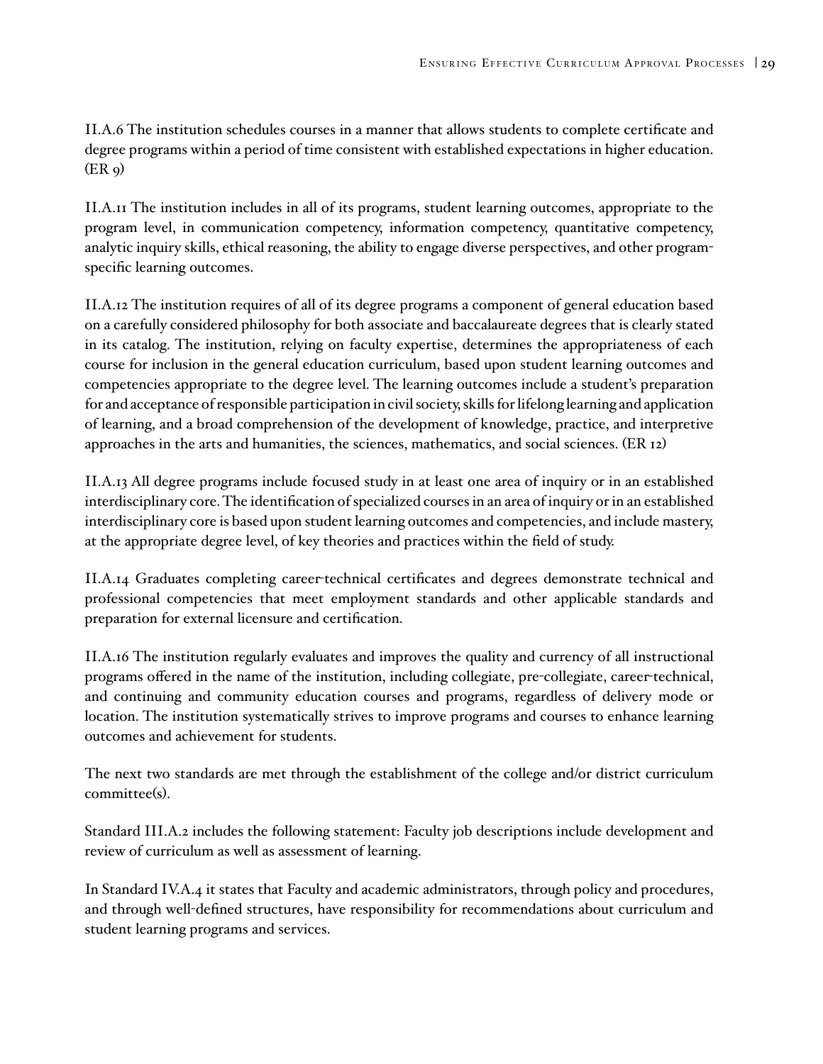II.A.6 The institution schedules courses in a manner that allows students to complete certificate and degree programs within a period of time consistent with established expectations in higher education. (ER 9)

II.A.11 The institution includes in all of its programs, student learning outcomes, appropriate to the program level, in communication competency, information competency, quantitative competency, analytic inquiry skills, ethical reasoning, the ability to engage diverse perspectives, and other program-specific learning outcomes.

II.A.12 The institution requires of all of its degree programs a component of general education based on a carefully considered philosophy for both associate and baccalaureate degrees that is clearly stated in its catalog. The institution, relying on faculty expertise, determines the appropriateness of each course for inclusion in the general education curriculum, based upon student learning outcomes and competencies appropriate to the degree level. The learning outcomes include a student's preparation for and acceptance of responsible participation in civil society, skills for lifelong learning and application of learning, and a broad comprehension of the development of knowledge, practice, and interpretive approaches in the arts and humanities, the sciences, mathematics, and social sciences. (ER 12)

II.A.13 All degree programs include focused study in at least one area of inquiry or in an established interdisciplinary core. The identification of specialized courses in an area of inquiry or in an established interdisciplinary core is based upon student learning outcomes and competencies, and include mastery, at the appropriate degree level, of key theories and practices within the field of study.

II.A.14 Graduates completing career-technical certificates and degrees demonstrate technical and professional competencies that meet employment standards and other applicable standards and preparation for external licensure and certification.

II.A.16 The institution regularly evaluates and improves the quality and currency of all instructional programs offered in the name of the institution, including collegiate, pre-collegiate, career-technical, and continuing and community education courses and programs, regardless of delivery mode or location. The institution systematically strives to improve programs and courses to enhance learning outcomes and achievement for students.

The next two standards are met through the establishment of the college and/or district curriculum committee(s).

Standard III.A.2 includes the following statement: Faculty job descriptions include development and review of curriculum as well as assessment of learning.

In Standard IV.A.4 it states that Faculty and academic administrators, through policy and procedures, and through well-defined structures, have responsibility for recommendations about curriculum and student learning programs and services.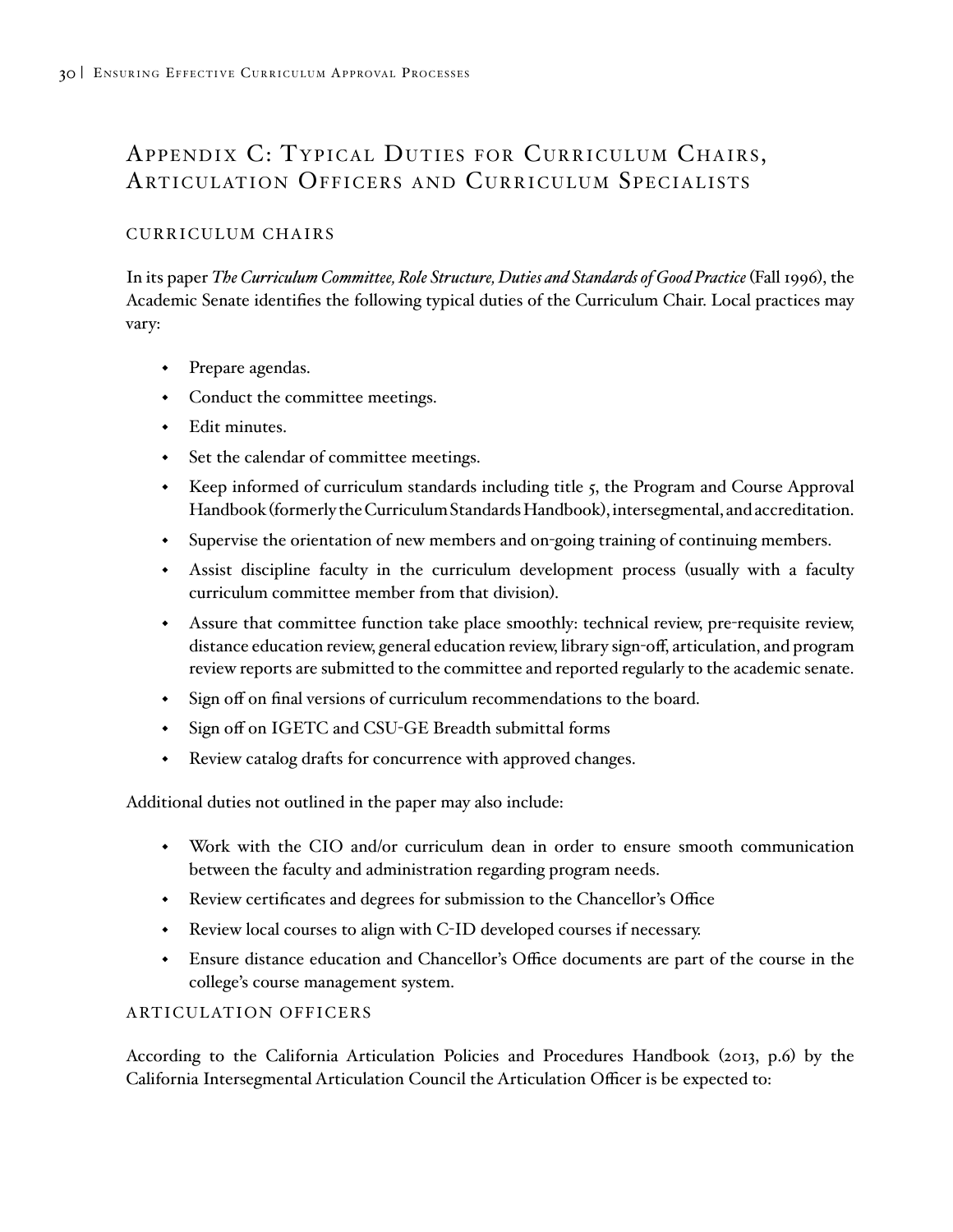## Appendix C: Typical Duties for Curriculum Chairs, Articulation Officers and Curriculum Specialists

### Curriculum Chairs

In its paper *The Curriculum Committee, Role Structure, Duties and Standards of Good Practice* (Fall 1996), the Academic Senate identifies the following typical duties of the Curriculum Chair. Local practices may vary:

- Prepare agendas.
- Conduct the committee meetings.
- Edit minutes.
- Set the calendar of committee meetings.
- Keep informed of curriculum standards including title 5, the Program and Course Approval Handbook (formerly the Curriculum Standards Handbook), intersegmental, and accreditation.
- Supervise the orientation of new members and on-going training of continuing members.
- Assist discipline faculty in the curriculum development process (usually with a faculty curriculum committee member from that division).
- Assure that committee function take place smoothly: technical review, pre-requisite review, distance education review, general education review, library sign-off, articulation, and program review reports are submitted to the committee and reported regularly to the academic senate.
- Sign off on final versions of curriculum recommendations to the board.
- Sign off on IGETC and CSU-GE Breadth submittal forms
- Review catalog drafts for concurrence with approved changes.

Additional duties not outlined in the paper may also include:

- Work with the CIO and/or curriculum dean in order to ensure smooth communication between the faculty and administration regarding program needs.
- Review certificates and degrees for submission to the Chancellor's Office
- Review local courses to align with C-ID developed courses if necessary.
- Ensure distance education and Chancellor's Office documents are part of the course in the college's course management system.

### Articulation Officers

According to the California Articulation Policies and Procedures Handbook (2013, p.6) by the California Intersegmental Articulation Council the Articulation Officer is be expected to: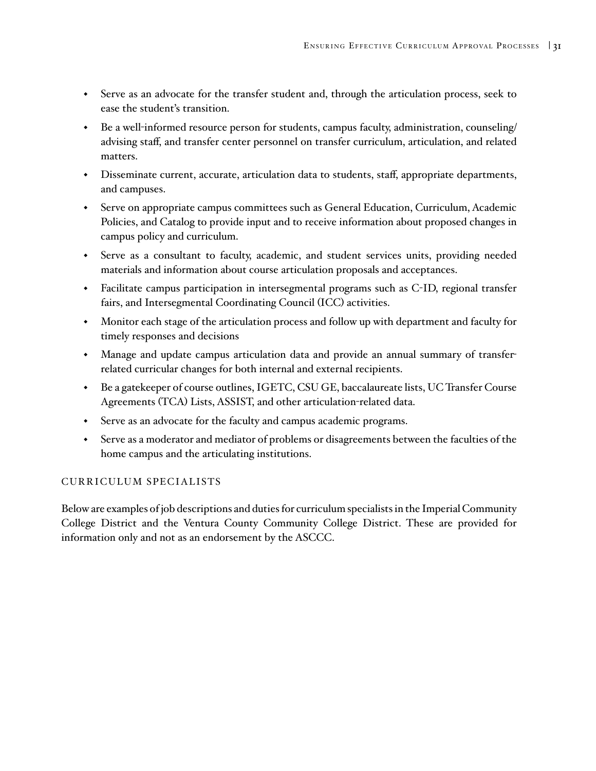- Serve as an advocate for the transfer student and, through the articulation process, seek to ease the student's transition.
- Be a well-informed resource person for students, campus faculty, administration, counseling/advising staff, and transfer center personnel on transfer curriculum, articulation, and related matters.
- Disseminate current, accurate, articulation data to students, staff, appropriate departments, and campuses.
- Serve on appropriate campus committees such as General Education, Curriculum, Academic Policies, and Catalog to provide input and to receive information about proposed changes in campus policy and curriculum.
- Serve as a consultant to faculty, academic, and student services units, providing needed materials and information about course articulation proposals and acceptances.
- Facilitate campus participation in intersegmental programs such as C-ID, regional transfer fairs, and Intersegmental Coordinating Council (ICC) activities.
- Monitor each stage of the articulation process and follow up with department and faculty for timely responses and decisions
- Manage and update campus articulation data and provide an annual summary of transfer-related curricular changes for both internal and external recipients.
- Be a gatekeeper of course outlines, IGETC, CSU GE, baccalaureate lists, UC Transfer Course Agreements (TCA) Lists, ASSIST, and other articulation-related data.
- Serve as an advocate for the faculty and campus academic programs.
- Serve as a moderator and mediator of problems or disagreements between the faculties of the home campus and the articulating institutions.

### CURRICULUM SPECIALISTS

Below are examples of job descriptions and duties for curriculum specialists in the Imperial Community College District and the Ventura County Community College District. These are provided for information only and not as an endorsement by the ASCCC.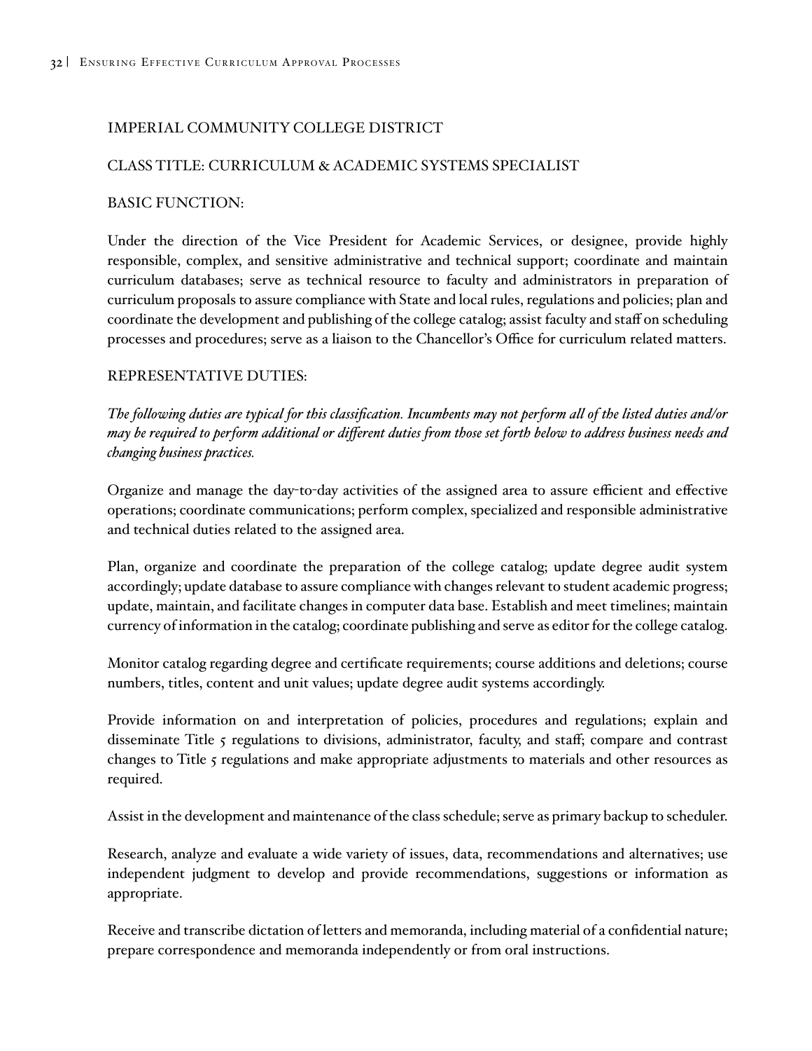IMPERIAL COMMUNITY COLLEGE DISTRICT

CLASS TITLE: CURRICULUM & ACADEMIC SYSTEMS SPECIALIST

BASIC FUNCTION:

Under the direction of the Vice President for Academic Services, or designee, provide highly responsible, complex, and sensitive administrative and technical support; coordinate and maintain curriculum databases; serve as technical resource to faculty and administrators in preparation of curriculum proposals to assure compliance with State and local rules, regulations and policies; plan and coordinate the development and publishing of the college catalog; assist faculty and staff on scheduling processes and procedures; serve as a liaison to the Chancellor's Office for curriculum related matters.

REPRESENTATIVE DUTIES:

*The following duties are typical for this classification. Incumbents may not perform all of the listed duties and/or may be required to perform additional or different duties from those set forth below to address business needs and changing business practices.*

Organize and manage the day-to-day activities of the assigned area to assure efficient and effective operations; coordinate communications; perform complex, specialized and responsible administrative and technical duties related to the assigned area.

Plan, organize and coordinate the preparation of the college catalog; update degree audit system accordingly; update database to assure compliance with changes relevant to student academic progress; update, maintain, and facilitate changes in computer data base. Establish and meet timelines; maintain currency of information in the catalog; coordinate publishing and serve as editor for the college catalog.

Monitor catalog regarding degree and certificate requirements; course additions and deletions; course numbers, titles, content and unit values; update degree audit systems accordingly.

Provide information on and interpretation of policies, procedures and regulations; explain and disseminate Title 5 regulations to divisions, administrator, faculty, and staff; compare and contrast changes to Title 5 regulations and make appropriate adjustments to materials and other resources as required.

Assist in the development and maintenance of the class schedule; serve as primary backup to scheduler.

Research, analyze and evaluate a wide variety of issues, data, recommendations and alternatives; use independent judgment to develop and provide recommendations, suggestions or information as appropriate.

Receive and transcribe dictation of letters and memoranda, including material of a confidential nature; prepare correspondence and memoranda independently or from oral instructions.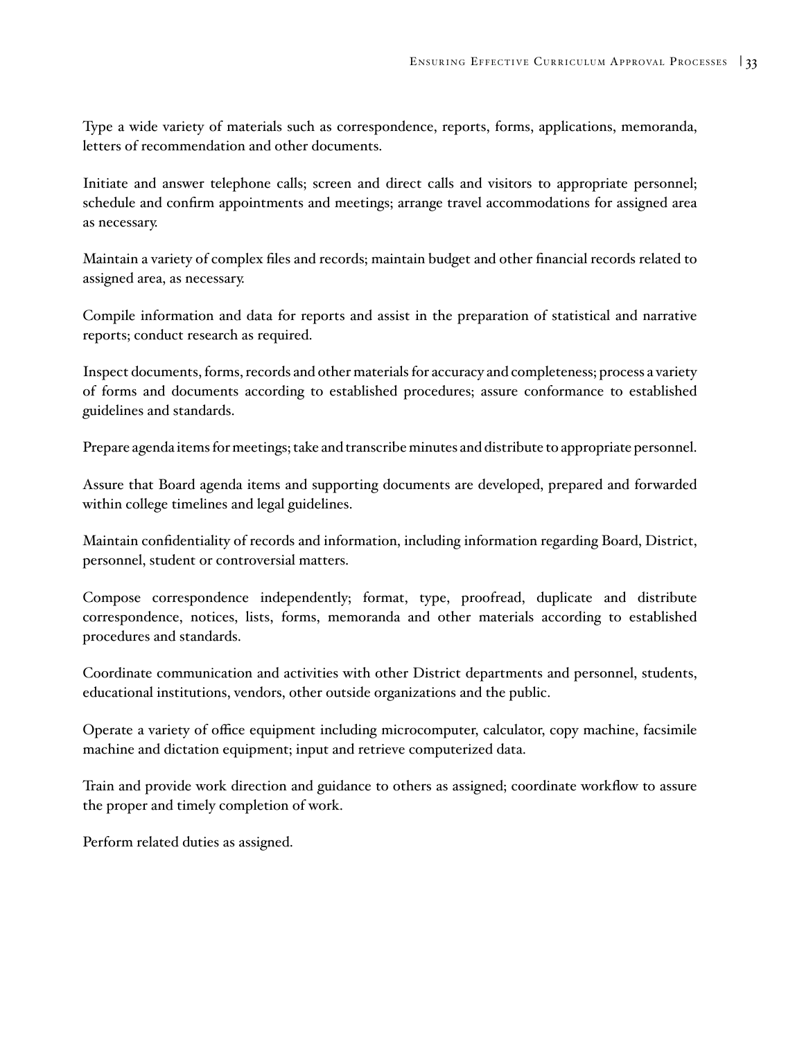Type a wide variety of materials such as correspondence, reports, forms, applications, memoranda, letters of recommendation and other documents.

Initiate and answer telephone calls; screen and direct calls and visitors to appropriate personnel; schedule and confirm appointments and meetings; arrange travel accommodations for assigned area as necessary.

Maintain a variety of complex files and records; maintain budget and other financial records related to assigned area, as necessary.

Compile information and data for reports and assist in the preparation of statistical and narrative reports; conduct research as required.

Inspect documents, forms, records and other materials for accuracy and completeness; process a variety of forms and documents according to established procedures; assure conformance to established guidelines and standards.

Prepare agenda items for meetings; take and transcribe minutes and distribute to appropriate personnel.

Assure that Board agenda items and supporting documents are developed, prepared and forwarded within college timelines and legal guidelines.

Maintain confidentiality of records and information, including information regarding Board, District, personnel, student or controversial matters.

Compose correspondence independently; format, type, proofread, duplicate and distribute correspondence, notices, lists, forms, memoranda and other materials according to established procedures and standards.

Coordinate communication and activities with other District departments and personnel, students, educational institutions, vendors, other outside organizations and the public.

Operate a variety of office equipment including microcomputer, calculator, copy machine, facsimile machine and dictation equipment; input and retrieve computerized data.

Train and provide work direction and guidance to others as assigned; coordinate workflow to assure the proper and timely completion of work.

Perform related duties as assigned.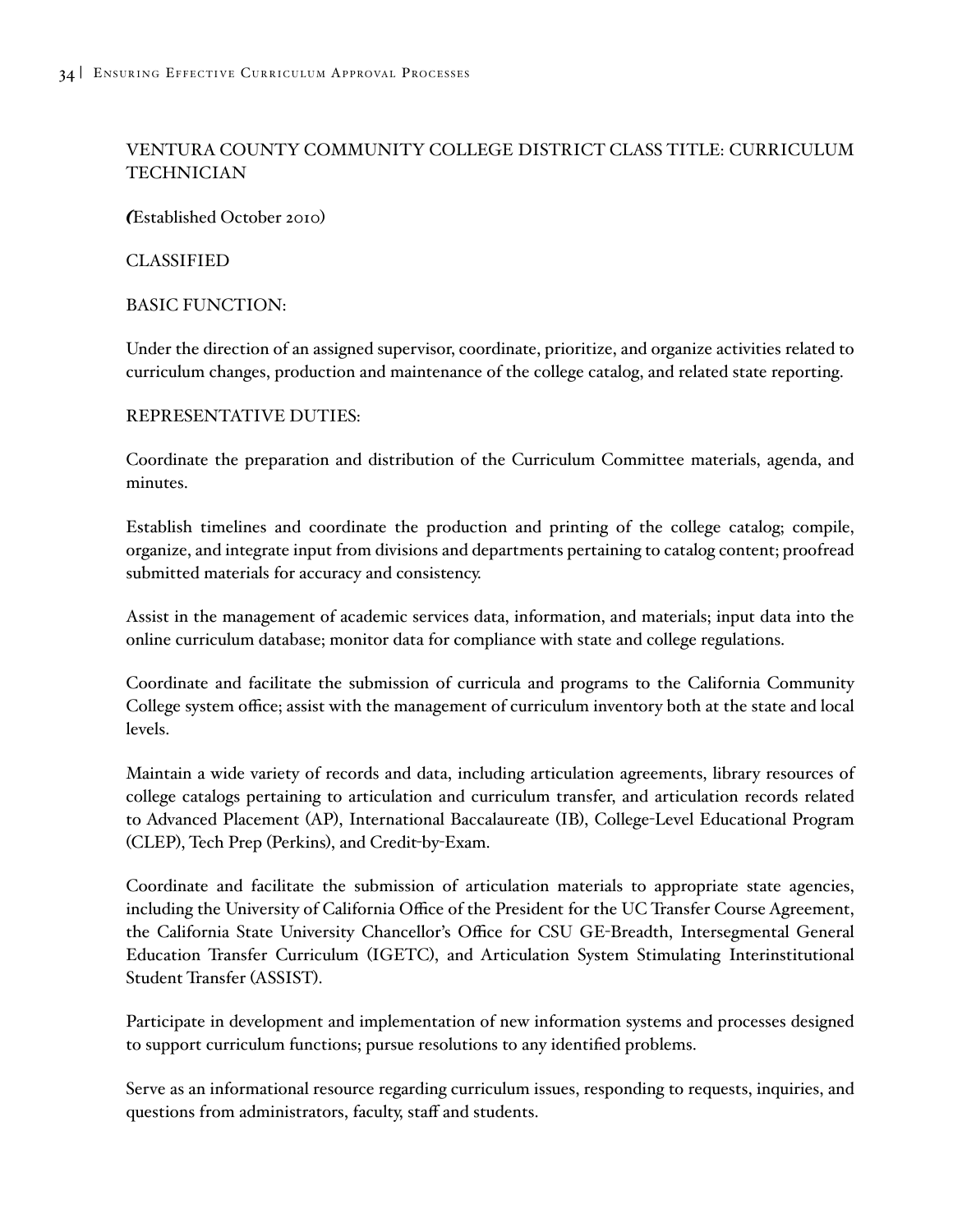## VENTURA COUNTY COMMUNITY COLLEGE DISTRICT CLASS TITLE: CURRICULUM TECHNICIAN

(Established October 2010)

CLASSIFIED

BASIC FUNCTION:

Under the direction of an assigned supervisor, coordinate, prioritize, and organize activities related to curriculum changes, production and maintenance of the college catalog, and related state reporting.

REPRESENTATIVE DUTIES:

Coordinate the preparation and distribution of the Curriculum Committee materials, agenda, and minutes.

Establish timelines and coordinate the production and printing of the college catalog; compile, organize, and integrate input from divisions and departments pertaining to catalog content; proofread submitted materials for accuracy and consistency.

Assist in the management of academic services data, information, and materials; input data into the online curriculum database; monitor data for compliance with state and college regulations.

Coordinate and facilitate the submission of curricula and programs to the California Community College system office; assist with the management of curriculum inventory both at the state and local levels.

Maintain a wide variety of records and data, including articulation agreements, library resources of college catalogs pertaining to articulation and curriculum transfer, and articulation records related to Advanced Placement (AP), International Baccalaureate (IB), College-Level Educational Program (CLEP), Tech Prep (Perkins), and Credit-by-Exam.

Coordinate and facilitate the submission of articulation materials to appropriate state agencies, including the University of California Office of the President for the UC Transfer Course Agreement, the California State University Chancellor's Office for CSU GE-Breadth, Intersegmental General Education Transfer Curriculum (IGETC), and Articulation System Stimulating Interinstitutional Student Transfer (ASSIST).

Participate in development and implementation of new information systems and processes designed to support curriculum functions; pursue resolutions to any identified problems.

Serve as an informational resource regarding curriculum issues, responding to requests, inquiries, and questions from administrators, faculty, staff and students.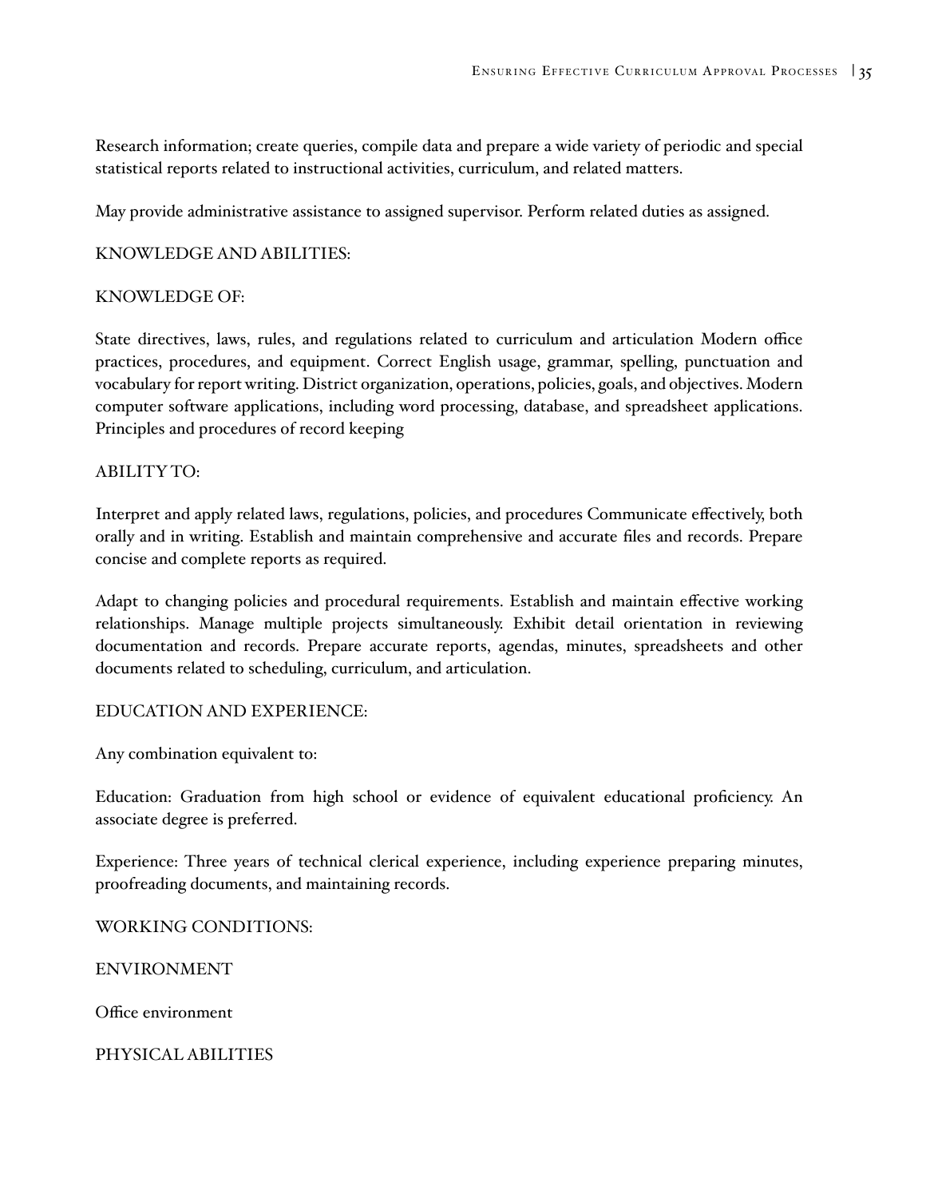Research information; create queries, compile data and prepare a wide variety of periodic and special statistical reports related to instructional activities, curriculum, and related matters.

May provide administrative assistance to assigned supervisor. Perform related duties as assigned.

KNOWLEDGE AND ABILITIES:

KNOWLEDGE OF:

State directives, laws, rules, and regulations related to curriculum and articulation Modern office practices, procedures, and equipment. Correct English usage, grammar, spelling, punctuation and vocabulary for report writing. District organization, operations, policies, goals, and objectives. Modern computer software applications, including word processing, database, and spreadsheet applications. Principles and procedures of record keeping

ABILITY TO:

Interpret and apply related laws, regulations, policies, and procedures Communicate effectively, both orally and in writing. Establish and maintain comprehensive and accurate files and records. Prepare concise and complete reports as required.

Adapt to changing policies and procedural requirements. Establish and maintain effective working relationships. Manage multiple projects simultaneously. Exhibit detail orientation in reviewing documentation and records. Prepare accurate reports, agendas, minutes, spreadsheets and other documents related to scheduling, curriculum, and articulation.

EDUCATION AND EXPERIENCE:

Any combination equivalent to:

Education: Graduation from high school or evidence of equivalent educational proficiency. An associate degree is preferred.

Experience: Three years of technical clerical experience, including experience preparing minutes, proofreading documents, and maintaining records.

WORKING CONDITIONS:

ENVIRONMENT

Office environment

PHYSICAL ABILITIES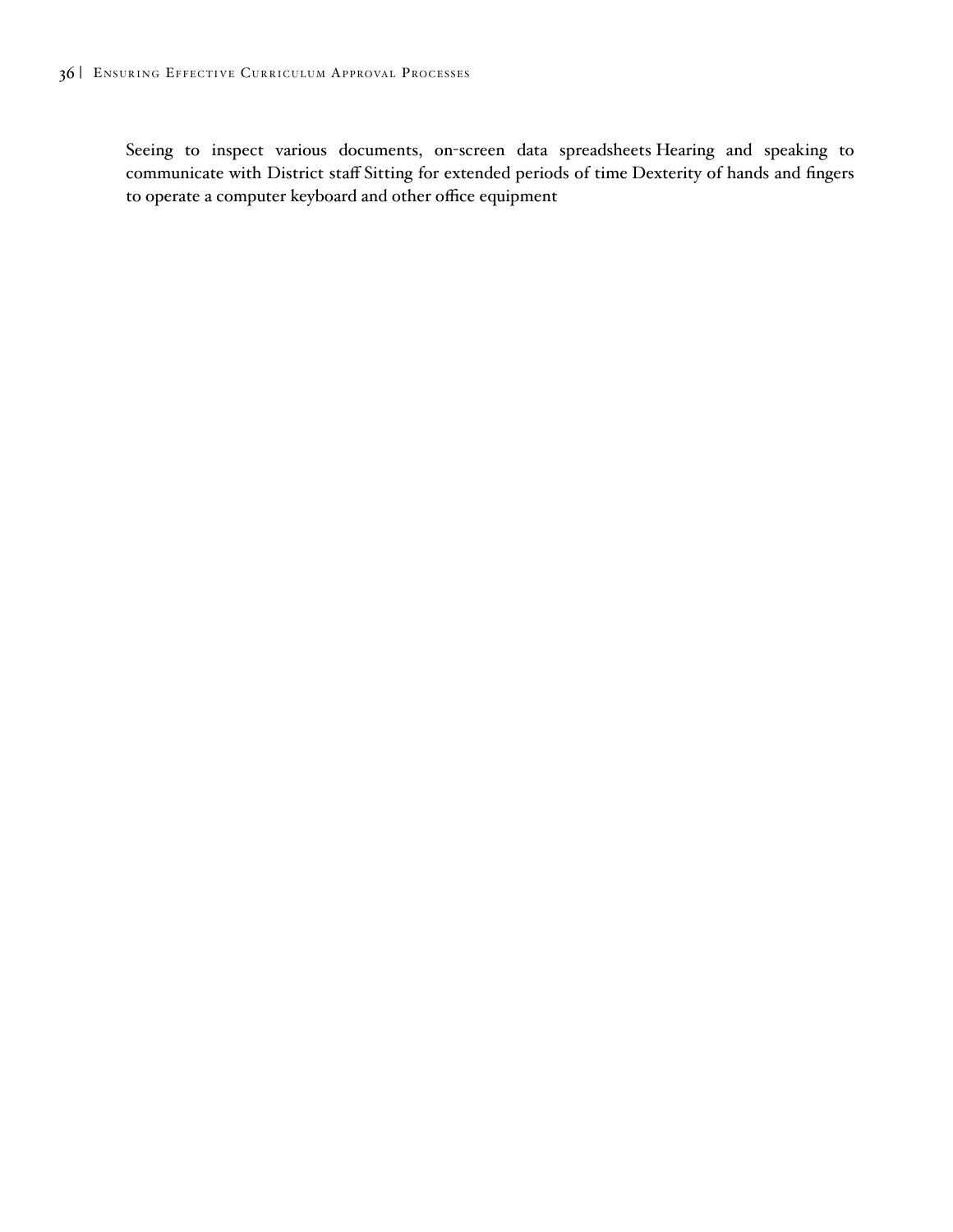Seeing to inspect various documents, on-screen data spreadsheets Hearing and speaking to communicate with District staff Sitting for extended periods of time Dexterity of hands and fingers to operate a computer keyboard and other office equipment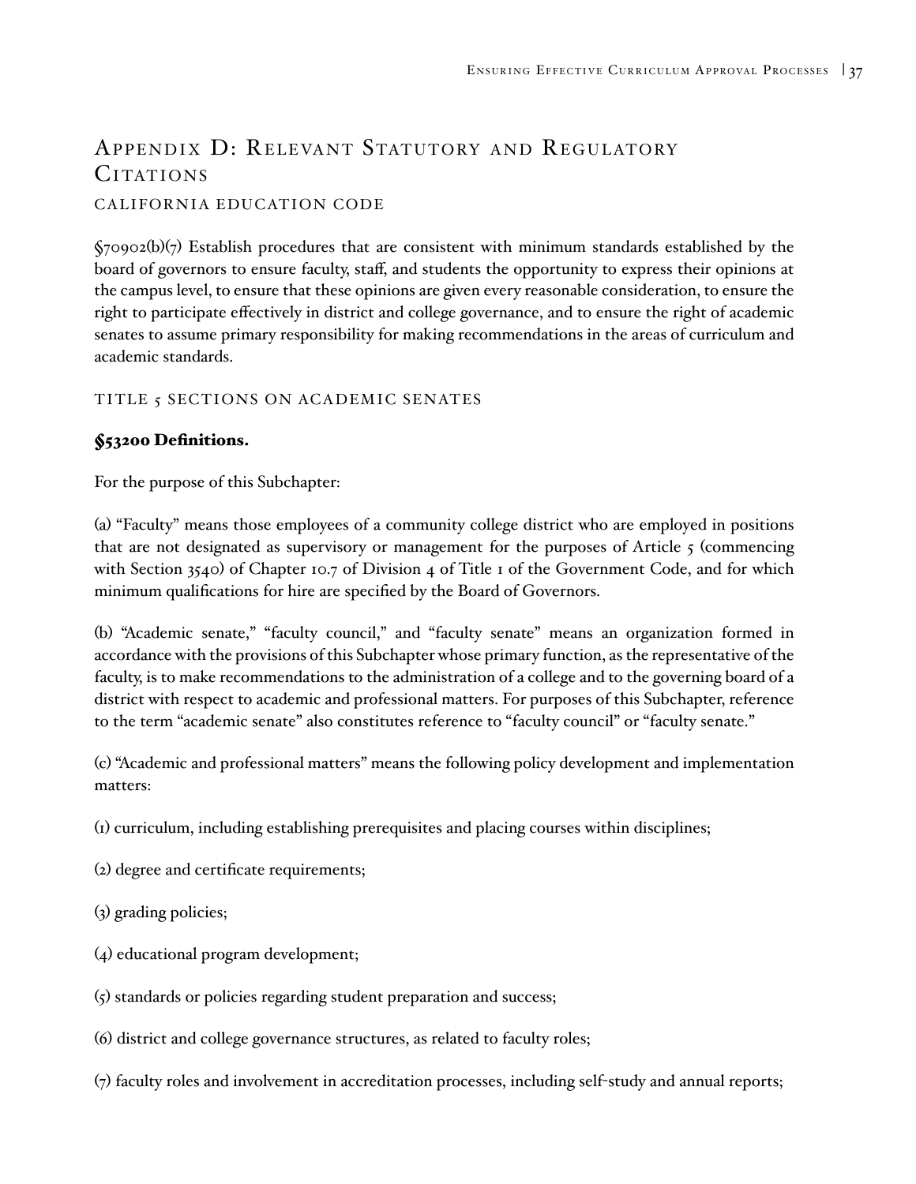# Appendix D: Relevant Statutory and Regulatory Citations

## California Education Code

§70902(b)(7) Establish procedures that are consistent with minimum standards established by the board of governors to ensure faculty, staff, and students the opportunity to express their opinions at the campus level, to ensure that these opinions are given every reasonable consideration, to ensure the right to participate effectively in district and college governance, and to ensure the right of academic senates to assume primary responsibility for making recommendations in the areas of curriculum and academic standards.

## Title 5 Sections on Academic Senates

### §53200 Definitions.

For the purpose of this Subchapter:

(a) "Faculty" means those employees of a community college district who are employed in positions that are not designated as supervisory or management for the purposes of Article 5 (commencing with Section 3540) of Chapter 10.7 of Division 4 of Title 1 of the Government Code, and for which minimum qualifications for hire are specified by the Board of Governors.

(b) "Academic senate," "faculty council," and "faculty senate" means an organization formed in accordance with the provisions of this Subchapter whose primary function, as the representative of the faculty, is to make recommendations to the administration of a college and to the governing board of a district with respect to academic and professional matters. For purposes of this Subchapter, reference to the term "academic senate" also constitutes reference to "faculty council" or "faculty senate."

(c) "Academic and professional matters" means the following policy development and implementation matters:

(1) curriculum, including establishing prerequisites and placing courses within disciplines;

(2) degree and certificate requirements;

(3) grading policies;

(4) educational program development;

(5) standards or policies regarding student preparation and success;

(6) district and college governance structures, as related to faculty roles;

(7) faculty roles and involvement in accreditation processes, including self-study and annual reports;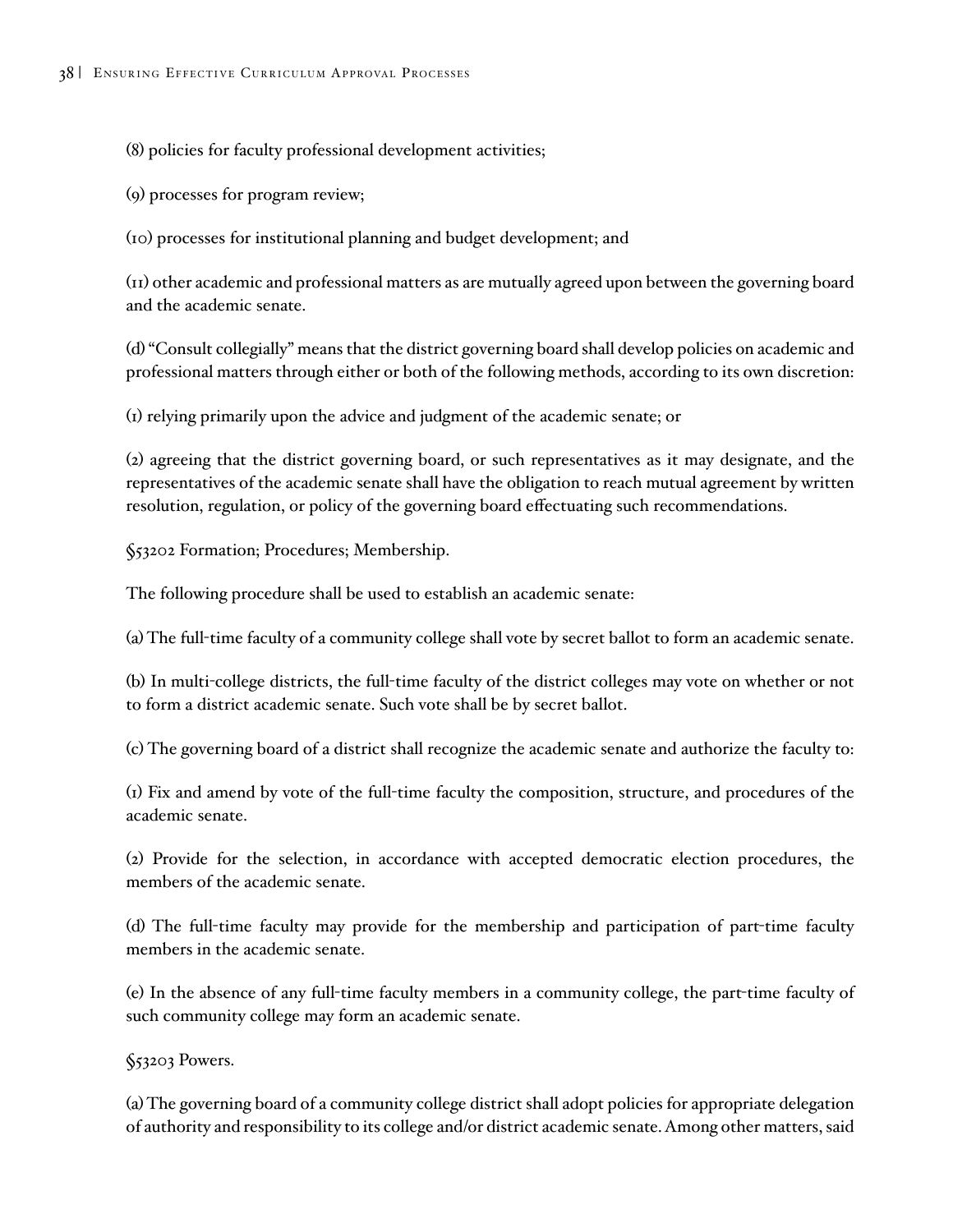(8) policies for faculty professional development activities;

(9) processes for program review;

(10) processes for institutional planning and budget development; and

(11) other academic and professional matters as are mutually agreed upon between the governing board and the academic senate.

(d) "Consult collegially" means that the district governing board shall develop policies on academic and professional matters through either or both of the following methods, according to its own discretion:

(1) relying primarily upon the advice and judgment of the academic senate; or

(2) agreeing that the district governing board, or such representatives as it may designate, and the representatives of the academic senate shall have the obligation to reach mutual agreement by written resolution, regulation, or policy of the governing board effectuating such recommendations.

§53202 Formation; Procedures; Membership.

The following procedure shall be used to establish an academic senate:

(a) The full-time faculty of a community college shall vote by secret ballot to form an academic senate.

(b) In multi-college districts, the full-time faculty of the district colleges may vote on whether or not to form a district academic senate. Such vote shall be by secret ballot.

(c) The governing board of a district shall recognize the academic senate and authorize the faculty to:

(1) Fix and amend by vote of the full-time faculty the composition, structure, and procedures of the academic senate.

(2) Provide for the selection, in accordance with accepted democratic election procedures, the members of the academic senate.

(d) The full-time faculty may provide for the membership and participation of part-time faculty members in the academic senate.

(e) In the absence of any full-time faculty members in a community college, the part-time faculty of such community college may form an academic senate.

§53203 Powers.

(a) The governing board of a community college district shall adopt policies for appropriate delegation of authority and responsibility to its college and/or district academic senate. Among other matters, said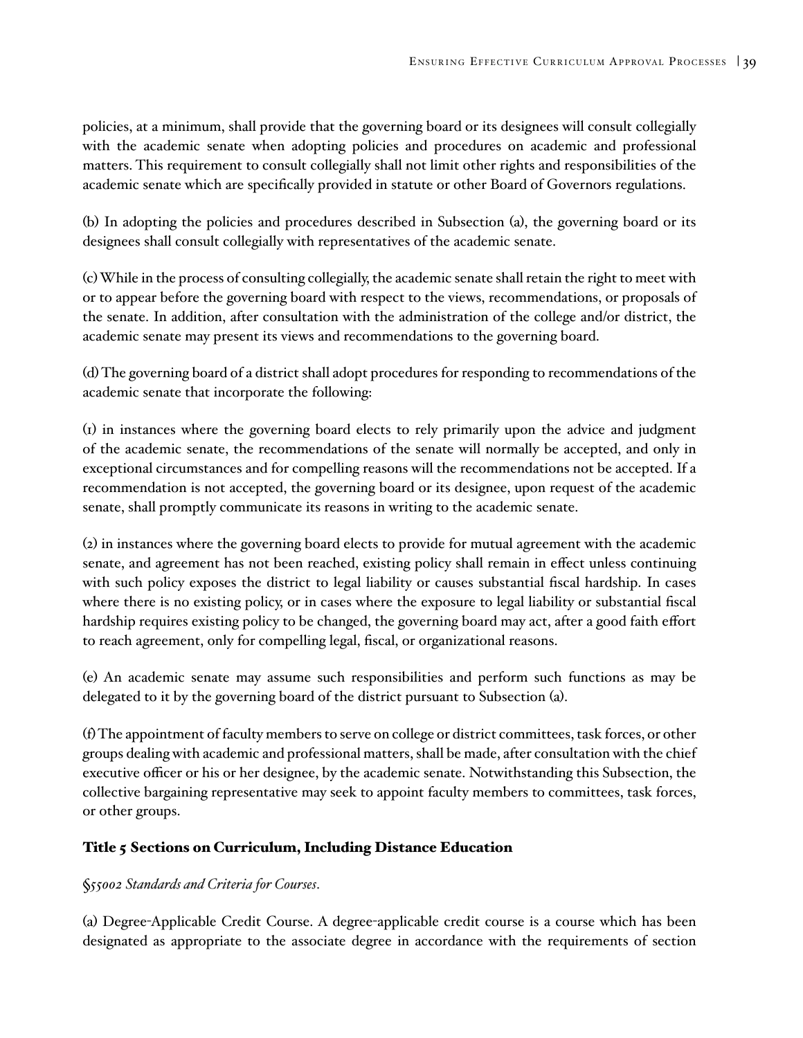policies, at a minimum, shall provide that the governing board or its designees will consult collegially with the academic senate when adopting policies and procedures on academic and professional matters. This requirement to consult collegially shall not limit other rights and responsibilities of the academic senate which are specifically provided in statute or other Board of Governors regulations.

(b) In adopting the policies and procedures described in Subsection (a), the governing board or its designees shall consult collegially with representatives of the academic senate.

(c) While in the process of consulting collegially, the academic senate shall retain the right to meet with or to appear before the governing board with respect to the views, recommendations, or proposals of the senate. In addition, after consultation with the administration of the college and/or district, the academic senate may present its views and recommendations to the governing board.

(d) The governing board of a district shall adopt procedures for responding to recommendations of the academic senate that incorporate the following:

(1) in instances where the governing board elects to rely primarily upon the advice and judgment of the academic senate, the recommendations of the senate will normally be accepted, and only in exceptional circumstances and for compelling reasons will the recommendations not be accepted. If a recommendation is not accepted, the governing board or its designee, upon request of the academic senate, shall promptly communicate its reasons in writing to the academic senate.

(2) in instances where the governing board elects to provide for mutual agreement with the academic senate, and agreement has not been reached, existing policy shall remain in effect unless continuing with such policy exposes the district to legal liability or causes substantial fiscal hardship. In cases where there is no existing policy, or in cases where the exposure to legal liability or substantial fiscal hardship requires existing policy to be changed, the governing board may act, after a good faith effort to reach agreement, only for compelling legal, fiscal, or organizational reasons.

(e) An academic senate may assume such responsibilities and perform such functions as may be delegated to it by the governing board of the district pursuant to Subsection (a).

(f) The appointment of faculty members to serve on college or district committees, task forces, or other groups dealing with academic and professional matters, shall be made, after consultation with the chief executive officer or his or her designee, by the academic senate. Notwithstanding this Subsection, the collective bargaining representative may seek to appoint faculty members to committees, task forces, or other groups.

## Title 5 Sections on Curriculum, Including Distance Education

*§55002 Standards and Criteria for Courses.*

(a) Degree-Applicable Credit Course. A degree-applicable credit course is a course which has been designated as appropriate to the associate degree in accordance with the requirements of section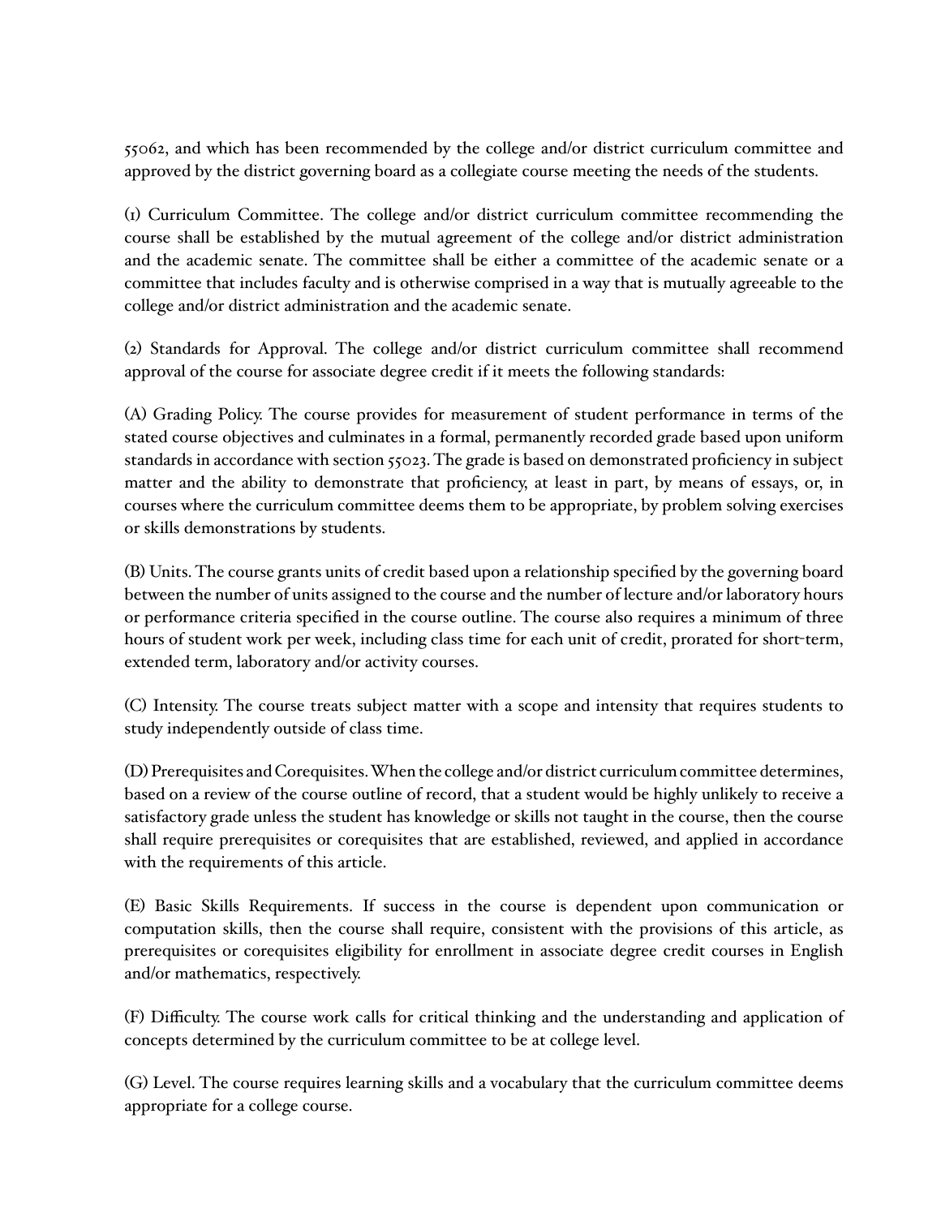55062, and which has been recommended by the college and/or district curriculum committee and approved by the district governing board as a collegiate course meeting the needs of the students.

(1) Curriculum Committee. The college and/or district curriculum committee recommending the course shall be established by the mutual agreement of the college and/or district administration and the academic senate. The committee shall be either a committee of the academic senate or a committee that includes faculty and is otherwise comprised in a way that is mutually agreeable to the college and/or district administration and the academic senate.

(2) Standards for Approval. The college and/or district curriculum committee shall recommend approval of the course for associate degree credit if it meets the following standards:

(A) Grading Policy. The course provides for measurement of student performance in terms of the stated course objectives and culminates in a formal, permanently recorded grade based upon uniform standards in accordance with section 55023. The grade is based on demonstrated proficiency in subject matter and the ability to demonstrate that proficiency, at least in part, by means of essays, or, in courses where the curriculum committee deems them to be appropriate, by problem solving exercises or skills demonstrations by students.

(B) Units. The course grants units of credit based upon a relationship specified by the governing board between the number of units assigned to the course and the number of lecture and/or laboratory hours or performance criteria specified in the course outline. The course also requires a minimum of three hours of student work per week, including class time for each unit of credit, prorated for short-term, extended term, laboratory and/or activity courses.

(C) Intensity. The course treats subject matter with a scope and intensity that requires students to study independently outside of class time.

(D) Prerequisites and Corequisites. When the college and/or district curriculum committee determines, based on a review of the course outline of record, that a student would be highly unlikely to receive a satisfactory grade unless the student has knowledge or skills not taught in the course, then the course shall require prerequisites or corequisites that are established, reviewed, and applied in accordance with the requirements of this article.

(E) Basic Skills Requirements. If success in the course is dependent upon communication or computation skills, then the course shall require, consistent with the provisions of this article, as prerequisites or corequisites eligibility for enrollment in associate degree credit courses in English and/or mathematics, respectively.

(F) Difficulty. The course work calls for critical thinking and the understanding and application of concepts determined by the curriculum committee to be at college level.

(G) Level. The course requires learning skills and a vocabulary that the curriculum committee deems appropriate for a college course.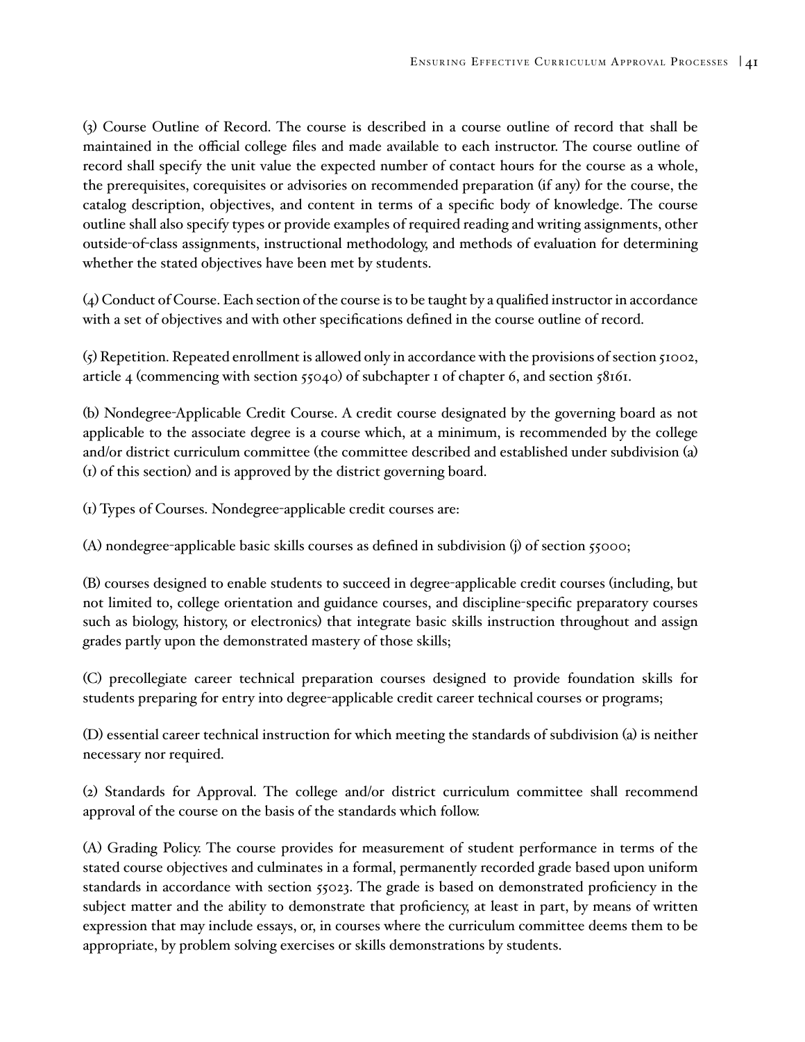(3) Course Outline of Record. The course is described in a course outline of record that shall be maintained in the official college files and made available to each instructor. The course outline of record shall specify the unit value the expected number of contact hours for the course as a whole, the prerequisites, corequisites or advisories on recommended preparation (if any) for the course, the catalog description, objectives, and content in terms of a specific body of knowledge. The course outline shall also specify types or provide examples of required reading and writing assignments, other outside-of-class assignments, instructional methodology, and methods of evaluation for determining whether the stated objectives have been met by students.

(4) Conduct of Course. Each section of the course is to be taught by a qualified instructor in accordance with a set of objectives and with other specifications defined in the course outline of record.

(5) Repetition. Repeated enrollment is allowed only in accordance with the provisions of section 51002, article 4 (commencing with section 55040) of subchapter 1 of chapter 6, and section 58161.

(b) Nondegree-Applicable Credit Course. A credit course designated by the governing board as not applicable to the associate degree is a course which, at a minimum, is recommended by the college and/or district curriculum committee (the committee described and established under subdivision (a)(1) of this section) and is approved by the district governing board.

(1) Types of Courses. Nondegree-applicable credit courses are:

(A) nondegree-applicable basic skills courses as defined in subdivision (j) of section 55000;

(B) courses designed to enable students to succeed in degree-applicable credit courses (including, but not limited to, college orientation and guidance courses, and discipline-specific preparatory courses such as biology, history, or electronics) that integrate basic skills instruction throughout and assign grades partly upon the demonstrated mastery of those skills;

(C) precollegiate career technical preparation courses designed to provide foundation skills for students preparing for entry into degree-applicable credit career technical courses or programs;

(D) essential career technical instruction for which meeting the standards of subdivision (a) is neither necessary nor required.

(2) Standards for Approval. The college and/or district curriculum committee shall recommend approval of the course on the basis of the standards which follow.

(A) Grading Policy. The course provides for measurement of student performance in terms of the stated course objectives and culminates in a formal, permanently recorded grade based upon uniform standards in accordance with section 55023. The grade is based on demonstrated proficiency in the subject matter and the ability to demonstrate that proficiency, at least in part, by means of written expression that may include essays, or, in courses where the curriculum committee deems them to be appropriate, by problem solving exercises or skills demonstrations by students.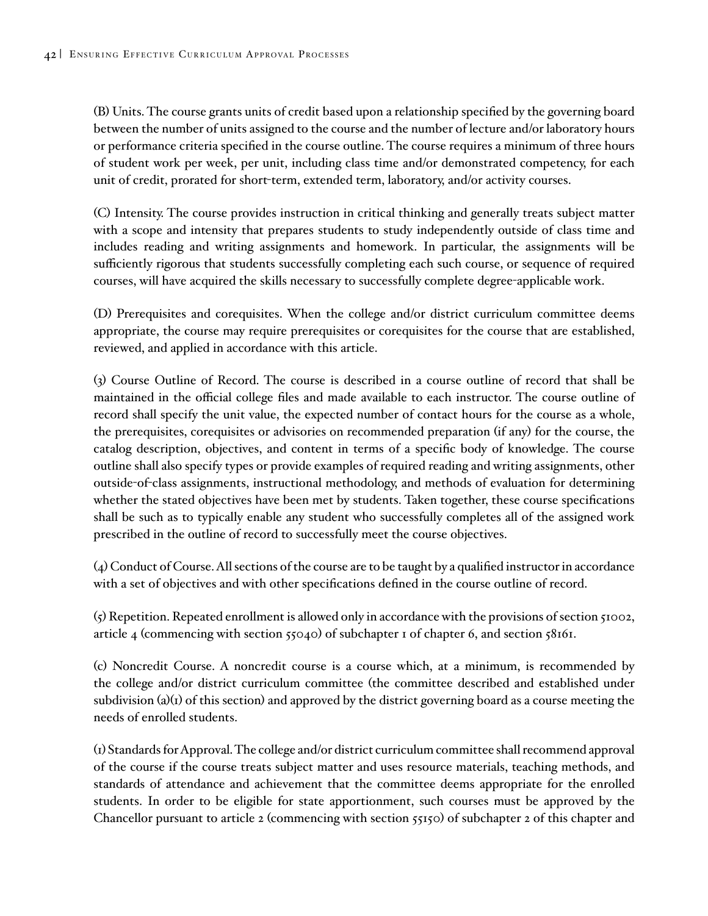(B) Units. The course grants units of credit based upon a relationship specified by the governing board between the number of units assigned to the course and the number of lecture and/or laboratory hours or performance criteria specified in the course outline. The course requires a minimum of three hours of student work per week, per unit, including class time and/or demonstrated competency, for each unit of credit, prorated for short-term, extended term, laboratory, and/or activity courses.

(C) Intensity. The course provides instruction in critical thinking and generally treats subject matter with a scope and intensity that prepares students to study independently outside of class time and includes reading and writing assignments and homework. In particular, the assignments will be sufficiently rigorous that students successfully completing each such course, or sequence of required courses, will have acquired the skills necessary to successfully complete degree-applicable work.

(D) Prerequisites and corequisites. When the college and/or district curriculum committee deems appropriate, the course may require prerequisites or corequisites for the course that are established, reviewed, and applied in accordance with this article.

(3) Course Outline of Record. The course is described in a course outline of record that shall be maintained in the official college files and made available to each instructor. The course outline of record shall specify the unit value, the expected number of contact hours for the course as a whole, the prerequisites, corequisites or advisories on recommended preparation (if any) for the course, the catalog description, objectives, and content in terms of a specific body of knowledge. The course outline shall also specify types or provide examples of required reading and writing assignments, other outside-of-class assignments, instructional methodology, and methods of evaluation for determining whether the stated objectives have been met by students. Taken together, these course specifications shall be such as to typically enable any student who successfully completes all of the assigned work prescribed in the outline of record to successfully meet the course objectives.

(4) Conduct of Course. All sections of the course are to be taught by a qualified instructor in accordance with a set of objectives and with other specifications defined in the course outline of record.

(5) Repetition. Repeated enrollment is allowed only in accordance with the provisions of section 51002, article 4 (commencing with section 55040) of subchapter 1 of chapter 6, and section 58161.

(c) Noncredit Course. A noncredit course is a course which, at a minimum, is recommended by the college and/or district curriculum committee (the committee described and established under subdivision (a)(1) of this section) and approved by the district governing board as a course meeting the needs of enrolled students.

(1) Standards for Approval. The college and/or district curriculum committee shall recommend approval of the course if the course treats subject matter and uses resource materials, teaching methods, and standards of attendance and achievement that the committee deems appropriate for the enrolled students. In order to be eligible for state apportionment, such courses must be approved by the Chancellor pursuant to article 2 (commencing with section 55150) of subchapter 2 of this chapter and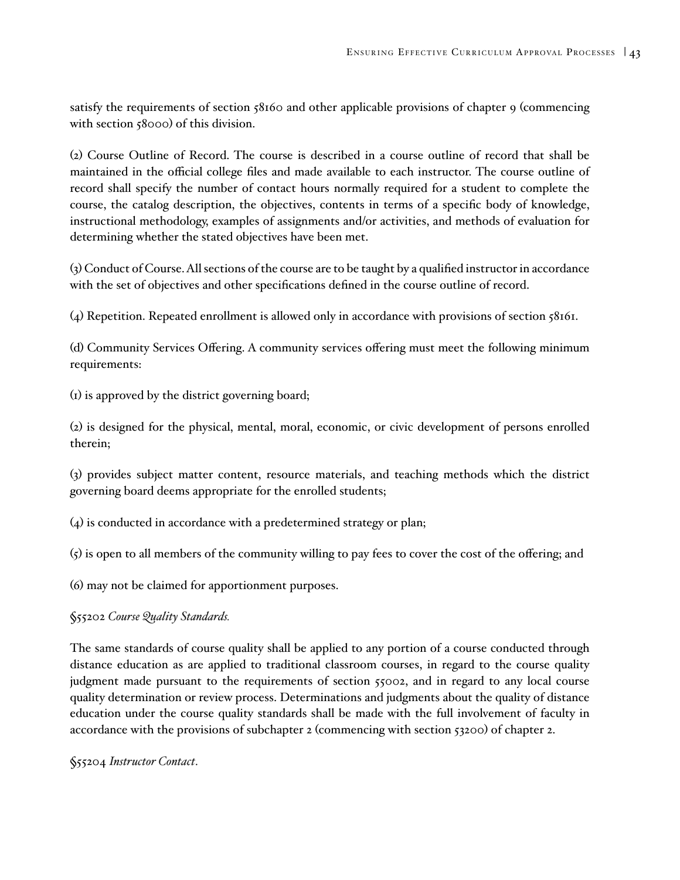satisfy the requirements of section 58160 and other applicable provisions of chapter 9 (commencing with section 58000) of this division.

(2) Course Outline of Record. The course is described in a course outline of record that shall be maintained in the official college files and made available to each instructor. The course outline of record shall specify the number of contact hours normally required for a student to complete the course, the catalog description, the objectives, contents in terms of a specific body of knowledge, instructional methodology, examples of assignments and/or activities, and methods of evaluation for determining whether the stated objectives have been met.

(3) Conduct of Course. All sections of the course are to be taught by a qualified instructor in accordance with the set of objectives and other specifications defined in the course outline of record.

(4) Repetition. Repeated enrollment is allowed only in accordance with provisions of section 58161.

(d) Community Services Offering. A community services offering must meet the following minimum requirements:

(1) is approved by the district governing board;

(2) is designed for the physical, mental, moral, economic, or civic development of persons enrolled therein;

(3) provides subject matter content, resource materials, and teaching methods which the district governing board deems appropriate for the enrolled students;

(4) is conducted in accordance with a predetermined strategy or plan;

(5) is open to all members of the community willing to pay fees to cover the cost of the offering; and

(6) may not be claimed for apportionment purposes.

§55202 *Course Quality Standards.*

The same standards of course quality shall be applied to any portion of a course conducted through distance education as are applied to traditional classroom courses, in regard to the course quality judgment made pursuant to the requirements of section 55002, and in regard to any local course quality determination or review process. Determinations and judgments about the quality of distance education under the course quality standards shall be made with the full involvement of faculty in accordance with the provisions of subchapter 2 (commencing with section 53200) of chapter 2.

§55204 *Instructor Contact*.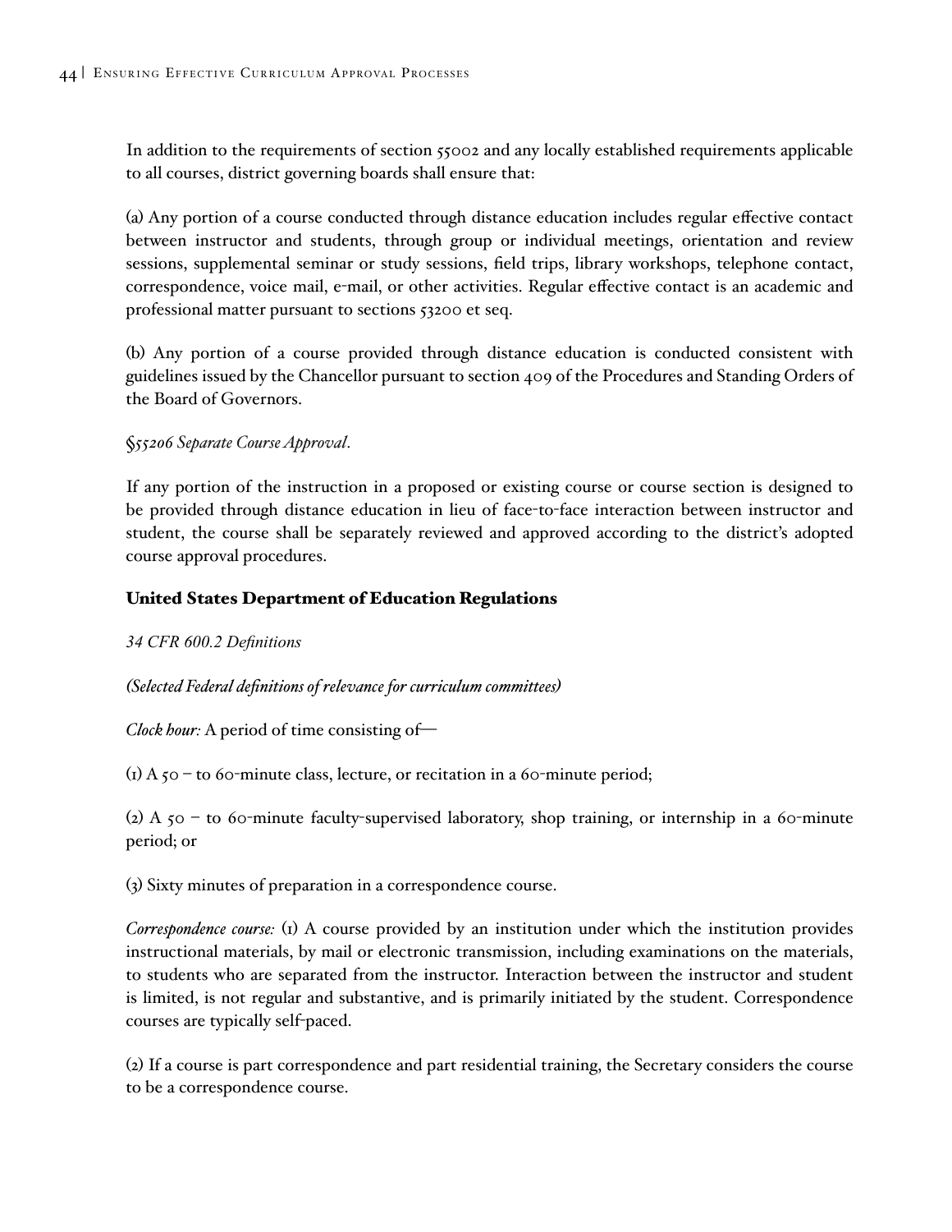In addition to the requirements of section 55002 and any locally established requirements applicable to all courses, district governing boards shall ensure that:

(a) Any portion of a course conducted through distance education includes regular effective contact between instructor and students, through group or individual meetings, orientation and review sessions, supplemental seminar or study sessions, field trips, library workshops, telephone contact, correspondence, voice mail, e-mail, or other activities. Regular effective contact is an academic and professional matter pursuant to sections 53200 et seq.

(b) Any portion of a course provided through distance education is conducted consistent with guidelines issued by the Chancellor pursuant to section 409 of the Procedures and Standing Orders of the Board of Governors.

*§55206 Separate Course Approval.*

If any portion of the instruction in a proposed or existing course or course section is designed to be provided through distance education in lieu of face-to-face interaction between instructor and student, the course shall be separately reviewed and approved according to the district's adopted course approval procedures.

### United States Department of Education Regulations

*34 CFR 600.2 Definitions*

*(Selected Federal definitions of relevance for curriculum committees)*

*Clock hour:* A period of time consisting of—

(1) A 50 – to 60-minute class, lecture, or recitation in a 60-minute period;

(2) A 50 – to 60-minute faculty-supervised laboratory, shop training, or internship in a 60-minute period; or

(3) Sixty minutes of preparation in a correspondence course.

*Correspondence course:* (1) A course provided by an institution under which the institution provides instructional materials, by mail or electronic transmission, including examinations on the materials, to students who are separated from the instructor. Interaction between the instructor and student is limited, is not regular and substantive, and is primarily initiated by the student. Correspondence courses are typically self-paced.

(2) If a course is part correspondence and part residential training, the Secretary considers the course to be a correspondence course.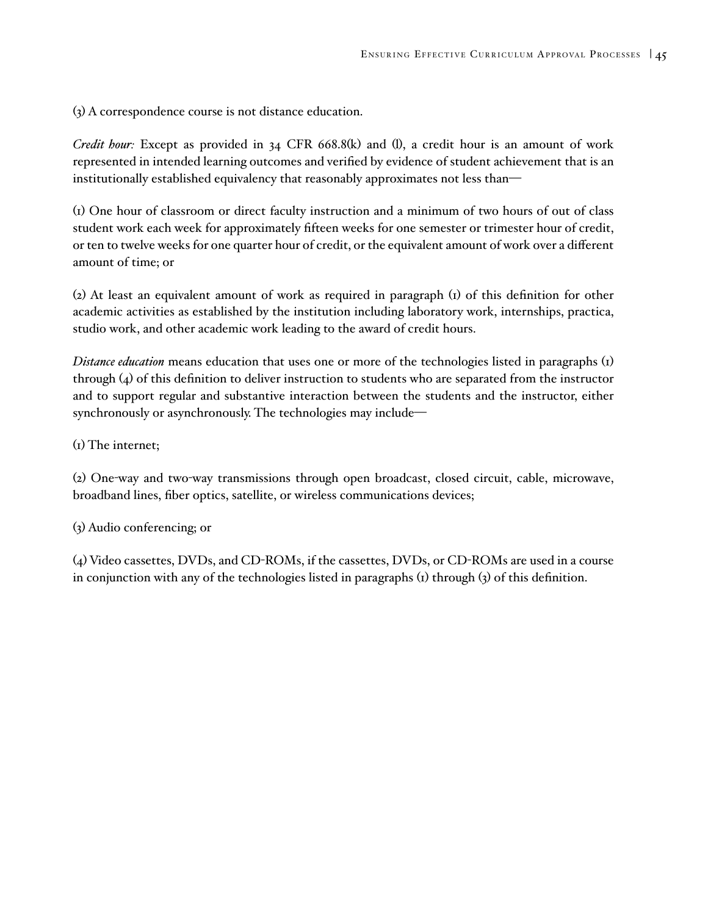(3) A correspondence course is not distance education.

*Credit hour:* Except as provided in 34 CFR 668.8(k) and (l), a credit hour is an amount of work represented in intended learning outcomes and verified by evidence of student achievement that is an institutionally established equivalency that reasonably approximates not less than—

(1) One hour of classroom or direct faculty instruction and a minimum of two hours of out of class student work each week for approximately fifteen weeks for one semester or trimester hour of credit, or ten to twelve weeks for one quarter hour of credit, or the equivalent amount of work over a different amount of time; or

(2) At least an equivalent amount of work as required in paragraph (1) of this definition for other academic activities as established by the institution including laboratory work, internships, practica, studio work, and other academic work leading to the award of credit hours.

*Distance education* means education that uses one or more of the technologies listed in paragraphs (1) through (4) of this definition to deliver instruction to students who are separated from the instructor and to support regular and substantive interaction between the students and the instructor, either synchronously or asynchronously. The technologies may include—

(1) The internet;

(2) One-way and two-way transmissions through open broadcast, closed circuit, cable, microwave, broadband lines, fiber optics, satellite, or wireless communications devices;

(3) Audio conferencing; or

(4) Video cassettes, DVDs, and CD-ROMs, if the cassettes, DVDs, or CD-ROMs are used in a course in conjunction with any of the technologies listed in paragraphs (1) through (3) of this definition.